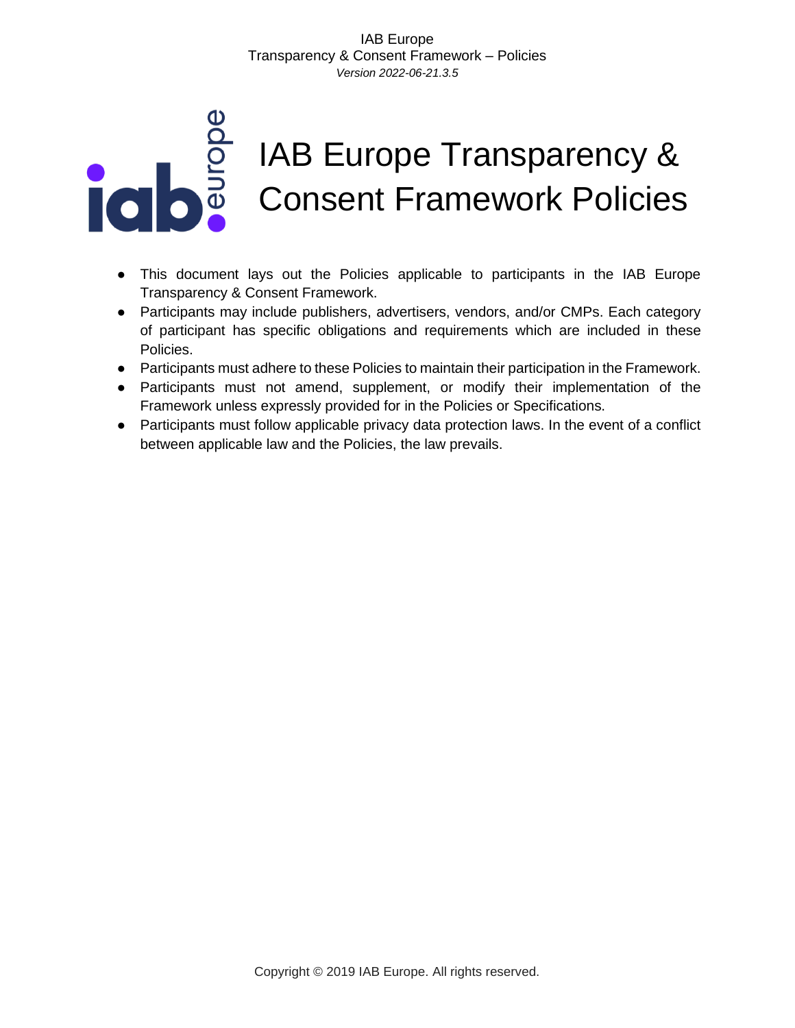# IAB Europe Transparency & Consent Framework Policies

- This document lays out the Policies applicable to participants in the IAB Europe Transparency & Consent Framework.
- Participants may include publishers, advertisers, vendors, and/or CMPs. Each category of participant has specific obligations and requirements which are included in these Policies.
- Participants must adhere to these Policies to maintain their participation in the Framework.
- Participants must not amend, supplement, or modify their implementation of the Framework unless expressly provided for in the Policies or Specifications.
- Participants must follow applicable privacy data protection laws. In the event of a conflict between applicable law and the Policies, the law prevails.

Copyright © 2019 IAB Europe. All rights reserved.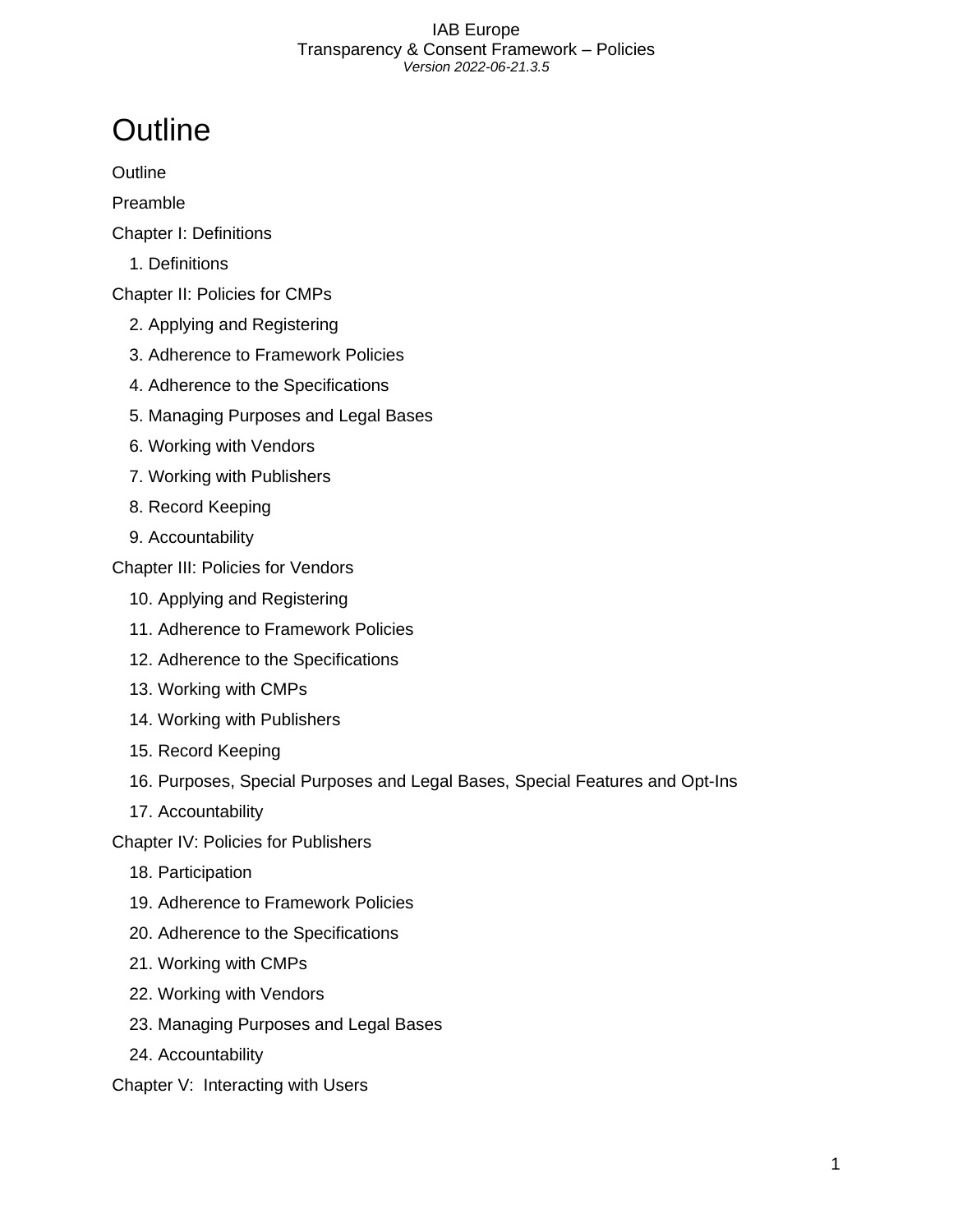# Outline

Outline

Preamble

Chapter I: Definitions

1. Definitions

Chapter II: Policies for CMPs

2. Applying and Registering
3. Adherence to Framework Policies
4. Adherence to the Specifications
5. Managing Purposes and Legal Bases
6. Working with Vendors
7. Working with Publishers
8. Record Keeping
9. Accountability

Chapter III: Policies for Vendors

10. Applying and Registering
11. Adherence to Framework Policies
12. Adherence to the Specifications
13. Working with CMPs
14. Working with Publishers
15. Record Keeping
16. Purposes, Special Purposes and Legal Bases, Special Features and Opt-Ins
17. Accountability

Chapter IV: Policies for Publishers

18. Participation
19. Adherence to Framework Policies
20. Adherence to the Specifications
21. Working with CMPs
22. Working with Vendors
23. Managing Purposes and Legal Bases
24. Accountability

Chapter V: Interacting with Users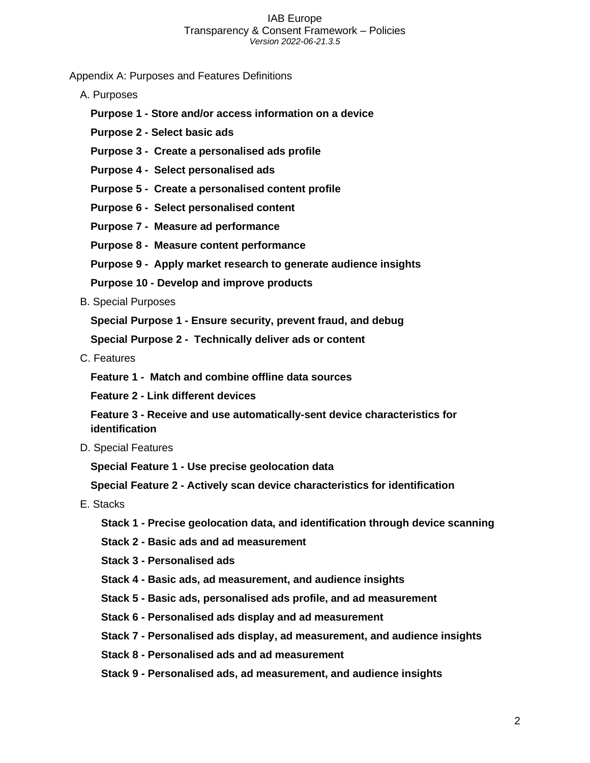Appendix A: Purposes and Features Definitions

A. Purposes

**Purpose 1 - Store and/or access information on a device**

**Purpose 2 - Select basic ads**

**Purpose 3 - Create a personalised ads profile**

**Purpose 4 - Select personalised ads**

**Purpose 5 - Create a personalised content profile**

**Purpose 6 - Select personalised content**

**Purpose 7 - Measure ad performance**

**Purpose 8 - Measure content performance**

**Purpose 9 - Apply market research to generate audience insights**

**Purpose 10 - Develop and improve products**

B. Special Purposes

**Special Purpose 1 - Ensure security, prevent fraud, and debug**

**Special Purpose 2 - Technically deliver ads or content**

C. Features

**Feature 1 - Match and combine offline data sources**

**Feature 2 - Link different devices**

**Feature 3 - Receive and use automatically-sent device characteristics for identification**

D. Special Features

**Special Feature 1 - Use precise geolocation data**

**Special Feature 2 - Actively scan device characteristics for identification**

E. Stacks

**Stack 1 - Precise geolocation data, and identification through device scanning**

**Stack 2 - Basic ads and ad measurement**

**Stack 3 - Personalised ads**

**Stack 4 - Basic ads, ad measurement, and audience insights**

**Stack 5 - Basic ads, personalised ads profile, and ad measurement**

**Stack 6 - Personalised ads display and ad measurement**

**Stack 7 - Personalised ads display, ad measurement, and audience insights**

**Stack 8 - Personalised ads and ad measurement**

**Stack 9 - Personalised ads, ad measurement, and audience insights**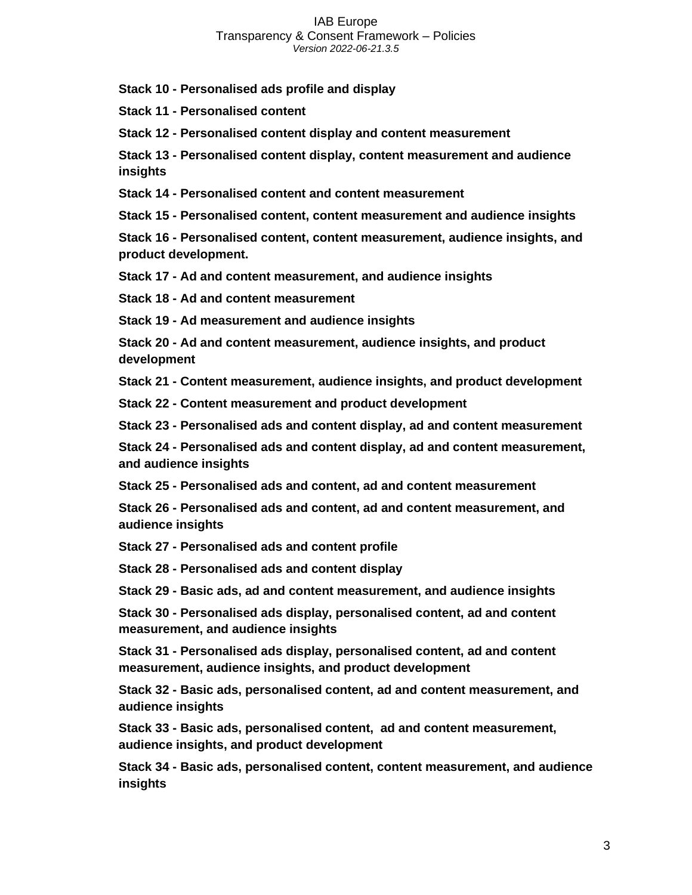**Stack 10 - Personalised ads profile and display**

**Stack 11 - Personalised content**

**Stack 12 - Personalised content display and content measurement**

**Stack 13 - Personalised content display, content measurement and audience insights**

**Stack 14 - Personalised content and content measurement**

**Stack 15 - Personalised content, content measurement and audience insights**

**Stack 16 - Personalised content, content measurement, audience insights, and product development.**

**Stack 17 - Ad and content measurement, and audience insights**

**Stack 18 - Ad and content measurement**

**Stack 19 - Ad measurement and audience insights**

**Stack 20 - Ad and content measurement, audience insights, and product development**

**Stack 21 - Content measurement, audience insights, and product development**

**Stack 22 - Content measurement and product development**

**Stack 23 - Personalised ads and content display, ad and content measurement**

**Stack 24 - Personalised ads and content display, ad and content measurement, and audience insights**

**Stack 25 - Personalised ads and content, ad and content measurement**

**Stack 26 - Personalised ads and content, ad and content measurement, and audience insights**

**Stack 27 - Personalised ads and content profile**

**Stack 28 - Personalised ads and content display**

**Stack 29 - Basic ads, ad and content measurement, and audience insights**

**Stack 30 - Personalised ads display, personalised content, ad and content measurement, and audience insights**

**Stack 31 - Personalised ads display, personalised content, ad and content measurement, audience insights, and product development**

**Stack 32 - Basic ads, personalised content, ad and content measurement, and audience insights**

**Stack 33 - Basic ads, personalised content, ad and content measurement, audience insights, and product development**

**Stack 34 - Basic ads, personalised content, content measurement, and audience insights**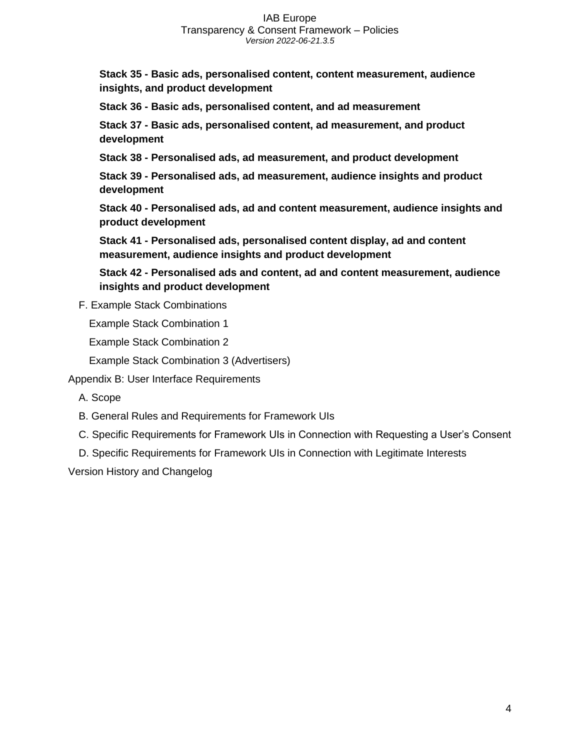**Stack 35 - Basic ads, personalised content, content measurement, audience insights, and product development**

**Stack 36 - Basic ads, personalised content, and ad measurement**

**Stack 37 - Basic ads, personalised content, ad measurement, and product development**

**Stack 38 - Personalised ads, ad measurement, and product development**

**Stack 39 - Personalised ads, ad measurement, audience insights and product development**

**Stack 40 - Personalised ads, ad and content measurement, audience insights and product development**

**Stack 41 - Personalised ads, personalised content display, ad and content measurement, audience insights and product development**

**Stack 42 - Personalised ads and content, ad and content measurement, audience insights and product development**

F. Example Stack Combinations

Example Stack Combination 1

Example Stack Combination 2

Example Stack Combination 3 (Advertisers)

Appendix B: User Interface Requirements

A. Scope

B. General Rules and Requirements for Framework UIs

C. Specific Requirements for Framework UIs in Connection with Requesting a User's Consent

D. Specific Requirements for Framework UIs in Connection with Legitimate Interests

Version History and Changelog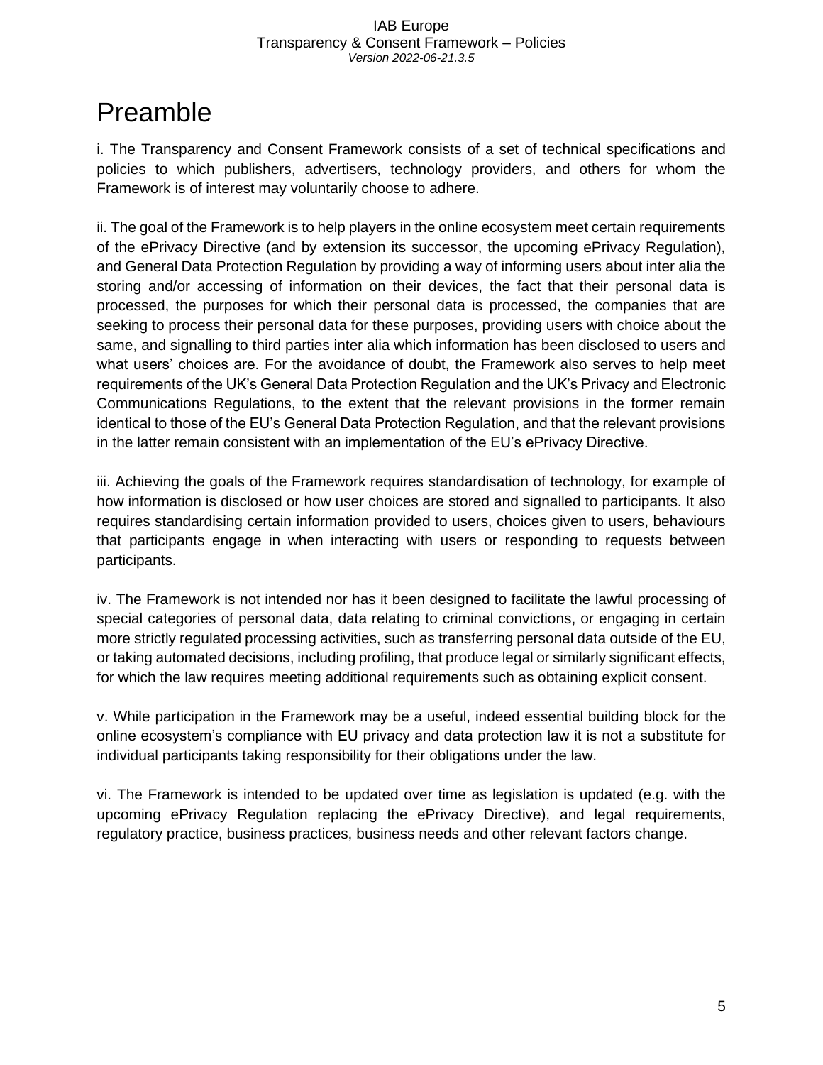# Preamble

i. The Transparency and Consent Framework consists of a set of technical specifications and policies to which publishers, advertisers, technology providers, and others for whom the Framework is of interest may voluntarily choose to adhere.

ii. The goal of the Framework is to help players in the online ecosystem meet certain requirements of the ePrivacy Directive (and by extension its successor, the upcoming ePrivacy Regulation), and General Data Protection Regulation by providing a way of informing users about inter alia the storing and/or accessing of information on their devices, the fact that their personal data is processed, the purposes for which their personal data is processed, the companies that are seeking to process their personal data for these purposes, providing users with choice about the same, and signalling to third parties inter alia which information has been disclosed to users and what users' choices are. For the avoidance of doubt, the Framework also serves to help meet requirements of the UK's General Data Protection Regulation and the UK's Privacy and Electronic Communications Regulations, to the extent that the relevant provisions in the former remain identical to those of the EU's General Data Protection Regulation, and that the relevant provisions in the latter remain consistent with an implementation of the EU's ePrivacy Directive.

iii. Achieving the goals of the Framework requires standardisation of technology, for example of how information is disclosed or how user choices are stored and signalled to participants. It also requires standardising certain information provided to users, choices given to users, behaviours that participants engage in when interacting with users or responding to requests between participants.

iv. The Framework is not intended nor has it been designed to facilitate the lawful processing of special categories of personal data, data relating to criminal convictions, or engaging in certain more strictly regulated processing activities, such as transferring personal data outside of the EU, or taking automated decisions, including profiling, that produce legal or similarly significant effects, for which the law requires meeting additional requirements such as obtaining explicit consent.

v. While participation in the Framework may be a useful, indeed essential building block for the online ecosystem's compliance with EU privacy and data protection law it is not a substitute for individual participants taking responsibility for their obligations under the law.

vi. The Framework is intended to be updated over time as legislation is updated (e.g. with the upcoming ePrivacy Regulation replacing the ePrivacy Directive), and legal requirements, regulatory practice, business practices, business needs and other relevant factors change.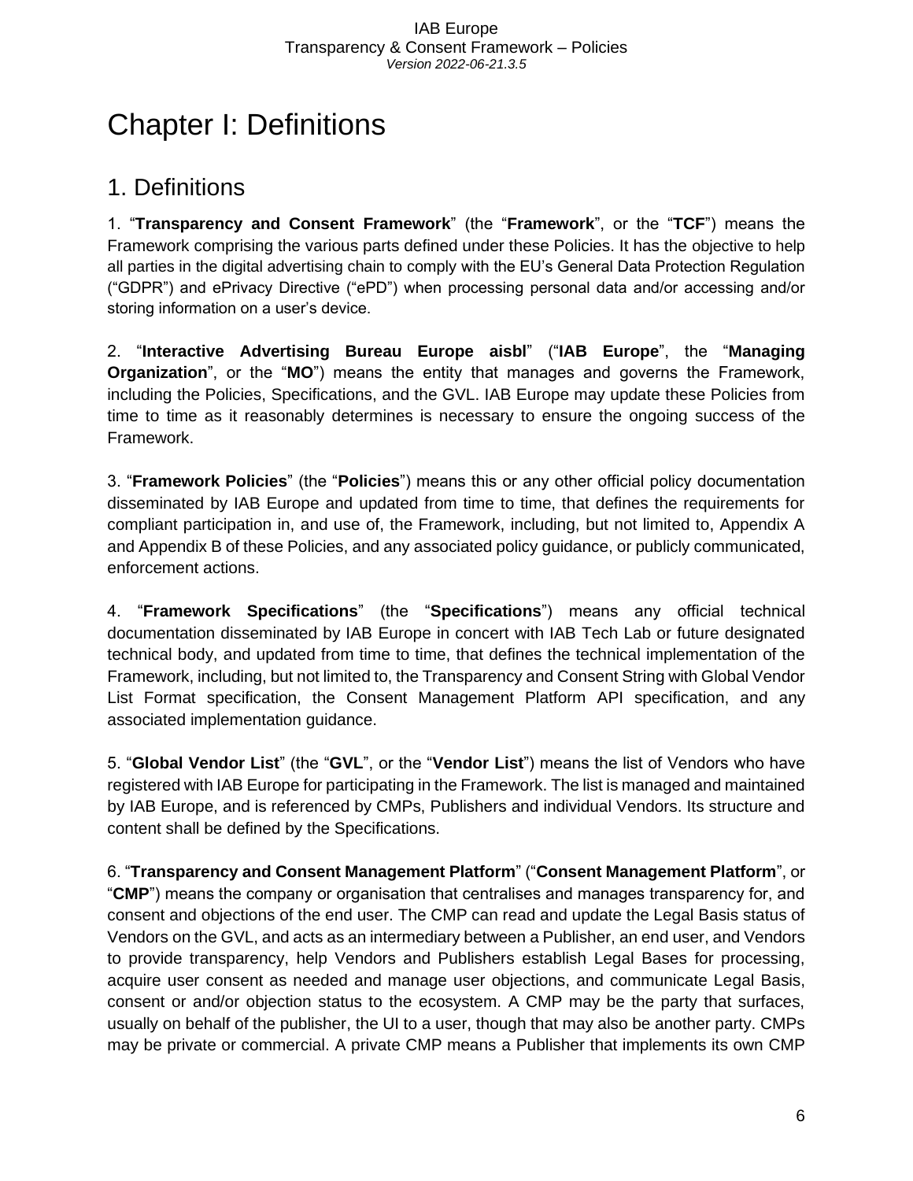# Chapter I: Definitions

## 1. Definitions

1. “**Transparency and Consent Framework**” (the “**Framework**”, or the “**TCF**”) means the Framework comprising the various parts defined under these Policies. It has the objective to help all parties in the digital advertising chain to comply with the EU’s General Data Protection Regulation (“GDPR”) and ePrivacy Directive (“ePD”) when processing personal data and/or accessing and/or storing information on a user’s device.

2. “**Interactive Advertising Bureau Europe aisbl**” (“**IAB Europe**”, the “**Managing Organization**”, or the “**MO**”) means the entity that manages and governs the Framework, including the Policies, Specifications, and the GVL. IAB Europe may update these Policies from time to time as it reasonably determines is necessary to ensure the ongoing success of the Framework.

3. “**Framework Policies**” (the “**Policies**”) means this or any other official policy documentation disseminated by IAB Europe and updated from time to time, that defines the requirements for compliant participation in, and use of, the Framework, including, but not limited to, Appendix A and Appendix B of these Policies, and any associated policy guidance, or publicly communicated, enforcement actions.

4. “**Framework Specifications**” (the “**Specifications**”) means any official technical documentation disseminated by IAB Europe in concert with IAB Tech Lab or future designated technical body, and updated from time to time, that defines the technical implementation of the Framework, including, but not limited to, the Transparency and Consent String with Global Vendor List Format specification, the Consent Management Platform API specification, and any associated implementation guidance.

5. “**Global Vendor List**” (the “**GVL**”, or the “**Vendor List**”) means the list of Vendors who have registered with IAB Europe for participating in the Framework. The list is managed and maintained by IAB Europe, and is referenced by CMPs, Publishers and individual Vendors. Its structure and content shall be defined by the Specifications.

6. “**Transparency and Consent Management Platform**” (“**Consent Management Platform**”, or “**CMP**”) means the company or organisation that centralises and manages transparency for, and consent and objections of the end user. The CMP can read and update the Legal Basis status of Vendors on the GVL, and acts as an intermediary between a Publisher, an end user, and Vendors to provide transparency, help Vendors and Publishers establish Legal Bases for processing, acquire user consent as needed and manage user objections, and communicate Legal Basis, consent or and/or objection status to the ecosystem. A CMP may be the party that surfaces, usually on behalf of the publisher, the UI to a user, though that may also be another party. CMPs may be private or commercial. A private CMP means a Publisher that implements its own CMP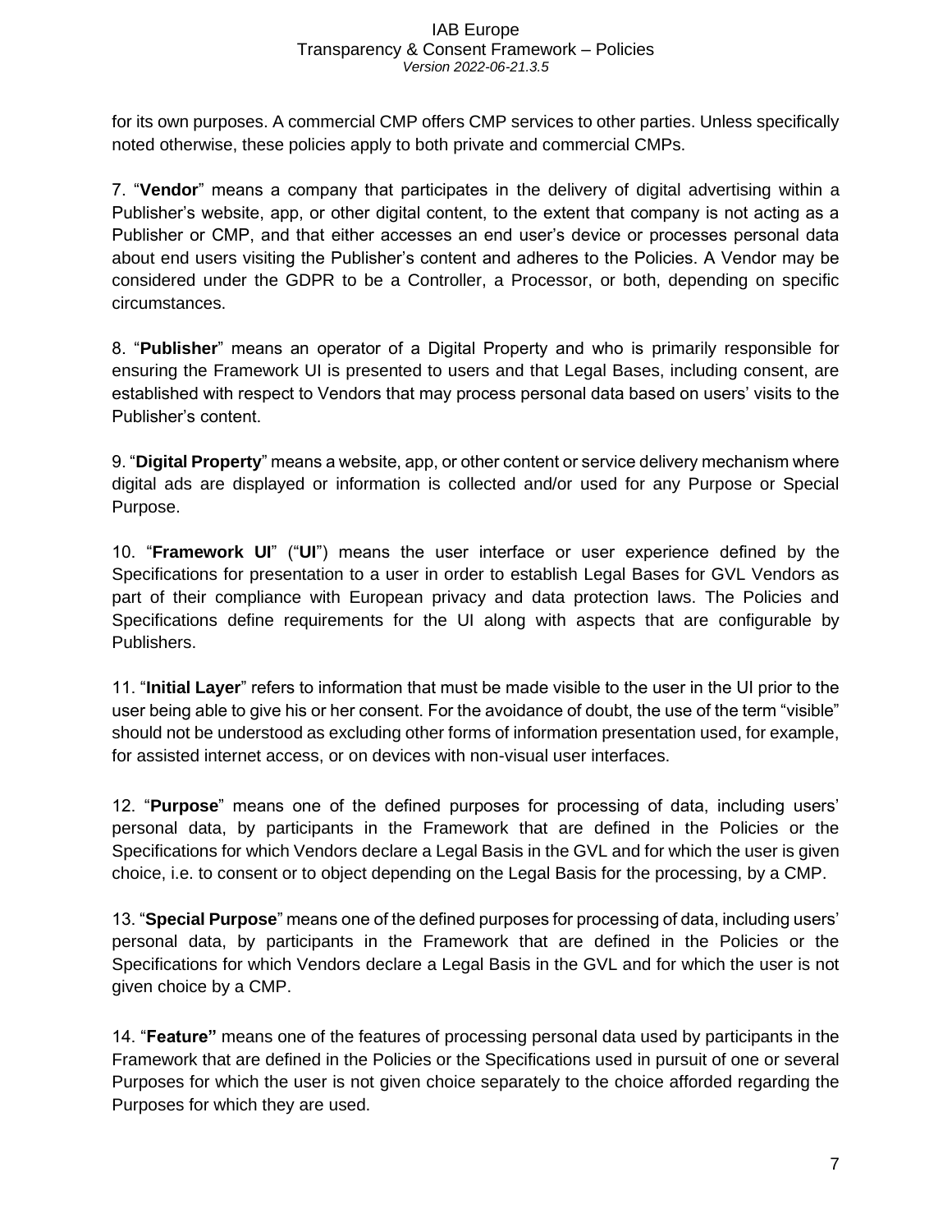for its own purposes. A commercial CMP offers CMP services to other parties. Unless specifically noted otherwise, these policies apply to both private and commercial CMPs.

7. "**Vendor**" means a company that participates in the delivery of digital advertising within a Publisher's website, app, or other digital content, to the extent that company is not acting as a Publisher or CMP, and that either accesses an end user's device or processes personal data about end users visiting the Publisher's content and adheres to the Policies. A Vendor may be considered under the GDPR to be a Controller, a Processor, or both, depending on specific circumstances.

8. "**Publisher**" means an operator of a Digital Property and who is primarily responsible for ensuring the Framework UI is presented to users and that Legal Bases, including consent, are established with respect to Vendors that may process personal data based on users' visits to the Publisher's content.

9. "**Digital Property**" means a website, app, or other content or service delivery mechanism where digital ads are displayed or information is collected and/or used for any Purpose or Special Purpose.

10. "**Framework UI**" ("**UI**") means the user interface or user experience defined by the Specifications for presentation to a user in order to establish Legal Bases for GVL Vendors as part of their compliance with European privacy and data protection laws. The Policies and Specifications define requirements for the UI along with aspects that are configurable by Publishers.

11. "**Initial Layer**" refers to information that must be made visible to the user in the UI prior to the user being able to give his or her consent. For the avoidance of doubt, the use of the term "visible" should not be understood as excluding other forms of information presentation used, for example, for assisted internet access, or on devices with non-visual user interfaces.

12. "**Purpose**" means one of the defined purposes for processing of data, including users' personal data, by participants in the Framework that are defined in the Policies or the Specifications for which Vendors declare a Legal Basis in the GVL and for which the user is given choice, i.e. to consent or to object depending on the Legal Basis for the processing, by a CMP.

13. "**Special Purpose**" means one of the defined purposes for processing of data, including users' personal data, by participants in the Framework that are defined in the Policies or the Specifications for which Vendors declare a Legal Basis in the GVL and for which the user is not given choice by a CMP.

14. "**Feature"** means one of the features of processing personal data used by participants in the Framework that are defined in the Policies or the Specifications used in pursuit of one or several Purposes for which the user is not given choice separately to the choice afforded regarding the Purposes for which they are used.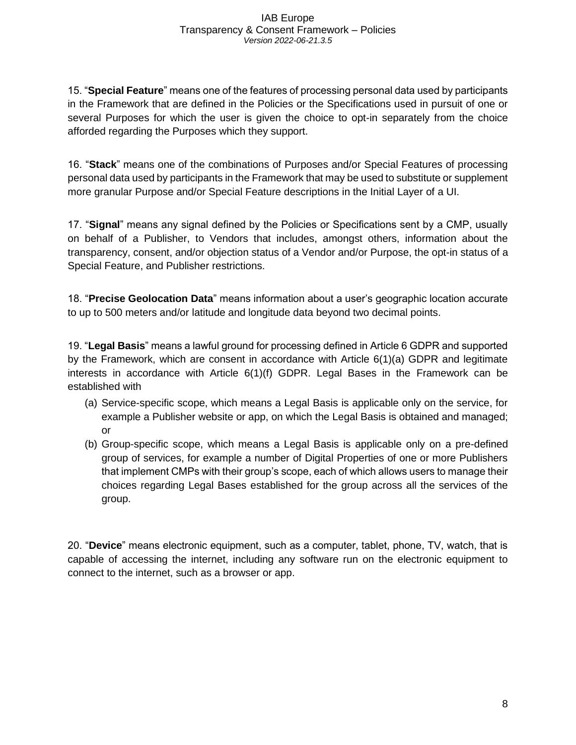15. "**Special Feature**" means one of the features of processing personal data used by participants in the Framework that are defined in the Policies or the Specifications used in pursuit of one or several Purposes for which the user is given the choice to opt-in separately from the choice afforded regarding the Purposes which they support.

16. "**Stack**" means one of the combinations of Purposes and/or Special Features of processing personal data used by participants in the Framework that may be used to substitute or supplement more granular Purpose and/or Special Feature descriptions in the Initial Layer of a UI.

17. "**Signal**" means any signal defined by the Policies or Specifications sent by a CMP, usually on behalf of a Publisher, to Vendors that includes, amongst others, information about the transparency, consent, and/or objection status of a Vendor and/or Purpose, the opt-in status of a Special Feature, and Publisher restrictions.

18. "**Precise Geolocation Data**" means information about a user's geographic location accurate to up to 500 meters and/or latitude and longitude data beyond two decimal points.

19. "**Legal Basis**" means a lawful ground for processing defined in Article 6 GDPR and supported by the Framework, which are consent in accordance with Article 6(1)(a) GDPR and legitimate interests in accordance with Article 6(1)(f) GDPR. Legal Bases in the Framework can be established with

(a) Service-specific scope, which means a Legal Basis is applicable only on the service, for example a Publisher website or app, on which the Legal Basis is obtained and managed; or

(b) Group-specific scope, which means a Legal Basis is applicable only on a pre-defined group of services, for example a number of Digital Properties of one or more Publishers that implement CMPs with their group's scope, each of which allows users to manage their choices regarding Legal Bases established for the group across all the services of the group.

20. "**Device**" means electronic equipment, such as a computer, tablet, phone, TV, watch, that is capable of accessing the internet, including any software run on the electronic equipment to connect to the internet, such as a browser or app.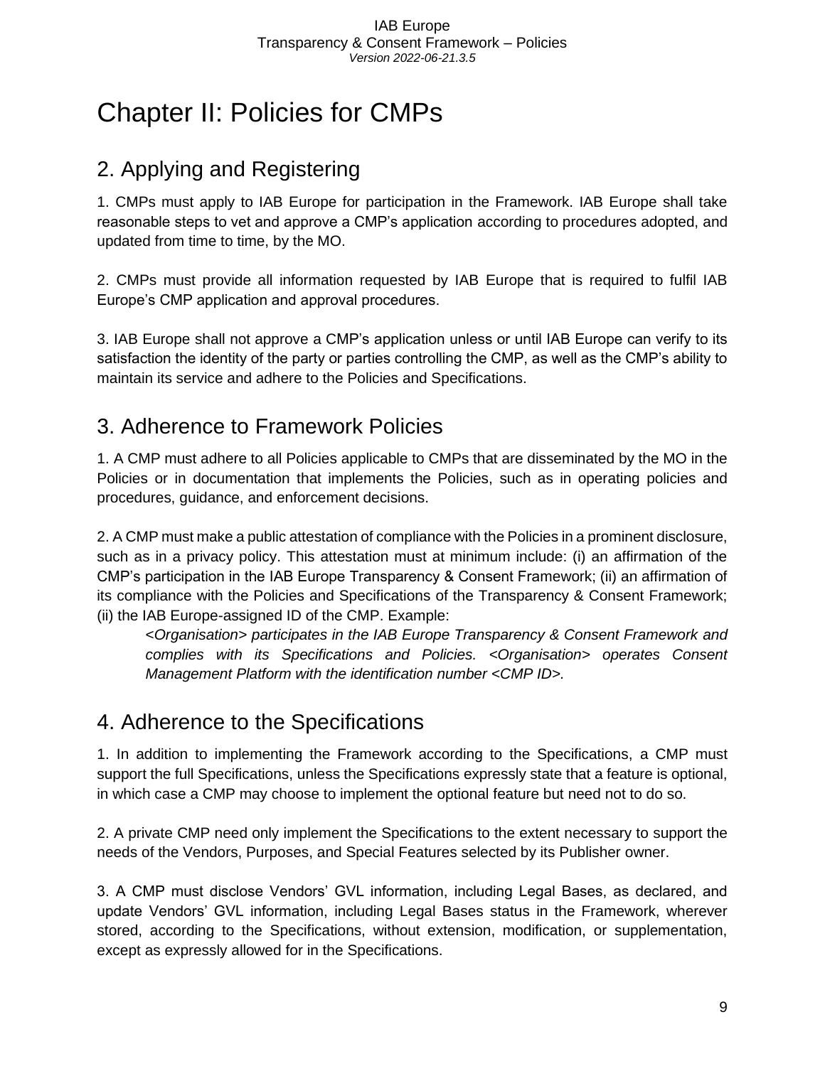# Chapter II: Policies for CMPs

## 2. Applying and Registering

1. CMPs must apply to IAB Europe for participation in the Framework. IAB Europe shall take reasonable steps to vet and approve a CMP's application according to procedures adopted, and updated from time to time, by the MO.

2. CMPs must provide all information requested by IAB Europe that is required to fulfil IAB Europe's CMP application and approval procedures.

3. IAB Europe shall not approve a CMP's application unless or until IAB Europe can verify to its satisfaction the identity of the party or parties controlling the CMP, as well as the CMP's ability to maintain its service and adhere to the Policies and Specifications.

## 3. Adherence to Framework Policies

1. A CMP must adhere to all Policies applicable to CMPs that are disseminated by the MO in the Policies or in documentation that implements the Policies, such as in operating policies and procedures, guidance, and enforcement decisions.

2. A CMP must make a public attestation of compliance with the Policies in a prominent disclosure, such as in a privacy policy. This attestation must at minimum include: (i) an affirmation of the CMP's participation in the IAB Europe Transparency & Consent Framework; (ii) an affirmation of its compliance with the Policies and Specifications of the Transparency & Consent Framework; (ii) the IAB Europe-assigned ID of the CMP. Example:

   *<Organisation> participates in the IAB Europe Transparency & Consent Framework and complies with its Specifications and Policies. <Organisation> operates Consent Management Platform with the identification number <CMP ID>.*

## 4. Adherence to the Specifications

1. In addition to implementing the Framework according to the Specifications, a CMP must support the full Specifications, unless the Specifications expressly state that a feature is optional, in which case a CMP may choose to implement the optional feature but need not to do so.

2. A private CMP need only implement the Specifications to the extent necessary to support the needs of the Vendors, Purposes, and Special Features selected by its Publisher owner.

3. A CMP must disclose Vendors' GVL information, including Legal Bases, as declared, and update Vendors' GVL information, including Legal Bases status in the Framework, wherever stored, according to the Specifications, without extension, modification, or supplementation, except as expressly allowed for in the Specifications.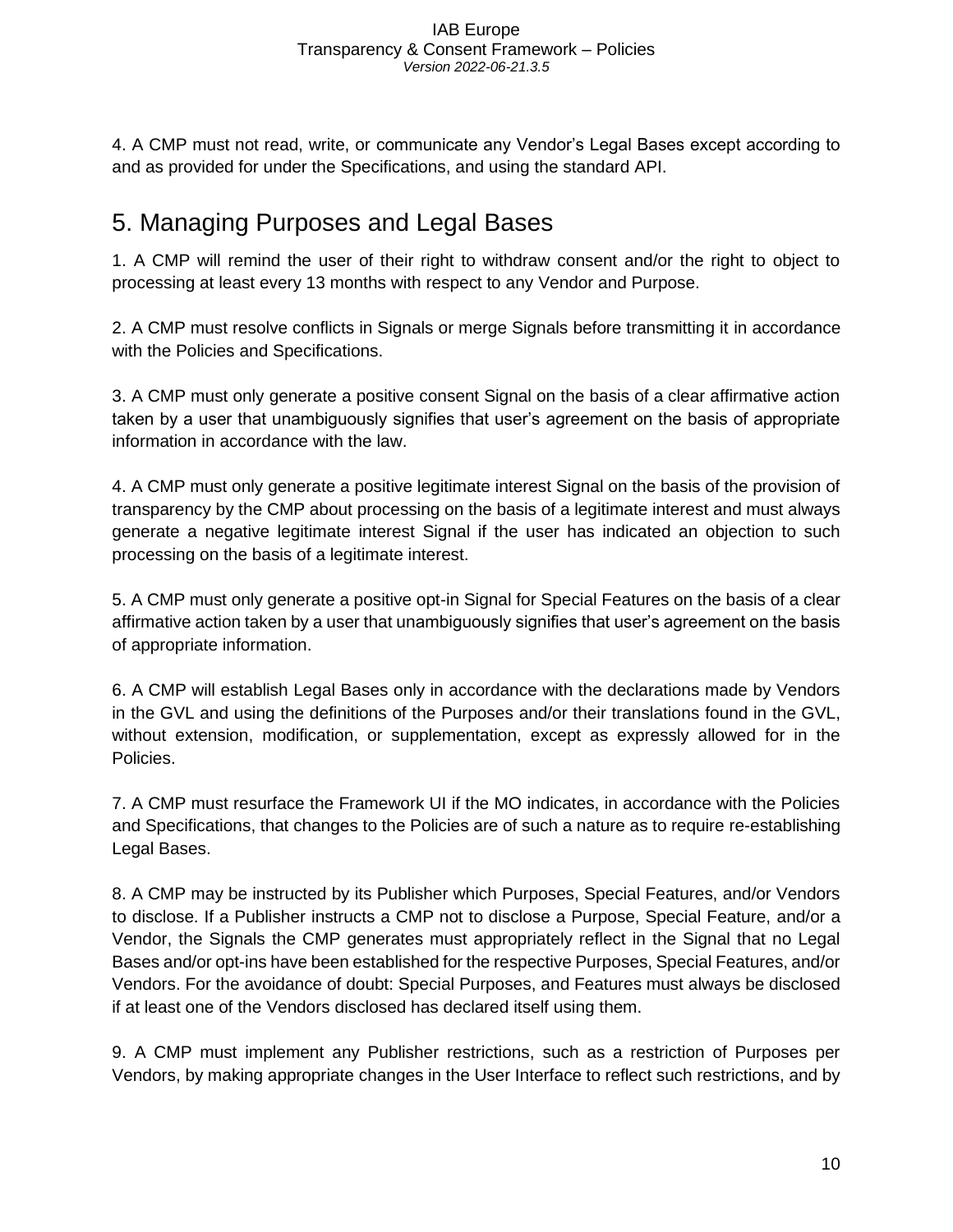4. A CMP must not read, write, or communicate any Vendor's Legal Bases except according to and as provided for under the Specifications, and using the standard API.

## 5. Managing Purposes and Legal Bases

1. A CMP will remind the user of their right to withdraw consent and/or the right to object to processing at least every 13 months with respect to any Vendor and Purpose.

2. A CMP must resolve conflicts in Signals or merge Signals before transmitting it in accordance with the Policies and Specifications.

3. A CMP must only generate a positive consent Signal on the basis of a clear affirmative action taken by a user that unambiguously signifies that user's agreement on the basis of appropriate information in accordance with the law.

4. A CMP must only generate a positive legitimate interest Signal on the basis of the provision of transparency by the CMP about processing on the basis of a legitimate interest and must always generate a negative legitimate interest Signal if the user has indicated an objection to such processing on the basis of a legitimate interest.

5. A CMP must only generate a positive opt-in Signal for Special Features on the basis of a clear affirmative action taken by a user that unambiguously signifies that user's agreement on the basis of appropriate information.

6. A CMP will establish Legal Bases only in accordance with the declarations made by Vendors in the GVL and using the definitions of the Purposes and/or their translations found in the GVL, without extension, modification, or supplementation, except as expressly allowed for in the Policies.

7. A CMP must resurface the Framework UI if the MO indicates, in accordance with the Policies and Specifications, that changes to the Policies are of such a nature as to require re-establishing Legal Bases.

8. A CMP may be instructed by its Publisher which Purposes, Special Features, and/or Vendors to disclose. If a Publisher instructs a CMP not to disclose a Purpose, Special Feature, and/or a Vendor, the Signals the CMP generates must appropriately reflect in the Signal that no Legal Bases and/or opt-ins have been established for the respective Purposes, Special Features, and/or Vendors. For the avoidance of doubt: Special Purposes, and Features must always be disclosed if at least one of the Vendors disclosed has declared itself using them.

9. A CMP must implement any Publisher restrictions, such as a restriction of Purposes per Vendors, by making appropriate changes in the User Interface to reflect such restrictions, and by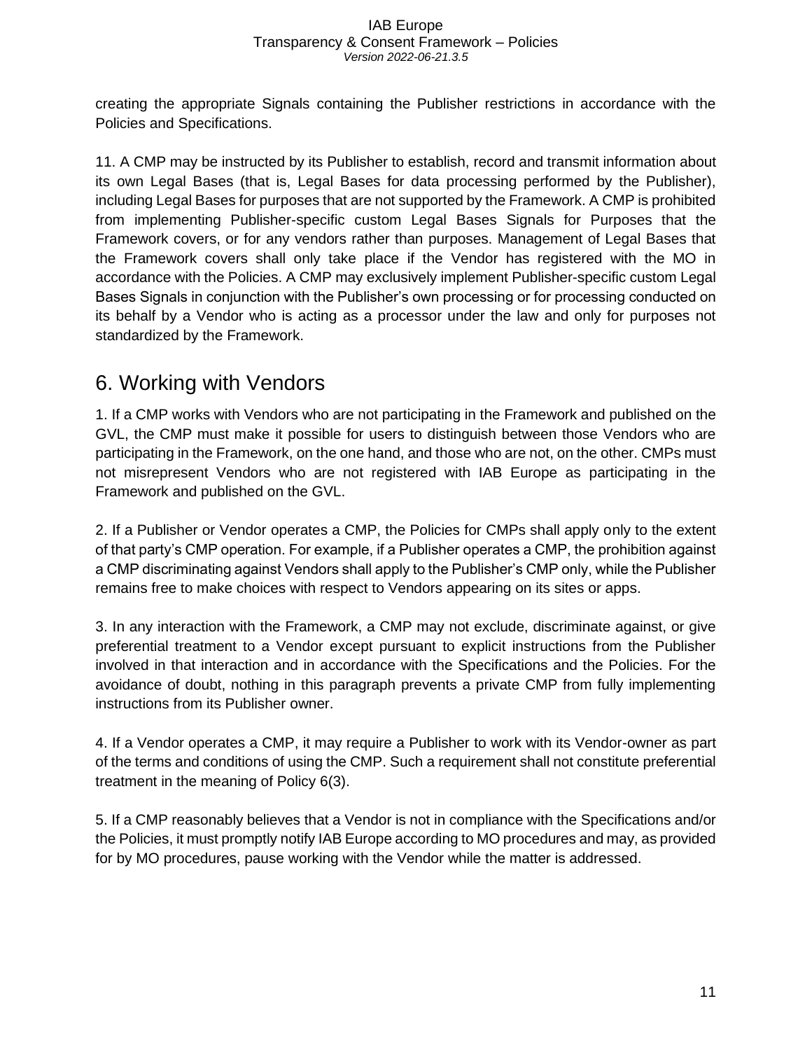creating the appropriate Signals containing the Publisher restrictions in accordance with the Policies and Specifications.

11. A CMP may be instructed by its Publisher to establish, record and transmit information about its own Legal Bases (that is, Legal Bases for data processing performed by the Publisher), including Legal Bases for purposes that are not supported by the Framework. A CMP is prohibited from implementing Publisher-specific custom Legal Bases Signals for Purposes that the Framework covers, or for any vendors rather than purposes. Management of Legal Bases that the Framework covers shall only take place if the Vendor has registered with the MO in accordance with the Policies. A CMP may exclusively implement Publisher-specific custom Legal Bases Signals in conjunction with the Publisher's own processing or for processing conducted on its behalf by a Vendor who is acting as a processor under the law and only for purposes not standardized by the Framework.

## 6. Working with Vendors

1. If a CMP works with Vendors who are not participating in the Framework and published on the GVL, the CMP must make it possible for users to distinguish between those Vendors who are participating in the Framework, on the one hand, and those who are not, on the other. CMPs must not misrepresent Vendors who are not registered with IAB Europe as participating in the Framework and published on the GVL.

2. If a Publisher or Vendor operates a CMP, the Policies for CMPs shall apply only to the extent of that party's CMP operation. For example, if a Publisher operates a CMP, the prohibition against a CMP discriminating against Vendors shall apply to the Publisher's CMP only, while the Publisher remains free to make choices with respect to Vendors appearing on its sites or apps.

3. In any interaction with the Framework, a CMP may not exclude, discriminate against, or give preferential treatment to a Vendor except pursuant to explicit instructions from the Publisher involved in that interaction and in accordance with the Specifications and the Policies. For the avoidance of doubt, nothing in this paragraph prevents a private CMP from fully implementing instructions from its Publisher owner.

4. If a Vendor operates a CMP, it may require a Publisher to work with its Vendor-owner as part of the terms and conditions of using the CMP. Such a requirement shall not constitute preferential treatment in the meaning of Policy 6(3).

5. If a CMP reasonably believes that a Vendor is not in compliance with the Specifications and/or the Policies, it must promptly notify IAB Europe according to MO procedures and may, as provided for by MO procedures, pause working with the Vendor while the matter is addressed.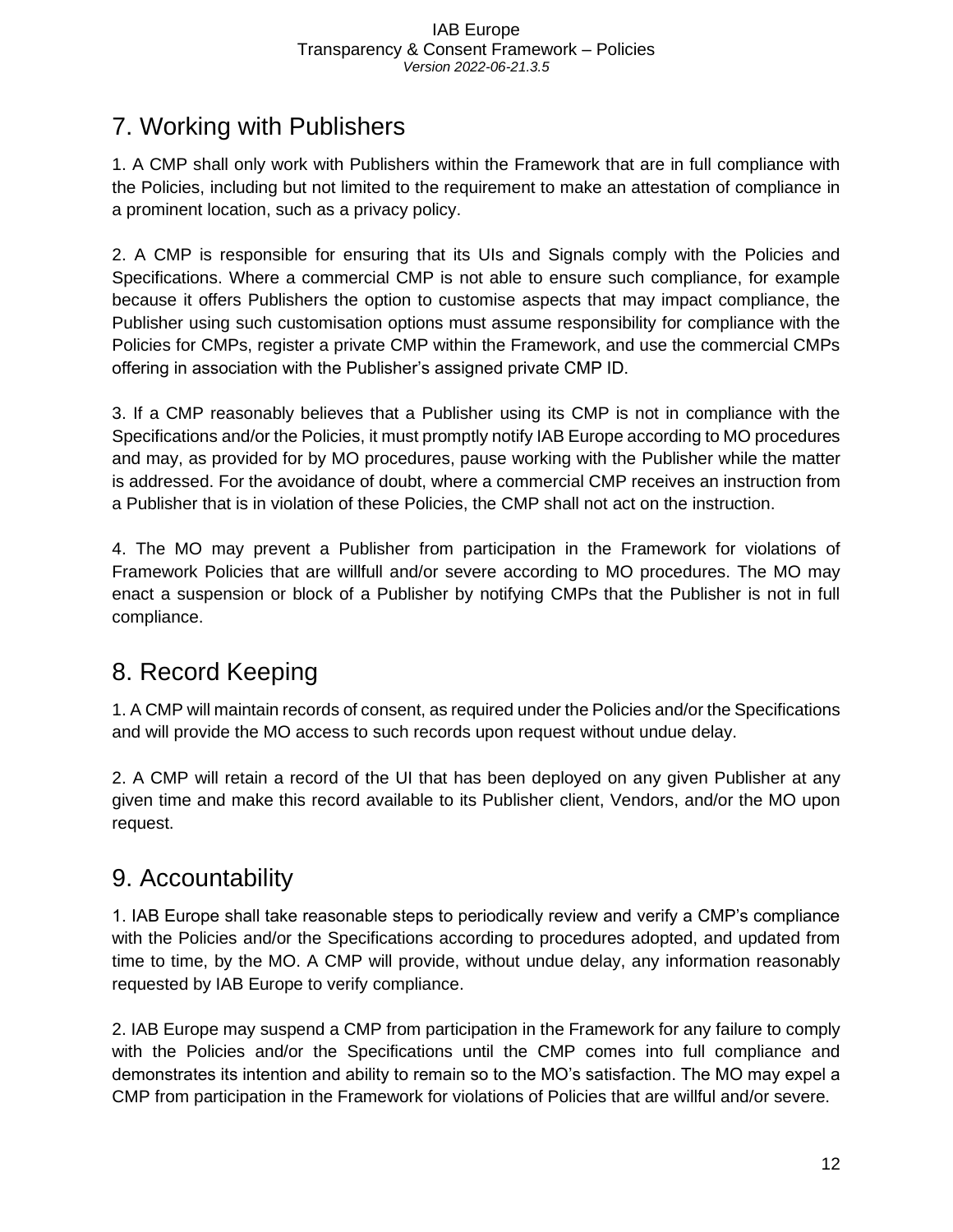## 7. Working with Publishers

1. A CMP shall only work with Publishers within the Framework that are in full compliance with the Policies, including but not limited to the requirement to make an attestation of compliance in a prominent location, such as a privacy policy.

2. A CMP is responsible for ensuring that its UIs and Signals comply with the Policies and Specifications. Where a commercial CMP is not able to ensure such compliance, for example because it offers Publishers the option to customise aspects that may impact compliance, the Publisher using such customisation options must assume responsibility for compliance with the Policies for CMPs, register a private CMP within the Framework, and use the commercial CMPs offering in association with the Publisher's assigned private CMP ID.

3. If a CMP reasonably believes that a Publisher using its CMP is not in compliance with the Specifications and/or the Policies, it must promptly notify IAB Europe according to MO procedures and may, as provided for by MO procedures, pause working with the Publisher while the matter is addressed. For the avoidance of doubt, where a commercial CMP receives an instruction from a Publisher that is in violation of these Policies, the CMP shall not act on the instruction.

4. The MO may prevent a Publisher from participation in the Framework for violations of Framework Policies that are willfull and/or severe according to MO procedures. The MO may enact a suspension or block of a Publisher by notifying CMPs that the Publisher is not in full compliance.

## 8. Record Keeping

1. A CMP will maintain records of consent, as required under the Policies and/or the Specifications and will provide the MO access to such records upon request without undue delay.

2. A CMP will retain a record of the UI that has been deployed on any given Publisher at any given time and make this record available to its Publisher client, Vendors, and/or the MO upon request.

## 9. Accountability

1. IAB Europe shall take reasonable steps to periodically review and verify a CMP's compliance with the Policies and/or the Specifications according to procedures adopted, and updated from time to time, by the MO. A CMP will provide, without undue delay, any information reasonably requested by IAB Europe to verify compliance.

2. IAB Europe may suspend a CMP from participation in the Framework for any failure to comply with the Policies and/or the Specifications until the CMP comes into full compliance and demonstrates its intention and ability to remain so to the MO's satisfaction. The MO may expel a CMP from participation in the Framework for violations of Policies that are willful and/or severe.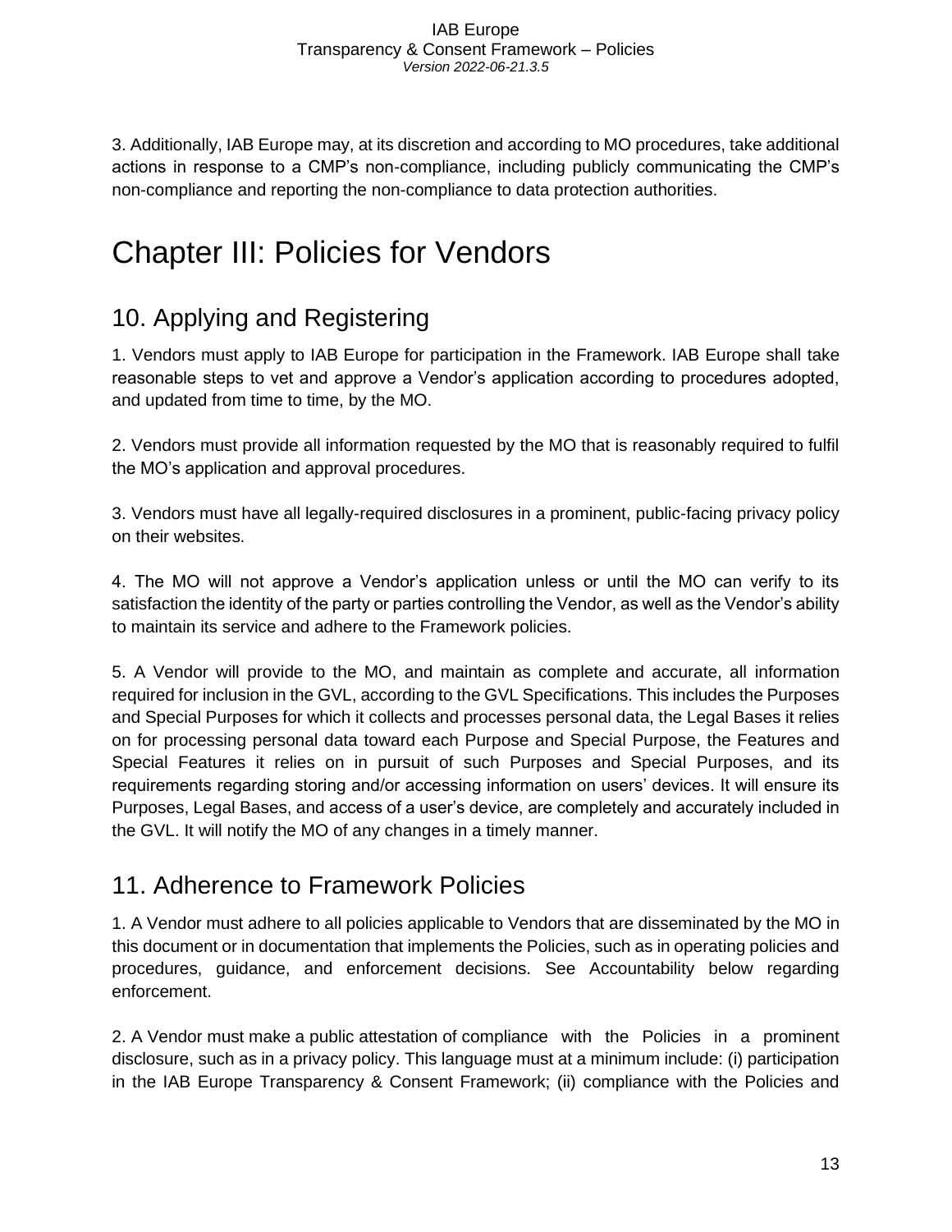3. Additionally, IAB Europe may, at its discretion and according to MO procedures, take additional actions in response to a CMP's non-compliance, including publicly communicating the CMP's non-compliance and reporting the non-compliance to data protection authorities.

# Chapter III: Policies for Vendors

## 10. Applying and Registering

1. Vendors must apply to IAB Europe for participation in the Framework. IAB Europe shall take reasonable steps to vet and approve a Vendor's application according to procedures adopted, and updated from time to time, by the MO.

2. Vendors must provide all information requested by the MO that is reasonably required to fulfil the MO's application and approval procedures.

3. Vendors must have all legally-required disclosures in a prominent, public-facing privacy policy on their websites.

4. The MO will not approve a Vendor's application unless or until the MO can verify to its satisfaction the identity of the party or parties controlling the Vendor, as well as the Vendor's ability to maintain its service and adhere to the Framework policies.

5. A Vendor will provide to the MO, and maintain as complete and accurate, all information required for inclusion in the GVL, according to the GVL Specifications. This includes the Purposes and Special Purposes for which it collects and processes personal data, the Legal Bases it relies on for processing personal data toward each Purpose and Special Purpose, the Features and Special Features it relies on in pursuit of such Purposes and Special Purposes, and its requirements regarding storing and/or accessing information on users' devices. It will ensure its Purposes, Legal Bases, and access of a user's device, are completely and accurately included in the GVL. It will notify the MO of any changes in a timely manner.

## 11. Adherence to Framework Policies

1. A Vendor must adhere to all policies applicable to Vendors that are disseminated by the MO in this document or in documentation that implements the Policies, such as in operating policies and procedures, guidance, and enforcement decisions. See Accountability below regarding enforcement.

2. A Vendor must make a public attestation of compliance with the Policies in a prominent disclosure, such as in a privacy policy. This language must at a minimum include: (i) participation in the IAB Europe Transparency & Consent Framework; (ii) compliance with the Policies and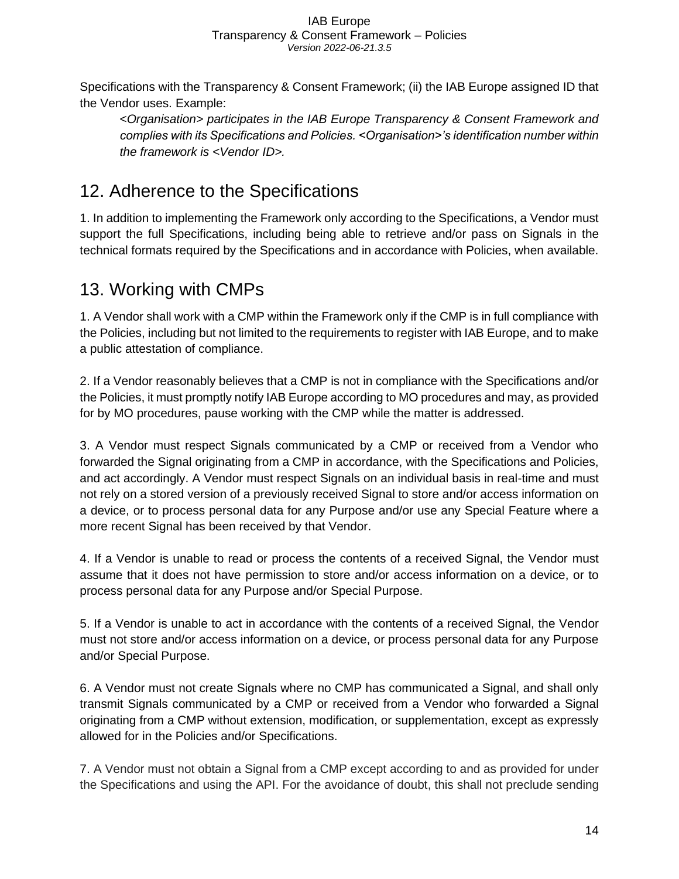Specifications with the Transparency & Consent Framework; (ii) the IAB Europe assigned ID that the Vendor uses. Example:

> *<Organisation> participates in the IAB Europe Transparency & Consent Framework and complies with its Specifications and Policies. <Organisation>'s identification number within the framework is <Vendor ID>.*

## 12. Adherence to the Specifications

1. In addition to implementing the Framework only according to the Specifications, a Vendor must support the full Specifications, including being able to retrieve and/or pass on Signals in the technical formats required by the Specifications and in accordance with Policies, when available.

## 13. Working with CMPs

1. A Vendor shall work with a CMP within the Framework only if the CMP is in full compliance with the Policies, including but not limited to the requirements to register with IAB Europe, and to make a public attestation of compliance.

2. If a Vendor reasonably believes that a CMP is not in compliance with the Specifications and/or the Policies, it must promptly notify IAB Europe according to MO procedures and may, as provided for by MO procedures, pause working with the CMP while the matter is addressed.

3. A Vendor must respect Signals communicated by a CMP or received from a Vendor who forwarded the Signal originating from a CMP in accordance, with the Specifications and Policies, and act accordingly. A Vendor must respect Signals on an individual basis in real-time and must not rely on a stored version of a previously received Signal to store and/or access information on a device, or to process personal data for any Purpose and/or use any Special Feature where a more recent Signal has been received by that Vendor.

4. If a Vendor is unable to read or process the contents of a received Signal, the Vendor must assume that it does not have permission to store and/or access information on a device, or to process personal data for any Purpose and/or Special Purpose.

5. If a Vendor is unable to act in accordance with the contents of a received Signal, the Vendor must not store and/or access information on a device, or process personal data for any Purpose and/or Special Purpose.

6. A Vendor must not create Signals where no CMP has communicated a Signal, and shall only transmit Signals communicated by a CMP or received from a Vendor who forwarded a Signal originating from a CMP without extension, modification, or supplementation, except as expressly allowed for in the Policies and/or Specifications.

7. A Vendor must not obtain a Signal from a CMP except according to and as provided for under the Specifications and using the API. For the avoidance of doubt, this shall not preclude sending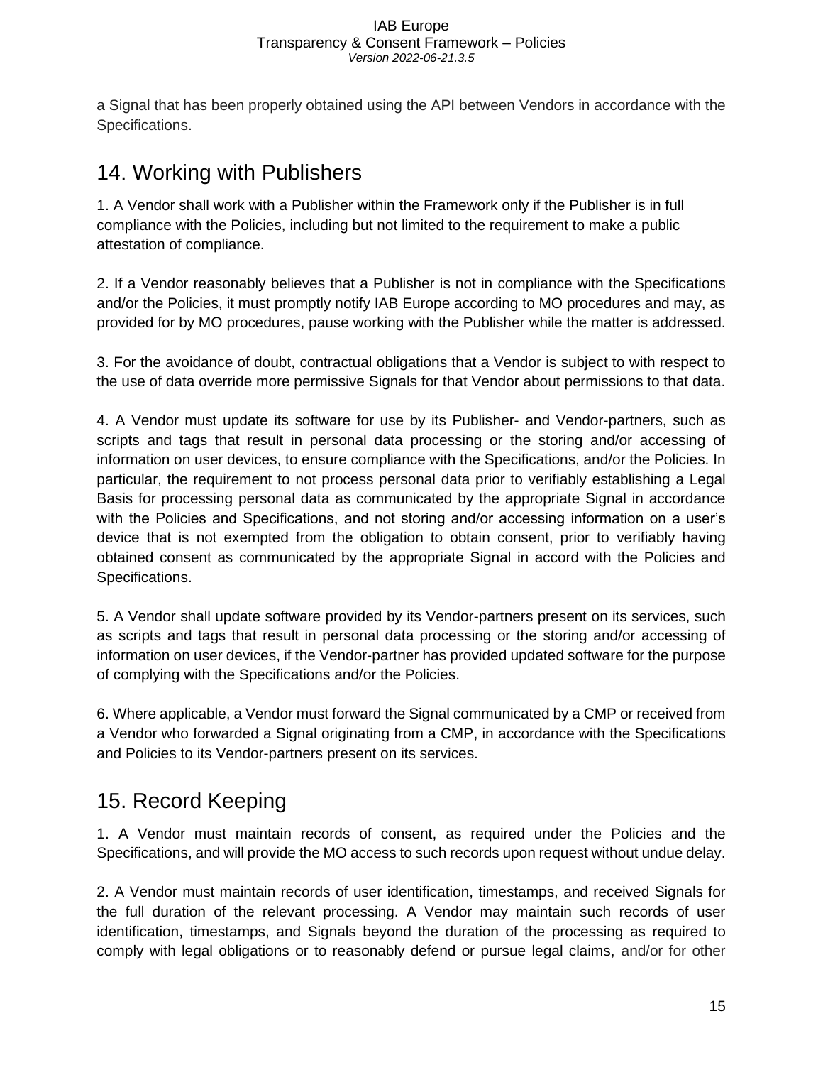a Signal that has been properly obtained using the API between Vendors in accordance with the Specifications.

## 14. Working with Publishers

1. A Vendor shall work with a Publisher within the Framework only if the Publisher is in full compliance with the Policies, including but not limited to the requirement to make a public attestation of compliance.

2. If a Vendor reasonably believes that a Publisher is not in compliance with the Specifications and/or the Policies, it must promptly notify IAB Europe according to MO procedures and may, as provided for by MO procedures, pause working with the Publisher while the matter is addressed.

3. For the avoidance of doubt, contractual obligations that a Vendor is subject to with respect to the use of data override more permissive Signals for that Vendor about permissions to that data.

4. A Vendor must update its software for use by its Publisher- and Vendor-partners, such as scripts and tags that result in personal data processing or the storing and/or accessing of information on user devices, to ensure compliance with the Specifications, and/or the Policies. In particular, the requirement to not process personal data prior to verifiably establishing a Legal Basis for processing personal data as communicated by the appropriate Signal in accordance with the Policies and Specifications, and not storing and/or accessing information on a user's device that is not exempted from the obligation to obtain consent, prior to verifiably having obtained consent as communicated by the appropriate Signal in accord with the Policies and Specifications.

5. A Vendor shall update software provided by its Vendor-partners present on its services, such as scripts and tags that result in personal data processing or the storing and/or accessing of information on user devices, if the Vendor-partner has provided updated software for the purpose of complying with the Specifications and/or the Policies.

6. Where applicable, a Vendor must forward the Signal communicated by a CMP or received from a Vendor who forwarded a Signal originating from a CMP, in accordance with the Specifications and Policies to its Vendor-partners present on its services.

## 15. Record Keeping

1. A Vendor must maintain records of consent, as required under the Policies and the Specifications, and will provide the MO access to such records upon request without undue delay.

2. A Vendor must maintain records of user identification, timestamps, and received Signals for the full duration of the relevant processing. A Vendor may maintain such records of user identification, timestamps, and Signals beyond the duration of the processing as required to comply with legal obligations or to reasonably defend or pursue legal claims, and/or for other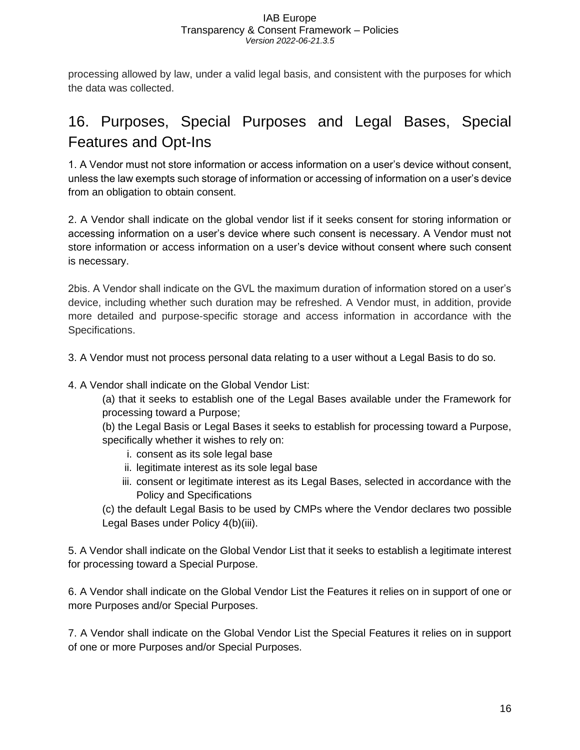processing allowed by law, under a valid legal basis, and consistent with the purposes for which the data was collected.

# 16. Purposes, Special Purposes and Legal Bases, Special Features and Opt-Ins

1. A Vendor must not store information or access information on a user's device without consent, unless the law exempts such storage of information or accessing of information on a user's device from an obligation to obtain consent.

2. A Vendor shall indicate on the global vendor list if it seeks consent for storing information or accessing information on a user's device where such consent is necessary. A Vendor must not store information or access information on a user's device without consent where such consent is necessary.

2bis. A Vendor shall indicate on the GVL the maximum duration of information stored on a user's device, including whether such duration may be refreshed. A Vendor must, in addition, provide more detailed and purpose-specific storage and access information in accordance with the Specifications.

3. A Vendor must not process personal data relating to a user without a Legal Basis to do so.

4. A Vendor shall indicate on the Global Vendor List:

   (a) that it seeks to establish one of the Legal Bases available under the Framework for processing toward a Purpose;

   (b) the Legal Basis or Legal Bases it seeks to establish for processing toward a Purpose, specifically whether it wishes to rely on:

      i. consent as its sole legal base
      ii. legitimate interest as its sole legal base
      iii. consent or legitimate interest as its Legal Bases, selected in accordance with the Policy and Specifications

   (c) the default Legal Basis to be used by CMPs where the Vendor declares two possible Legal Bases under Policy 4(b)(iii).

5. A Vendor shall indicate on the Global Vendor List that it seeks to establish a legitimate interest for processing toward a Special Purpose.

6. A Vendor shall indicate on the Global Vendor List the Features it relies on in support of one or more Purposes and/or Special Purposes.

7. A Vendor shall indicate on the Global Vendor List the Special Features it relies on in support of one or more Purposes and/or Special Purposes.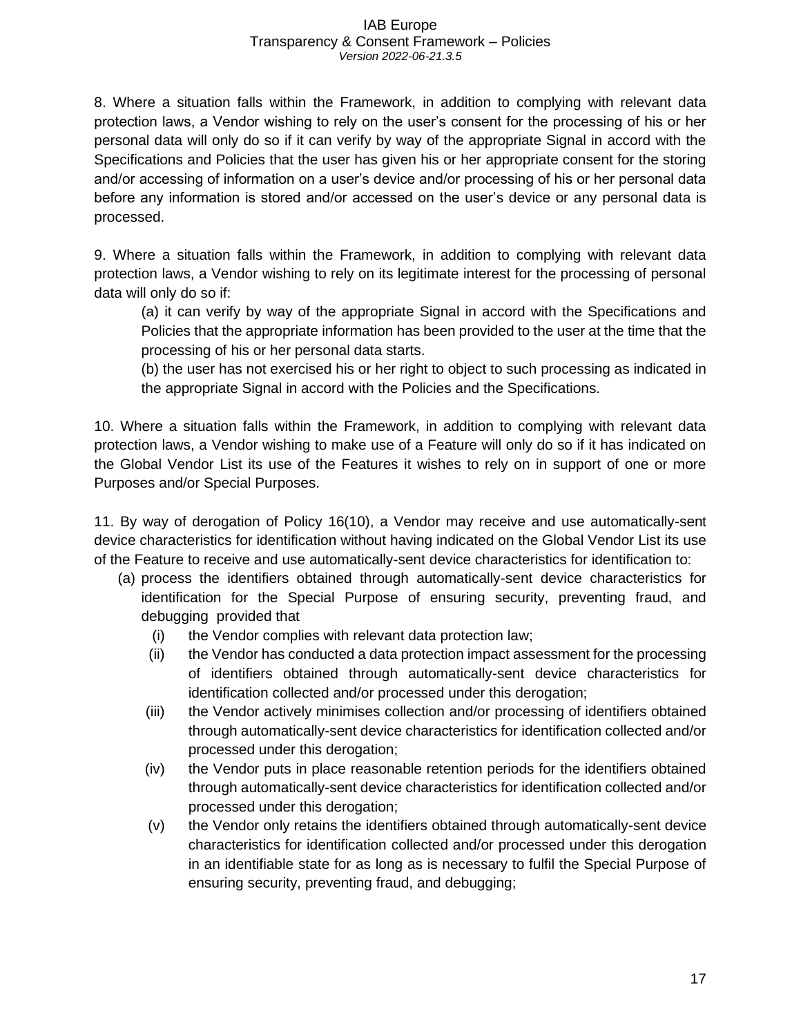8. Where a situation falls within the Framework, in addition to complying with relevant data protection laws, a Vendor wishing to rely on the user's consent for the processing of his or her personal data will only do so if it can verify by way of the appropriate Signal in accord with the Specifications and Policies that the user has given his or her appropriate consent for the storing and/or accessing of information on a user's device and/or processing of his or her personal data before any information is stored and/or accessed on the user's device or any personal data is processed.

9. Where a situation falls within the Framework, in addition to complying with relevant data protection laws, a Vendor wishing to rely on its legitimate interest for the processing of personal data will only do so if:

(a) it can verify by way of the appropriate Signal in accord with the Specifications and Policies that the appropriate information has been provided to the user at the time that the processing of his or her personal data starts.

(b) the user has not exercised his or her right to object to such processing as indicated in the appropriate Signal in accord with the Policies and the Specifications.

10. Where a situation falls within the Framework, in addition to complying with relevant data protection laws, a Vendor wishing to make use of a Feature will only do so if it has indicated on the Global Vendor List its use of the Features it wishes to rely on in support of one or more Purposes and/or Special Purposes.

11. By way of derogation of Policy 16(10), a Vendor may receive and use automatically-sent device characteristics for identification without having indicated on the Global Vendor List its use of the Feature to receive and use automatically-sent device characteristics for identification to:

(a) process the identifiers obtained through automatically-sent device characteristics for identification for the Special Purpose of ensuring security, preventing fraud, and debugging provided that

(i) the Vendor complies with relevant data protection law;

(ii) the Vendor has conducted a data protection impact assessment for the processing of identifiers obtained through automatically-sent device characteristics for identification collected and/or processed under this derogation;

(iii) the Vendor actively minimises collection and/or processing of identifiers obtained through automatically-sent device characteristics for identification collected and/or processed under this derogation;

(iv) the Vendor puts in place reasonable retention periods for the identifiers obtained through automatically-sent device characteristics for identification collected and/or processed under this derogation;

(v) the Vendor only retains the identifiers obtained through automatically-sent device characteristics for identification collected and/or processed under this derogation in an identifiable state for as long as is necessary to fulfil the Special Purpose of ensuring security, preventing fraud, and debugging;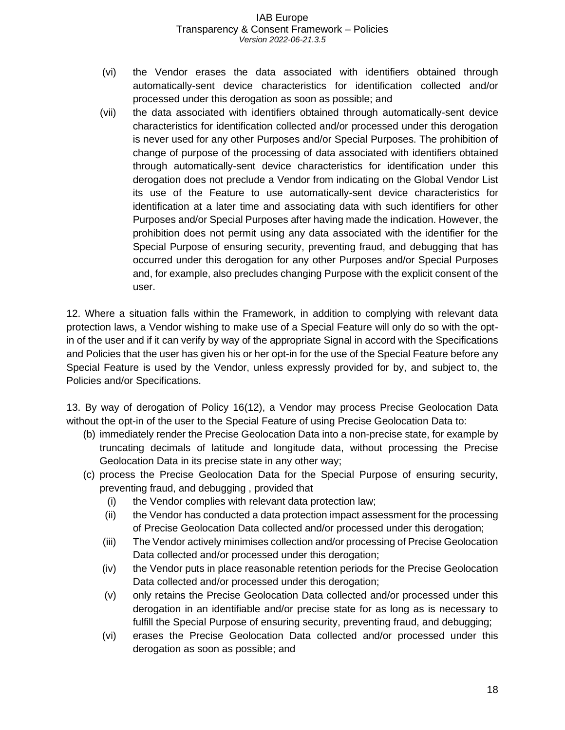(vi) the Vendor erases the data associated with identifiers obtained through automatically-sent device characteristics for identification collected and/or processed under this derogation as soon as possible; and

(vii) the data associated with identifiers obtained through automatically-sent device characteristics for identification collected and/or processed under this derogation is never used for any other Purposes and/or Special Purposes. The prohibition of change of purpose of the processing of data associated with identifiers obtained through automatically-sent device characteristics for identification under this derogation does not preclude a Vendor from indicating on the Global Vendor List its use of the Feature to use automatically-sent device characteristics for identification at a later time and associating data with such identifiers for other Purposes and/or Special Purposes after having made the indication. However, the prohibition does not permit using any data associated with the identifier for the Special Purpose of ensuring security, preventing fraud, and debugging that has occurred under this derogation for any other Purposes and/or Special Purposes and, for example, also precludes changing Purpose with the explicit consent of the user.

12. Where a situation falls within the Framework, in addition to complying with relevant data protection laws, a Vendor wishing to make use of a Special Feature will only do so with the opt-in of the user and if it can verify by way of the appropriate Signal in accord with the Specifications and Policies that the user has given his or her opt-in for the use of the Special Feature before any Special Feature is used by the Vendor, unless expressly provided for by, and subject to, the Policies and/or Specifications.

13. By way of derogation of Policy 16(12), a Vendor may process Precise Geolocation Data without the opt-in of the user to the Special Feature of using Precise Geolocation Data to:

(b) immediately render the Precise Geolocation Data into a non-precise state, for example by truncating decimals of latitude and longitude data, without processing the Precise Geolocation Data in its precise state in any other way;

(c) process the Precise Geolocation Data for the Special Purpose of ensuring security, preventing fraud, and debugging , provided that

(i) the Vendor complies with relevant data protection law;

(ii) the Vendor has conducted a data protection impact assessment for the processing of Precise Geolocation Data collected and/or processed under this derogation;

(iii) The Vendor actively minimises collection and/or processing of Precise Geolocation Data collected and/or processed under this derogation;

(iv) the Vendor puts in place reasonable retention periods for the Precise Geolocation Data collected and/or processed under this derogation;

(v) only retains the Precise Geolocation Data collected and/or processed under this derogation in an identifiable and/or precise state for as long as is necessary to fulfill the Special Purpose of ensuring security, preventing fraud, and debugging;

(vi) erases the Precise Geolocation Data collected and/or processed under this derogation as soon as possible; and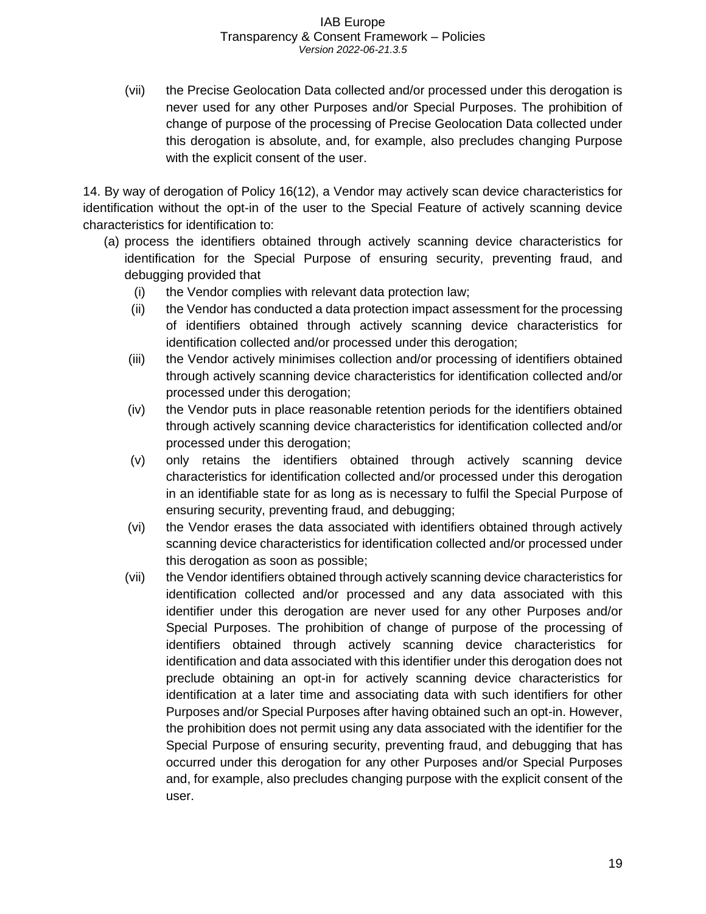(vii) the Precise Geolocation Data collected and/or processed under this derogation is never used for any other Purposes and/or Special Purposes. The prohibition of change of purpose of the processing of Precise Geolocation Data collected under this derogation is absolute, and, for example, also precludes changing Purpose with the explicit consent of the user.

14. By way of derogation of Policy 16(12), a Vendor may actively scan device characteristics for identification without the opt-in of the user to the Special Feature of actively scanning device characteristics for identification to:

(a) process the identifiers obtained through actively scanning device characteristics for identification for the Special Purpose of ensuring security, preventing fraud, and debugging provided that

(i) the Vendor complies with relevant data protection law;

(ii) the Vendor has conducted a data protection impact assessment for the processing of identifiers obtained through actively scanning device characteristics for identification collected and/or processed under this derogation;

(iii) the Vendor actively minimises collection and/or processing of identifiers obtained through actively scanning device characteristics for identification collected and/or processed under this derogation;

(iv) the Vendor puts in place reasonable retention periods for the identifiers obtained through actively scanning device characteristics for identification collected and/or processed under this derogation;

(v) only retains the identifiers obtained through actively scanning device characteristics for identification collected and/or processed under this derogation in an identifiable state for as long as is necessary to fulfil the Special Purpose of ensuring security, preventing fraud, and debugging;

(vi) the Vendor erases the data associated with identifiers obtained through actively scanning device characteristics for identification collected and/or processed under this derogation as soon as possible;

(vii) the Vendor identifiers obtained through actively scanning device characteristics for identification collected and/or processed and any data associated with this identifier under this derogation are never used for any other Purposes and/or Special Purposes. The prohibition of change of purpose of the processing of identifiers obtained through actively scanning device characteristics for identification and data associated with this identifier under this derogation does not preclude obtaining an opt-in for actively scanning device characteristics for identification at a later time and associating data with such identifiers for other Purposes and/or Special Purposes after having obtained such an opt-in. However, the prohibition does not permit using any data associated with the identifier for the Special Purpose of ensuring security, preventing fraud, and debugging that has occurred under this derogation for any other Purposes and/or Special Purposes and, for example, also precludes changing purpose with the explicit consent of the user.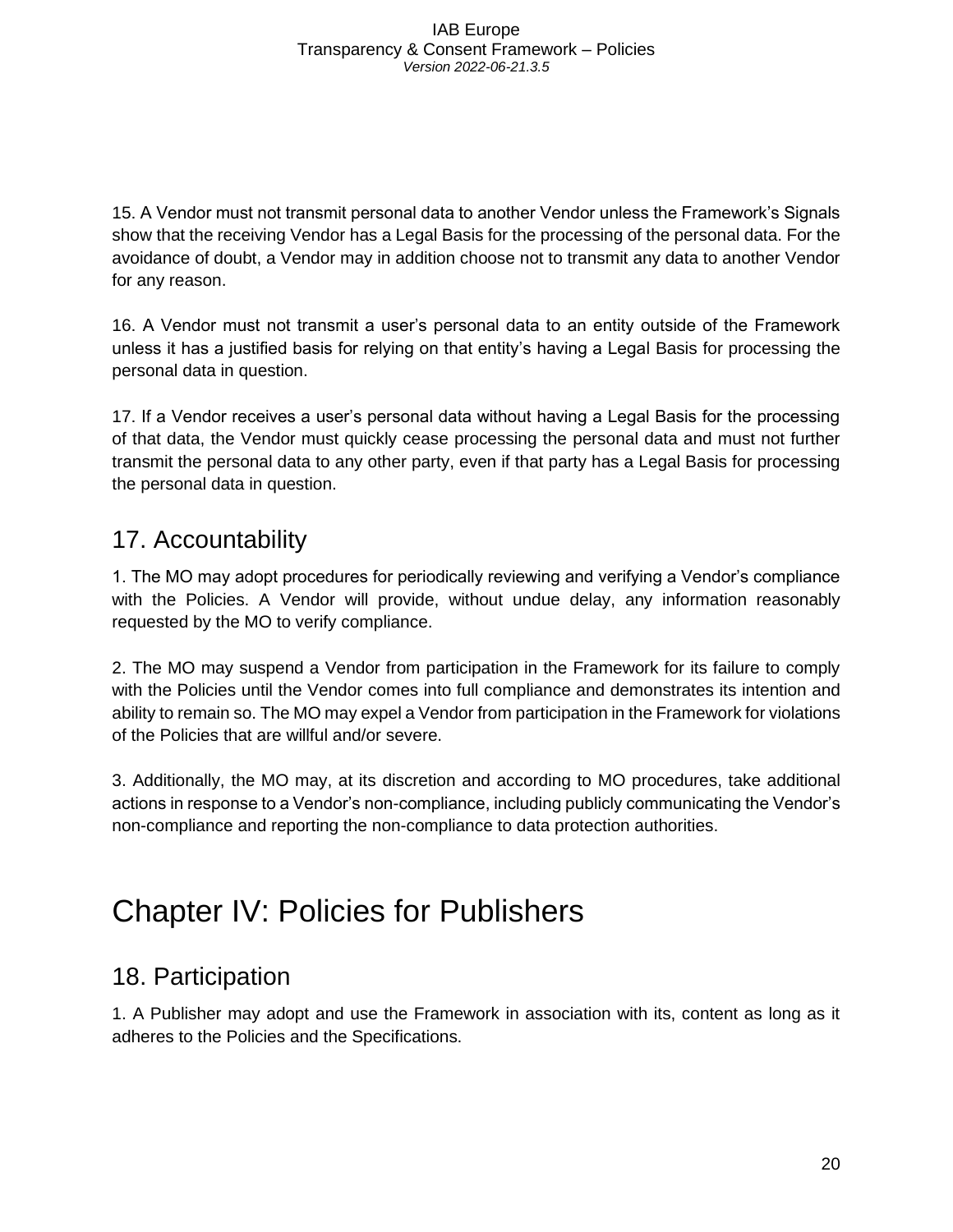15. A Vendor must not transmit personal data to another Vendor unless the Framework's Signals show that the receiving Vendor has a Legal Basis for the processing of the personal data. For the avoidance of doubt, a Vendor may in addition choose not to transmit any data to another Vendor for any reason.

16. A Vendor must not transmit a user's personal data to an entity outside of the Framework unless it has a justified basis for relying on that entity's having a Legal Basis for processing the personal data in question.

17. If a Vendor receives a user's personal data without having a Legal Basis for the processing of that data, the Vendor must quickly cease processing the personal data and must not further transmit the personal data to any other party, even if that party has a Legal Basis for processing the personal data in question.

## 17. Accountability

1. The MO may adopt procedures for periodically reviewing and verifying a Vendor's compliance with the Policies. A Vendor will provide, without undue delay, any information reasonably requested by the MO to verify compliance.

2. The MO may suspend a Vendor from participation in the Framework for its failure to comply with the Policies until the Vendor comes into full compliance and demonstrates its intention and ability to remain so. The MO may expel a Vendor from participation in the Framework for violations of the Policies that are willful and/or severe.

3. Additionally, the MO may, at its discretion and according to MO procedures, take additional actions in response to a Vendor's non-compliance, including publicly communicating the Vendor's non-compliance and reporting the non-compliance to data protection authorities.

# Chapter IV: Policies for Publishers

## 18. Participation

1. A Publisher may adopt and use the Framework in association with its, content as long as it adheres to the Policies and the Specifications.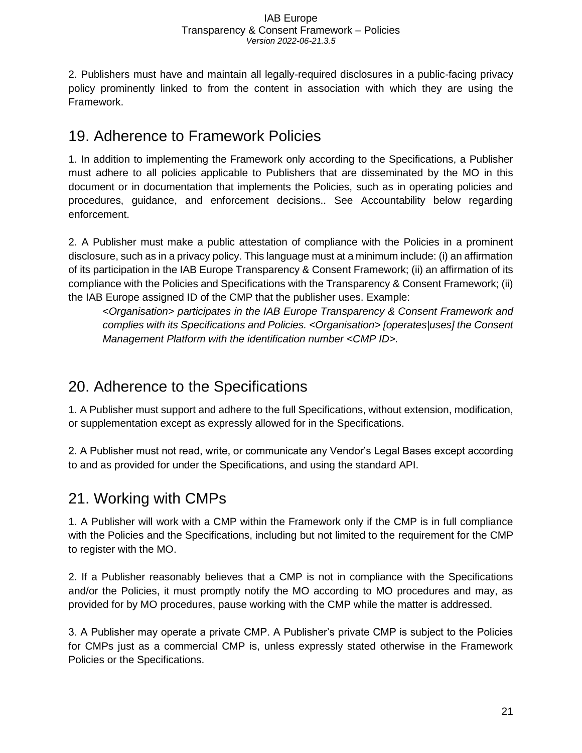2. Publishers must have and maintain all legally-required disclosures in a public-facing privacy policy prominently linked to from the content in association with which they are using the Framework.

## 19. Adherence to Framework Policies

1. In addition to implementing the Framework only according to the Specifications, a Publisher must adhere to all policies applicable to Publishers that are disseminated by the MO in this document or in documentation that implements the Policies, such as in operating policies and procedures, guidance, and enforcement decisions.. See Accountability below regarding enforcement.

2. A Publisher must make a public attestation of compliance with the Policies in a prominent disclosure, such as in a privacy policy. This language must at a minimum include: (i) an affirmation of its participation in the IAB Europe Transparency & Consent Framework; (ii) an affirmation of its compliance with the Policies and Specifications with the Transparency & Consent Framework; (ii) the IAB Europe assigned ID of the CMP that the publisher uses. Example:

> *<Organisation> participates in the IAB Europe Transparency & Consent Framework and complies with its Specifications and Policies. <Organisation> [operates|uses] the Consent Management Platform with the identification number <CMP ID>.*

## 20. Adherence to the Specifications

1. A Publisher must support and adhere to the full Specifications, without extension, modification, or supplementation except as expressly allowed for in the Specifications.

2. A Publisher must not read, write, or communicate any Vendor's Legal Bases except according to and as provided for under the Specifications, and using the standard API.

## 21. Working with CMPs

1. A Publisher will work with a CMP within the Framework only if the CMP is in full compliance with the Policies and the Specifications, including but not limited to the requirement for the CMP to register with the MO.

2. If a Publisher reasonably believes that a CMP is not in compliance with the Specifications and/or the Policies, it must promptly notify the MO according to MO procedures and may, as provided for by MO procedures, pause working with the CMP while the matter is addressed.

3. A Publisher may operate a private CMP. A Publisher's private CMP is subject to the Policies for CMPs just as a commercial CMP is, unless expressly stated otherwise in the Framework Policies or the Specifications.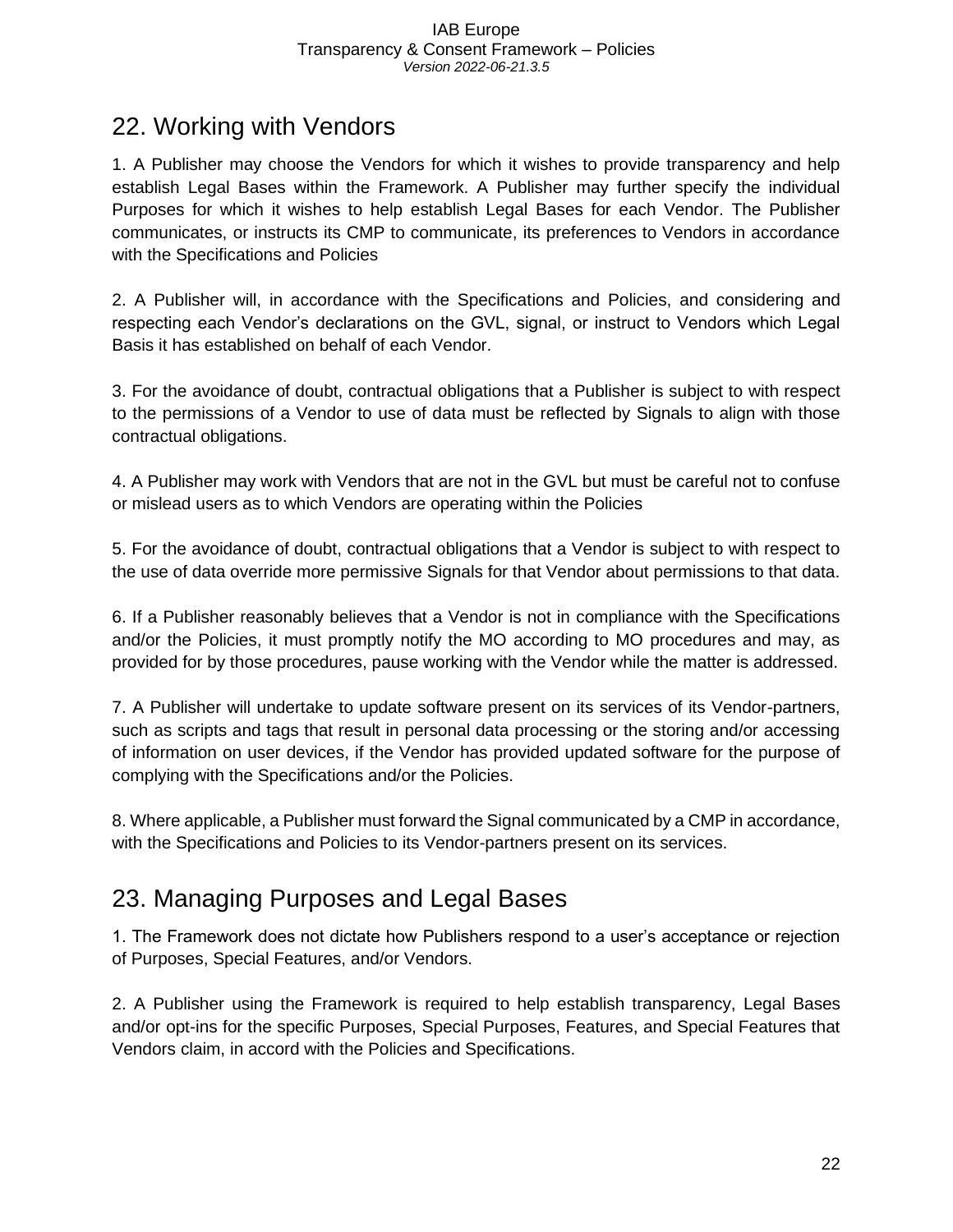## 22. Working with Vendors

1. A Publisher may choose the Vendors for which it wishes to provide transparency and help establish Legal Bases within the Framework. A Publisher may further specify the individual Purposes for which it wishes to help establish Legal Bases for each Vendor. The Publisher communicates, or instructs its CMP to communicate, its preferences to Vendors in accordance with the Specifications and Policies

2. A Publisher will, in accordance with the Specifications and Policies, and considering and respecting each Vendor's declarations on the GVL, signal, or instruct to Vendors which Legal Basis it has established on behalf of each Vendor.

3. For the avoidance of doubt, contractual obligations that a Publisher is subject to with respect to the permissions of a Vendor to use of data must be reflected by Signals to align with those contractual obligations.

4. A Publisher may work with Vendors that are not in the GVL but must be careful not to confuse or mislead users as to which Vendors are operating within the Policies

5. For the avoidance of doubt, contractual obligations that a Vendor is subject to with respect to the use of data override more permissive Signals for that Vendor about permissions to that data.

6. If a Publisher reasonably believes that a Vendor is not in compliance with the Specifications and/or the Policies, it must promptly notify the MO according to MO procedures and may, as provided for by those procedures, pause working with the Vendor while the matter is addressed.

7. A Publisher will undertake to update software present on its services of its Vendor-partners, such as scripts and tags that result in personal data processing or the storing and/or accessing of information on user devices, if the Vendor has provided updated software for the purpose of complying with the Specifications and/or the Policies.

8. Where applicable, a Publisher must forward the Signal communicated by a CMP in accordance, with the Specifications and Policies to its Vendor-partners present on its services.

## 23. Managing Purposes and Legal Bases

1. The Framework does not dictate how Publishers respond to a user's acceptance or rejection of Purposes, Special Features, and/or Vendors.

2. A Publisher using the Framework is required to help establish transparency, Legal Bases and/or opt-ins for the specific Purposes, Special Purposes, Features, and Special Features that Vendors claim, in accord with the Policies and Specifications.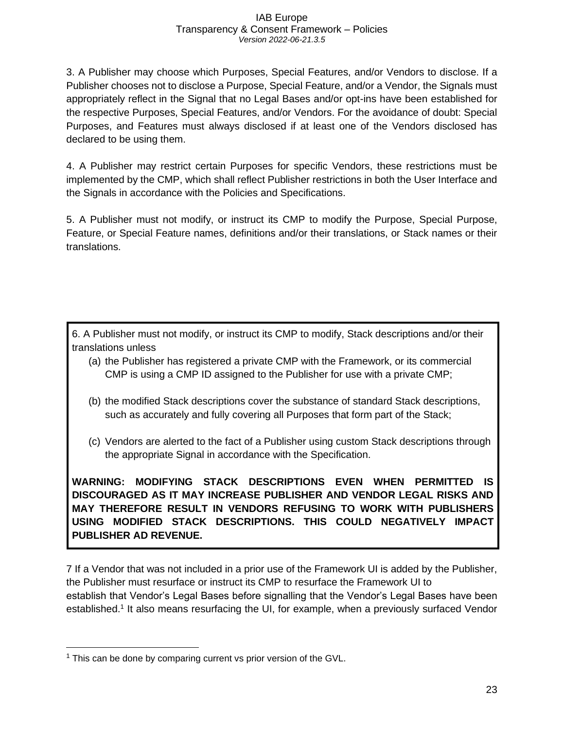3. A Publisher may choose which Purposes, Special Features, and/or Vendors to disclose. If a Publisher chooses not to disclose a Purpose, Special Feature, and/or a Vendor, the Signals must appropriately reflect in the Signal that no Legal Bases and/or opt-ins have been established for the respective Purposes, Special Features, and/or Vendors. For the avoidance of doubt: Special Purposes, and Features must always disclosed if at least one of the Vendors disclosed has declared to be using them.

4. A Publisher may restrict certain Purposes for specific Vendors, these restrictions must be implemented by the CMP, which shall reflect Publisher restrictions in both the User Interface and the Signals in accordance with the Policies and Specifications.

5. A Publisher must not modify, or instruct its CMP to modify the Purpose, Special Purpose, Feature, or Special Feature names, definitions and/or their translations, or Stack names or their translations.

6. A Publisher must not modify, or instruct its CMP to modify, Stack descriptions and/or their translations unless

(a) the Publisher has registered a private CMP with the Framework, or its commercial CMP is using a CMP ID assigned to the Publisher for use with a private CMP;

(b) the modified Stack descriptions cover the substance of standard Stack descriptions, such as accurately and fully covering all Purposes that form part of the Stack;

(c) Vendors are alerted to the fact of a Publisher using custom Stack descriptions through the appropriate Signal in accordance with the Specification.

**WARNING: MODIFYING STACK DESCRIPTIONS EVEN WHEN PERMITTED IS DISCOURAGED AS IT MAY INCREASE PUBLISHER AND VENDOR LEGAL RISKS AND MAY THEREFORE RESULT IN VENDORS REFUSING TO WORK WITH PUBLISHERS USING MODIFIED STACK DESCRIPTIONS. THIS COULD NEGATIVELY IMPACT PUBLISHER AD REVENUE.**

7 If a Vendor that was not included in a prior use of the Framework UI is added by the Publisher, the Publisher must resurface or instruct its CMP to resurface the Framework UI to establish that Vendor's Legal Bases before signalling that the Vendor's Legal Bases have been established.[1] It also means resurfacing the UI, for example, when a previously surfaced Vendor

[1] This can be done by comparing current vs prior version of the GVL.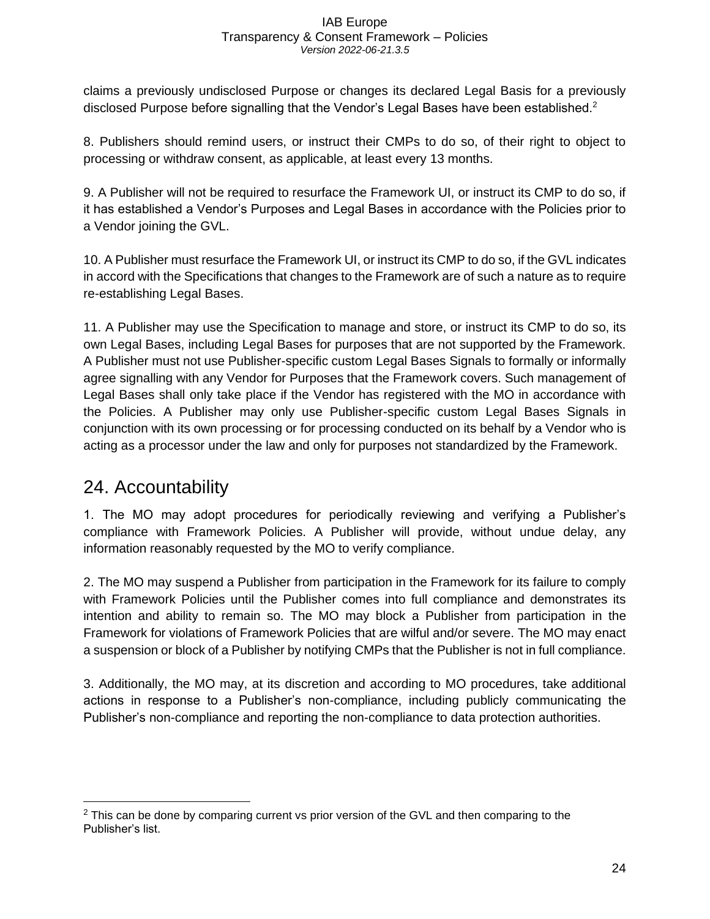claims a previously undisclosed Purpose or changes its declared Legal Basis for a previously disclosed Purpose before signalling that the Vendor's Legal Bases have been established.[2]

8. Publishers should remind users, or instruct their CMPs to do so, of their right to object to processing or withdraw consent, as applicable, at least every 13 months.

9. A Publisher will not be required to resurface the Framework UI, or instruct its CMP to do so, if it has established a Vendor's Purposes and Legal Bases in accordance with the Policies prior to a Vendor joining the GVL.

10. A Publisher must resurface the Framework UI, or instruct its CMP to do so, if the GVL indicates in accord with the Specifications that changes to the Framework are of such a nature as to require re-establishing Legal Bases.

11. A Publisher may use the Specification to manage and store, or instruct its CMP to do so, its own Legal Bases, including Legal Bases for purposes that are not supported by the Framework. A Publisher must not use Publisher-specific custom Legal Bases Signals to formally or informally agree signalling with any Vendor for Purposes that the Framework covers. Such management of Legal Bases shall only take place if the Vendor has registered with the MO in accordance with the Policies. A Publisher may only use Publisher-specific custom Legal Bases Signals in conjunction with its own processing or for processing conducted on its behalf by a Vendor who is acting as a processor under the law and only for purposes not standardized by the Framework.

## 24. Accountability

1. The MO may adopt procedures for periodically reviewing and verifying a Publisher's compliance with Framework Policies. A Publisher will provide, without undue delay, any information reasonably requested by the MO to verify compliance.

2. The MO may suspend a Publisher from participation in the Framework for its failure to comply with Framework Policies until the Publisher comes into full compliance and demonstrates its intention and ability to remain so. The MO may block a Publisher from participation in the Framework for violations of Framework Policies that are wilful and/or severe. The MO may enact a suspension or block of a Publisher by notifying CMPs that the Publisher is not in full compliance.

3. Additionally, the MO may, at its discretion and according to MO procedures, take additional actions in response to a Publisher's non-compliance, including publicly communicating the Publisher's non-compliance and reporting the non-compliance to data protection authorities.

[2] This can be done by comparing current vs prior version of the GVL and then comparing to the Publisher's list.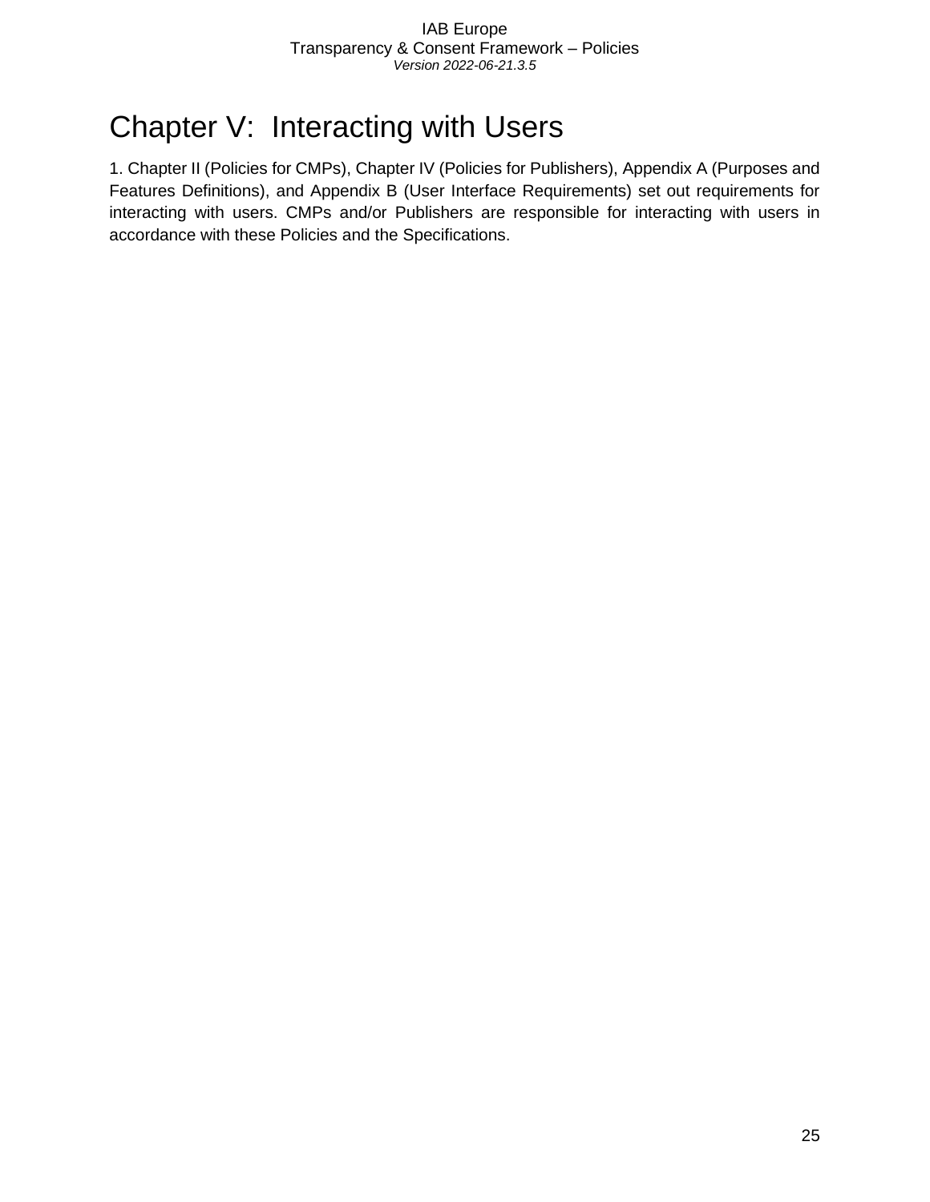# Chapter V: Interacting with Users

1. Chapter II (Policies for CMPs), Chapter IV (Policies for Publishers), Appendix A (Purposes and Features Definitions), and Appendix B (User Interface Requirements) set out requirements for interacting with users. CMPs and/or Publishers are responsible for interacting with users in accordance with these Policies and the Specifications.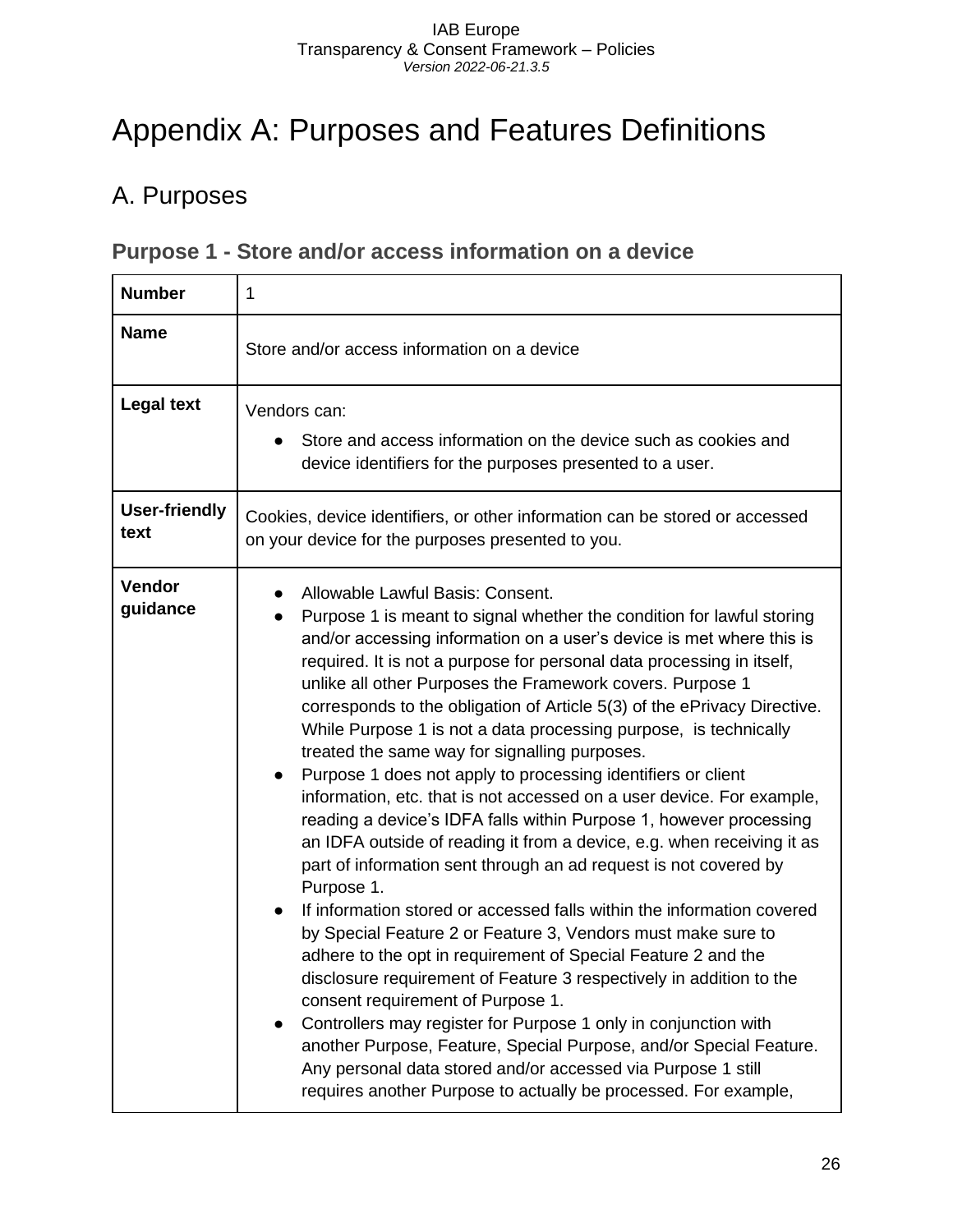# Appendix A: Purposes and Features Definitions

## A. Purposes

### Purpose 1 - Store and/or access information on a device

| **Number** | 1 |
|---|---|
| **Name** | Store and/or access information on a device |
| **Legal text** | Vendors can:<br>● Store and access information on the device such as cookies and device identifiers for the purposes presented to a user. |
| **User-friendly text** | Cookies, device identifiers, or other information can be stored or accessed on your device for the purposes presented to you. |
| **Vendor guidance** | ● Allowable Lawful Basis: Consent.<br>● Purpose 1 is meant to signal whether the condition for lawful storing and/or accessing information on a user's device is met where this is required. It is not a purpose for personal data processing in itself, unlike all other Purposes the Framework covers. Purpose 1 corresponds to the obligation of Article 5(3) of the ePrivacy Directive. While Purpose 1 is not a data processing purpose, is technically treated the same way for signalling purposes.<br>● Purpose 1 does not apply to processing identifiers or client information, etc. that is not accessed on a user device. For example, reading a device's IDFA falls within Purpose 1, however processing an IDFA outside of reading it from a device, e.g. when receiving it as part of information sent through an ad request is not covered by Purpose 1.<br>● If information stored or accessed falls within the information covered by Special Feature 2 or Feature 3, Vendors must make sure to adhere to the opt in requirement of Special Feature 2 and the disclosure requirement of Feature 3 respectively in addition to the consent requirement of Purpose 1.<br>● Controllers may register for Purpose 1 only in conjunction with another Purpose, Feature, Special Purpose, and/or Special Feature. Any personal data stored and/or accessed via Purpose 1 still requires another Purpose to actually be processed. For example, |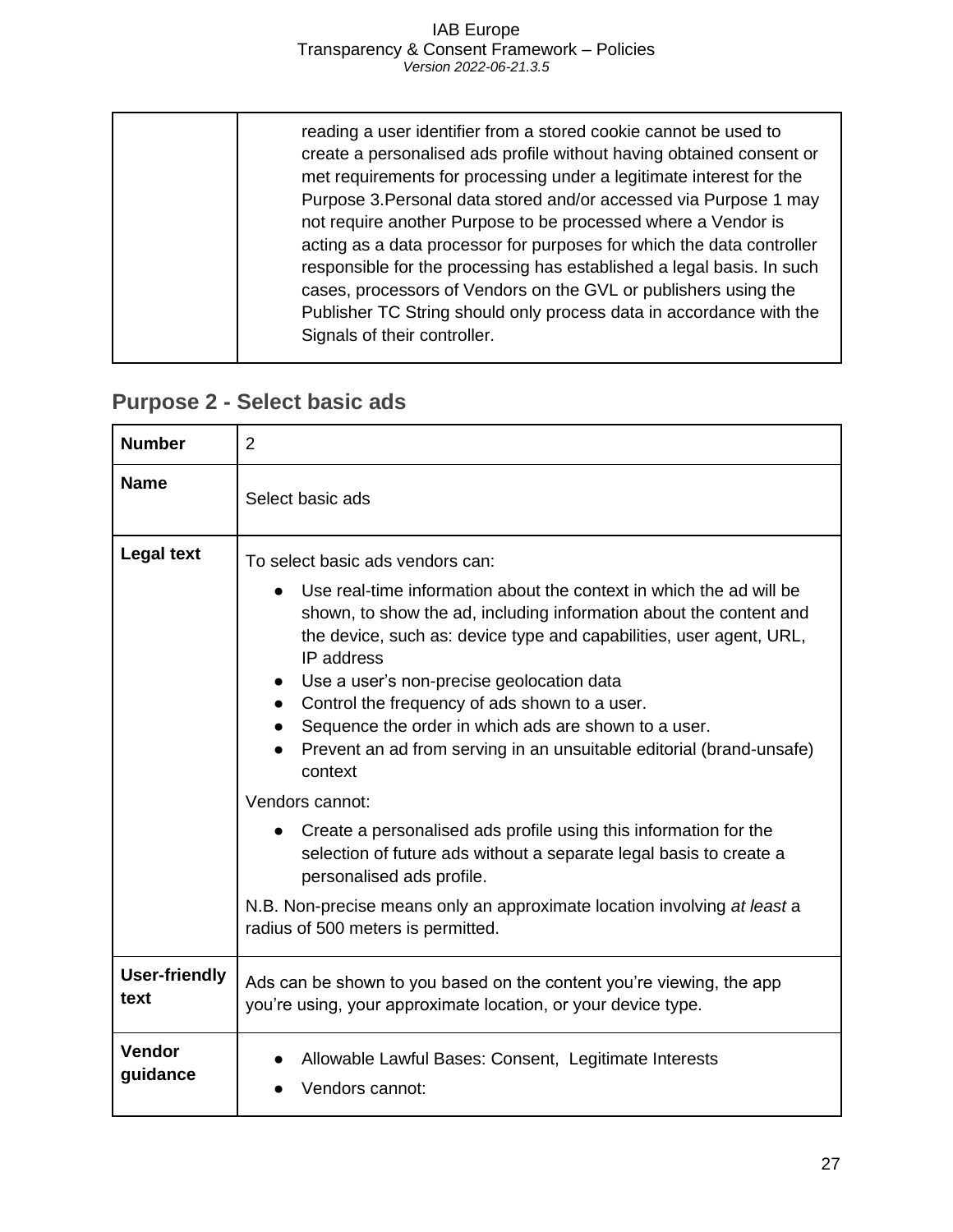| | |
|---|---|
| | reading a user identifier from a stored cookie cannot be used to create a personalised ads profile without having obtained consent or met requirements for processing under a legitimate interest for the Purpose 3.Personal data stored and/or accessed via Purpose 1 may not require another Purpose to be processed where a Vendor is acting as a data processor for purposes for which the data controller responsible for the processing has established a legal basis. In such cases, processors of Vendors on the GVL or publishers using the Publisher TC String should only process data in accordance with the Signals of their controller. |

## Purpose 2 - Select basic ads

| | |
|---|---|
| **Number** | 2 |
| **Name** | Select basic ads |
| **Legal text** | To select basic ads vendors can:<br>● Use real-time information about the context in which the ad will be shown, to show the ad, including information about the content and the device, such as: device type and capabilities, user agent, URL, IP address<br>● Use a user's non-precise geolocation data<br>● Control the frequency of ads shown to a user.<br>● Sequence the order in which ads are shown to a user.<br>● Prevent an ad from serving in an unsuitable editorial (brand-unsafe) context<br>Vendors cannot:<br>● Create a personalised ads profile using this information for the selection of future ads without a separate legal basis to create a personalised ads profile.<br>N.B. Non-precise means only an approximate location involving *at least* a radius of 500 meters is permitted. |
| **User-friendly text** | Ads can be shown to you based on the content you're viewing, the app you're using, your approximate location, or your device type. |
| **Vendor guidance** | ● Allowable Lawful Bases: Consent, Legitimate Interests<br>● Vendors cannot: |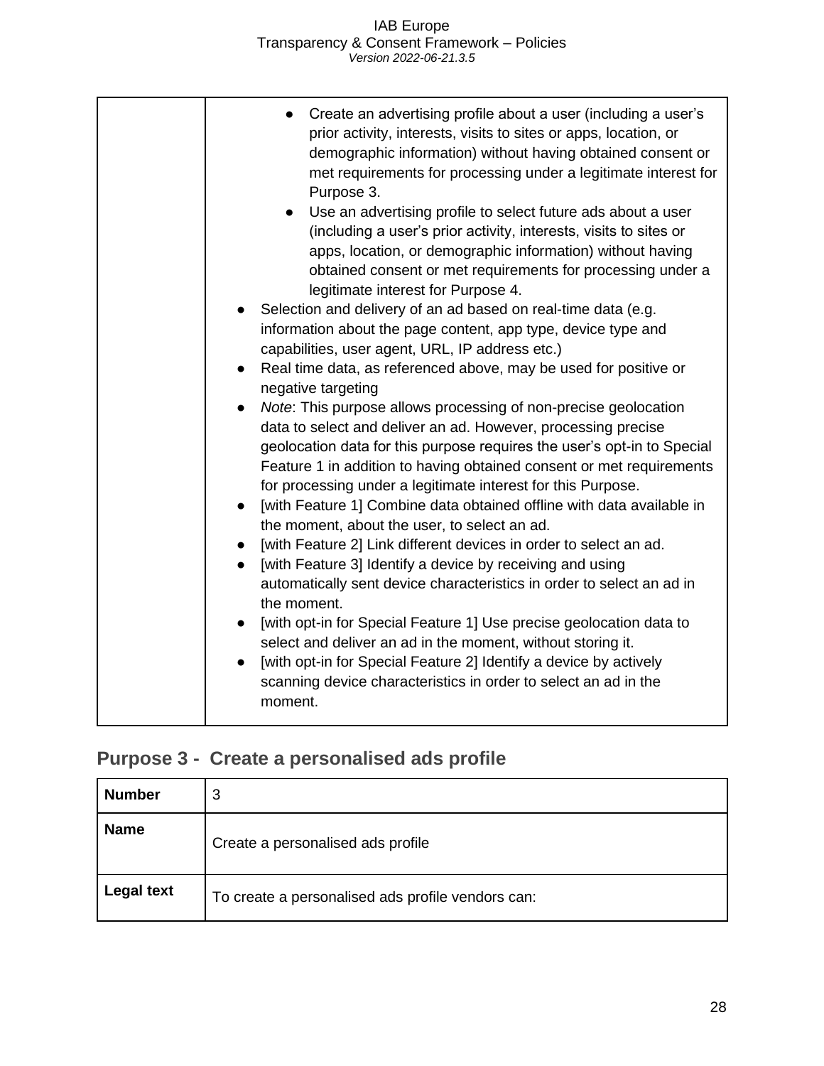| | |
|---|---|
| | - Create an advertising profile about a user (including a user's prior activity, interests, visits to sites or apps, location, or demographic information) without having obtained consent or met requirements for processing under a legitimate interest for Purpose 3.<br>- Use an advertising profile to select future ads about a user (including a user's prior activity, interests, visits to sites or apps, location, or demographic information) without having obtained consent or met requirements for processing under a legitimate interest for Purpose 4.<br><br>- Selection and delivery of an ad based on real-time data (e.g. information about the page content, app type, device type and capabilities, user agent, URL, IP address etc.)<br>- Real time data, as referenced above, may be used for positive or negative targeting<br>- *Note*: This purpose allows processing of non-precise geolocation data to select and deliver an ad. However, processing precise geolocation data for this purpose requires the user's opt-in to Special Feature 1 in addition to having obtained consent or met requirements for processing under a legitimate interest for this Purpose.<br>- [with Feature 1] Combine data obtained offline with data available in the moment, about the user, to select an ad.<br>- [with Feature 2] Link different devices in order to select an ad.<br>- [with Feature 3] Identify a device by receiving and using automatically sent device characteristics in order to select an ad in the moment.<br>- [with opt-in for Special Feature 1] Use precise geolocation data to select and deliver an ad in the moment, without storing it.<br>- [with opt-in for Special Feature 2] Identify a device by actively scanning device characteristics in order to select an ad in the moment. |

## Purpose 3 - Create a personalised ads profile

| | |
|---|---|
| **Number** | 3 |
| **Name** | Create a personalised ads profile |
| **Legal text** | To create a personalised ads profile vendors can: |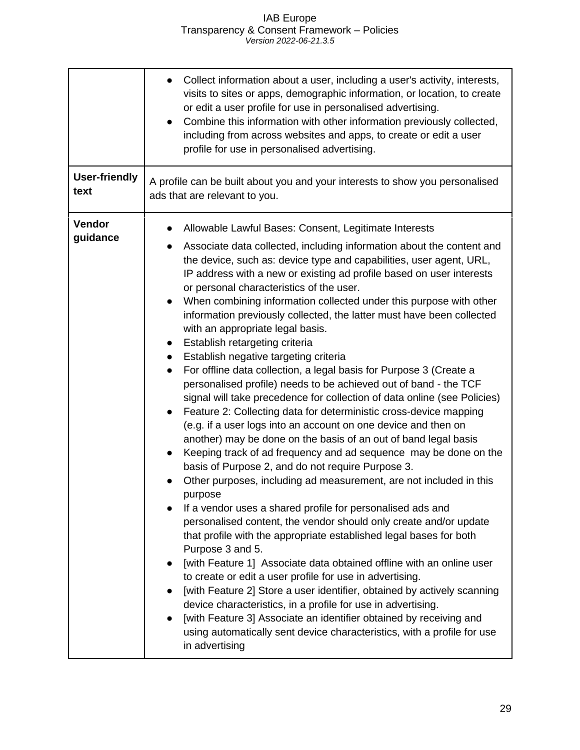| | |
|---|---|
| | <ul><li>Collect information about a user, including a user's activity, interests, visits to sites or apps, demographic information, or location, to create or edit a user profile for use in personalised advertising.</li><li>Combine this information with other information previously collected, including from across websites and apps, to create or edit a user profile for use in personalised advertising.</li></ul> |
| **User-friendly text** | A profile can be built about you and your interests to show you personalised ads that are relevant to you. |
| **Vendor guidance** | <ul><li>Allowable Lawful Bases: Consent, Legitimate Interests</li><li>Associate data collected, including information about the content and the device, such as: device type and capabilities, user agent, URL, IP address with a new or existing ad profile based on user interests or personal characteristics of the user.</li><li>When combining information collected under this purpose with other information previously collected, the latter must have been collected with an appropriate legal basis.</li><li>Establish retargeting criteria</li><li>Establish negative targeting criteria</li><li>For offline data collection, a legal basis for Purpose 3 (Create a personalised profile) needs to be achieved out of band - the TCF signal will take precedence for collection of data online (see Policies)</li><li>Feature 2: Collecting data for deterministic cross-device mapping (e.g. if a user logs into an account on one device and then on another) may be done on the basis of an out of band legal basis</li><li>Keeping track of ad frequency and ad sequence may be done on the basis of Purpose 2, and do not require Purpose 3.</li><li>Other purposes, including ad measurement, are not included in this purpose</li><li>If a vendor uses a shared profile for personalised ads and personalised content, the vendor should only create and/or update that profile with the appropriate established legal bases for both Purpose 3 and 5.</li><li>[with Feature 1] Associate data obtained offline with an online user to create or edit a user profile for use in advertising.</li><li>[with Feature 2] Store a user identifier, obtained by actively scanning device characteristics, in a profile for use in advertising.</li><li>[with Feature 3] Associate an identifier obtained by receiving and using automatically sent device characteristics, with a profile for use in advertising</li></ul> |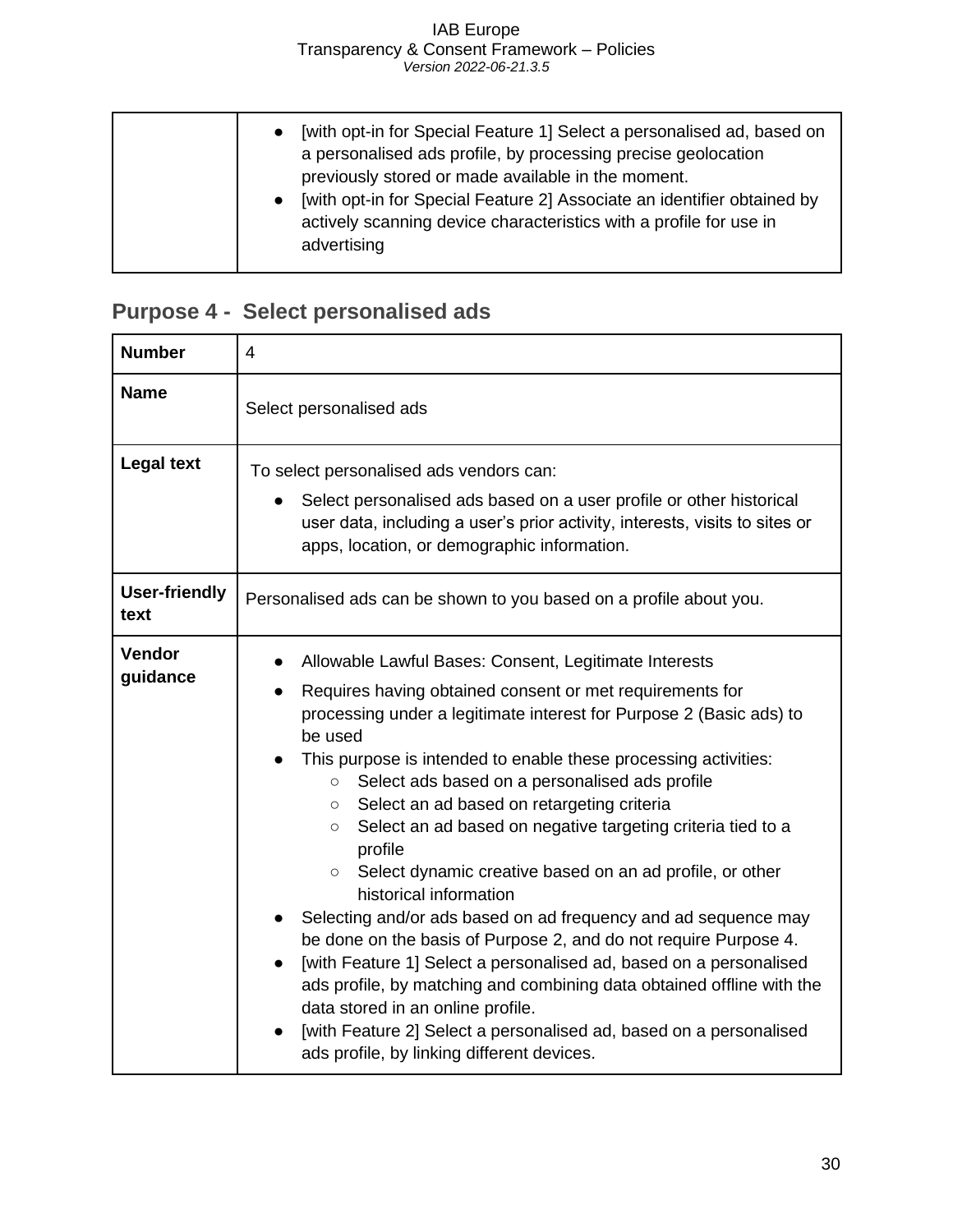| | |
|---|---|
| | • [with opt-in for Special Feature 1] Select a personalised ad, based on a personalised ads profile, by processing precise geolocation previously stored or made available in the moment.<br>• [with opt-in for Special Feature 2] Associate an identifier obtained by actively scanning device characteristics with a profile for use in advertising |

## Purpose 4 - Select personalised ads

| **Number** | 4 |
|---|---|
| **Name** | Select personalised ads |
| **Legal text** | To select personalised ads vendors can:<br>• Select personalised ads based on a user profile or other historical user data, including a user's prior activity, interests, visits to sites or apps, location, or demographic information. |
| **User-friendly text** | Personalised ads can be shown to you based on a profile about you. |
| **Vendor guidance** | • Allowable Lawful Bases: Consent, Legitimate Interests<br>• Requires having obtained consent or met requirements for processing under a legitimate interest for Purpose 2 (Basic ads) to be used<br>• This purpose is intended to enable these processing activities:<br>&nbsp;&nbsp;&nbsp;&nbsp;○ Select ads based on a personalised ads profile<br>&nbsp;&nbsp;&nbsp;&nbsp;○ Select an ad based on retargeting criteria<br>&nbsp;&nbsp;&nbsp;&nbsp;○ Select an ad based on negative targeting criteria tied to a profile<br>&nbsp;&nbsp;&nbsp;&nbsp;○ Select dynamic creative based on an ad profile, or other historical information<br>• Selecting and/or ads based on ad frequency and ad sequence may be done on the basis of Purpose 2, and do not require Purpose 4.<br>• [with Feature 1] Select a personalised ad, based on a personalised ads profile, by matching and combining data obtained offline with the data stored in an online profile.<br>• [with Feature 2] Select a personalised ad, based on a personalised ads profile, by linking different devices. |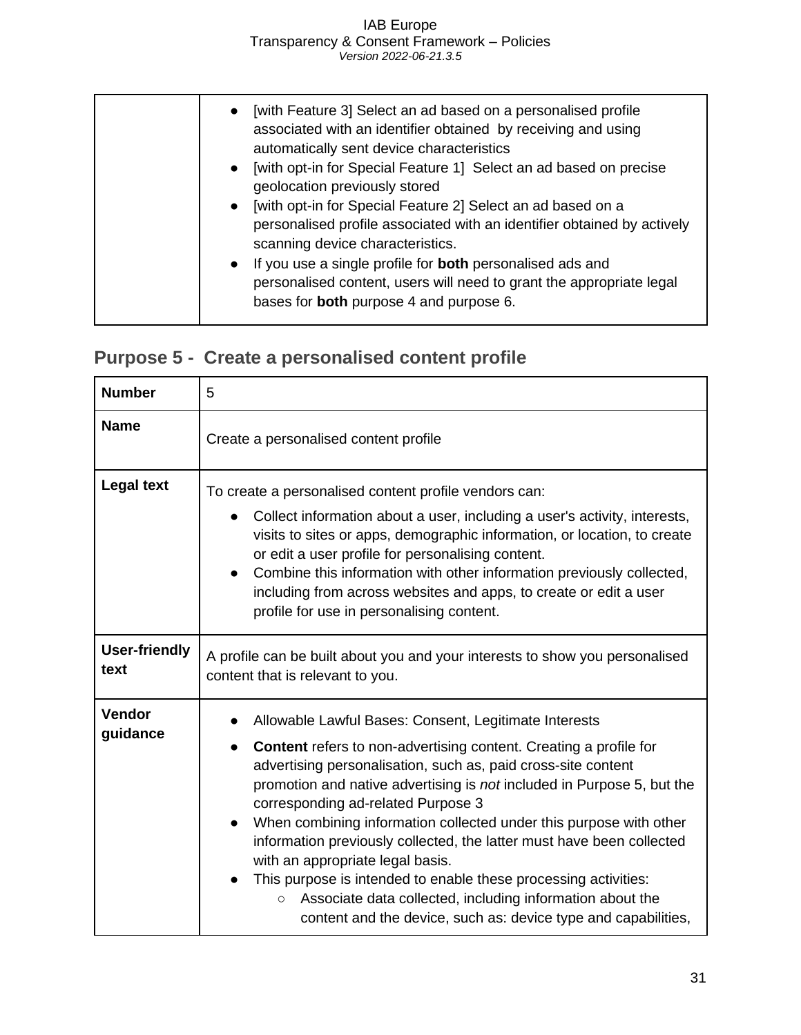| | |
|---|---|
| | • [with Feature 3] Select an ad based on a personalised profile associated with an identifier obtained by receiving and using automatically sent device characteristics<br>• [with opt-in for Special Feature 1] Select an ad based on precise geolocation previously stored<br>• [with opt-in for Special Feature 2] Select an ad based on a personalised profile associated with an identifier obtained by actively scanning device characteristics.<br>• If you use a single profile for **both** personalised ads and personalised content, users will need to grant the appropriate legal bases for **both** purpose 4 and purpose 6. |

## Purpose 5 - Create a personalised content profile

| | |
|---|---|
| **Number** | 5 |
| **Name** | Create a personalised content profile |
| **Legal text** | To create a personalised content profile vendors can:<br>• Collect information about a user, including a user's activity, interests, visits to sites or apps, demographic information, or location, to create or edit a user profile for personalising content.<br>• Combine this information with other information previously collected, including from across websites and apps, to create or edit a user profile for use in personalising content. |
| **User-friendly text** | A profile can be built about you and your interests to show you personalised content that is relevant to you. |
| **Vendor guidance** | • Allowable Lawful Bases: Consent, Legitimate Interests<br>• **Content** refers to non-advertising content. Creating a profile for advertising personalisation, such as, paid cross-site content promotion and native advertising is *not* included in Purpose 5, but the corresponding ad-related Purpose 3<br>• When combining information collected under this purpose with other information previously collected, the latter must have been collected with an appropriate legal basis.<br>• This purpose is intended to enable these processing activities:<br>  ○ Associate data collected, including information about the content and the device, such as: device type and capabilities, |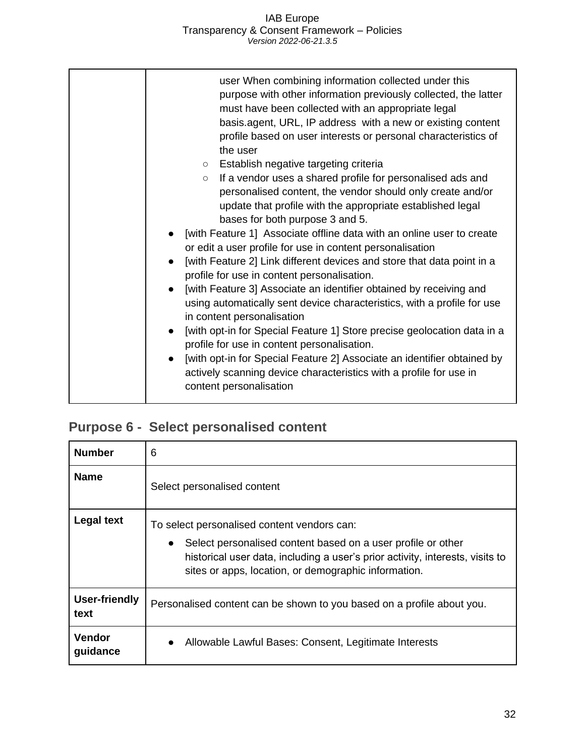| | |
|---|---|
| | user When combining information collected under this purpose with other information previously collected, the latter must have been collected with an appropriate legal basis.agent, URL, IP address with a new or existing content profile based on user interests or personal characteristics of the user<br>○ Establish negative targeting criteria<br>○ If a vendor uses a shared profile for personalised ads and personalised content, the vendor should only create and/or update that profile with the appropriate established legal bases for both purpose 3 and 5.<br>● [with Feature 1] Associate offline data with an online user to create or edit a user profile for use in content personalisation<br>● [with Feature 2] Link different devices and store that data point in a profile for use in content personalisation.<br>● [with Feature 3] Associate an identifier obtained by receiving and using automatically sent device characteristics, with a profile for use in content personalisation<br>● [with opt-in for Special Feature 1] Store precise geolocation data in a profile for use in content personalisation.<br>● [with opt-in for Special Feature 2] Associate an identifier obtained by actively scanning device characteristics with a profile for use in content personalisation |

## Purpose 6 - Select personalised content

| | |
|---|---|
| **Number** | 6 |
| **Name** | Select personalised content |
| **Legal text** | To select personalised content vendors can:<br>● Select personalised content based on a user profile or other historical user data, including a user's prior activity, interests, visits to sites or apps, location, or demographic information. |
| **User-friendly text** | Personalised content can be shown to you based on a profile about you. |
| **Vendor guidance** | ● Allowable Lawful Bases: Consent, Legitimate Interests |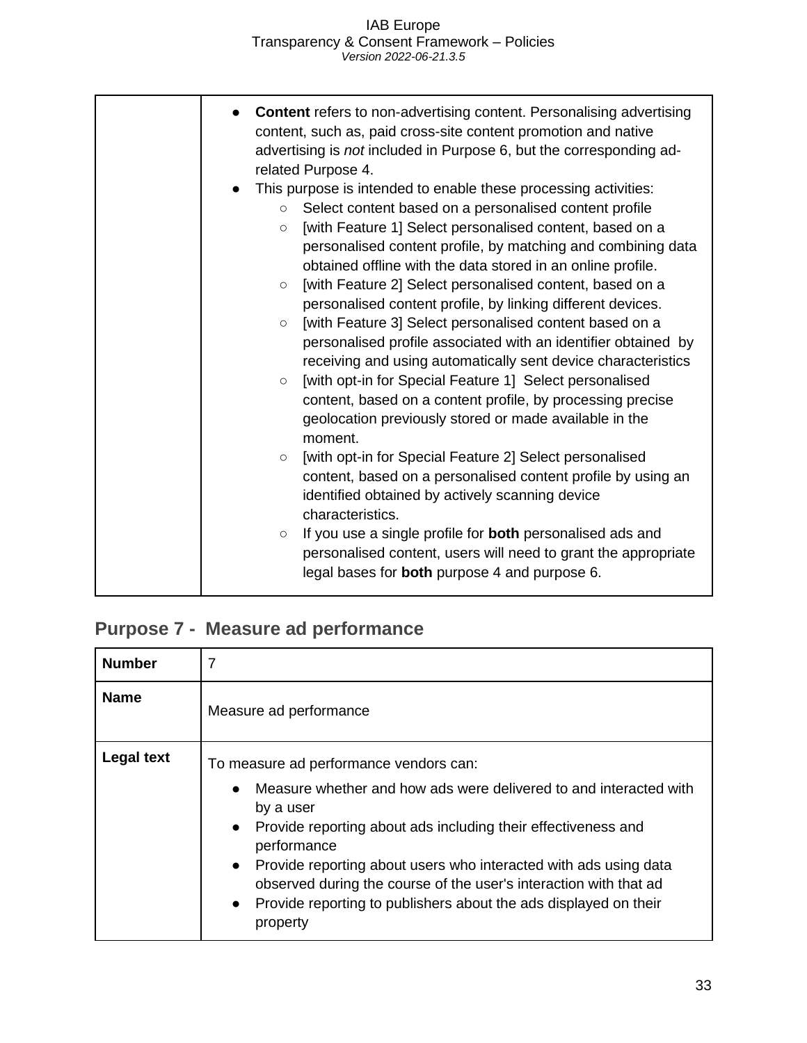| | |
|---|---|
| | <ul><li>**Content** refers to non-advertising content. Personalising advertising content, such as, paid cross-site content promotion and native advertising is *not* included in Purpose 6, but the corresponding ad-related Purpose 4.</li><li>This purpose is intended to enable these processing activities:<ul><li>Select content based on a personalised content profile</li><li>[with Feature 1] Select personalised content, based on a personalised content profile, by matching and combining data obtained offline with the data stored in an online profile.</li><li>[with Feature 2] Select personalised content, based on a personalised content profile, by linking different devices.</li><li>[with Feature 3] Select personalised content based on a personalised profile associated with an identifier obtained by receiving and using automatically sent device characteristics</li><li>[with opt-in for Special Feature 1] Select personalised content, based on a content profile, by processing precise geolocation previously stored or made available in the moment.</li><li>[with opt-in for Special Feature 2] Select personalised content, based on a personalised content profile by using an identified obtained by actively scanning device characteristics.</li><li>If you use a single profile for **both** personalised ads and personalised content, users will need to grant the appropriate legal bases for **both** purpose 4 and purpose 6.</li></ul></li></ul> |

## Purpose 7 - Measure ad performance

| | |
|---|---|
| **Number** | 7 |
| **Name** | Measure ad performance |
| **Legal text** | To measure ad performance vendors can:<ul><li>Measure whether and how ads were delivered to and interacted with by a user</li><li>Provide reporting about ads including their effectiveness and performance</li><li>Provide reporting about users who interacted with ads using data observed during the course of the user's interaction with that ad</li><li>Provide reporting to publishers about the ads displayed on their property</li></ul> |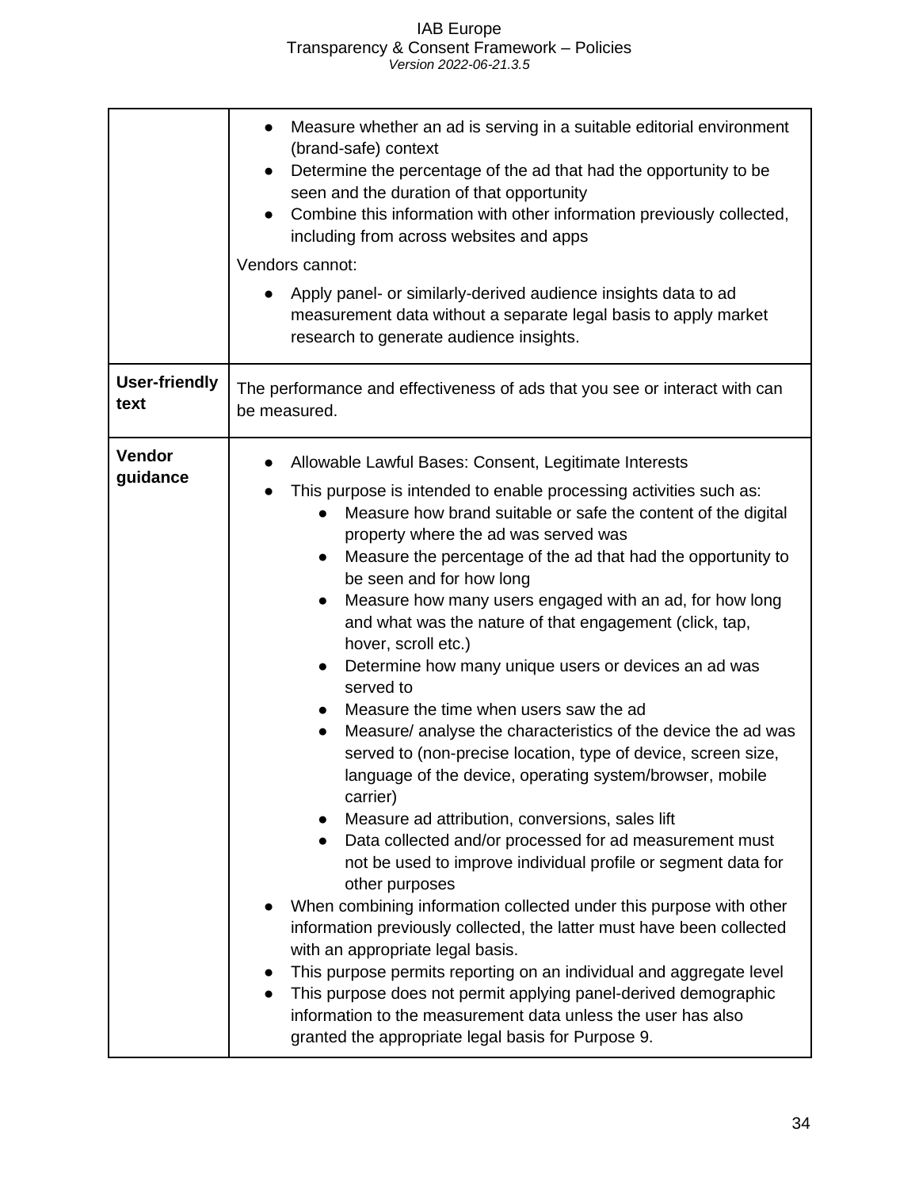| | |
|---|---|
| | <ul><li>Measure whether an ad is serving in a suitable editorial environment (brand-safe) context</li><li>Determine the percentage of the ad that had the opportunity to be seen and the duration of that opportunity</li><li>Combine this information with other information previously collected, including from across websites and apps</li></ul>Vendors cannot:<ul><li>Apply panel- or similarly-derived audience insights data to ad measurement data without a separate legal basis to apply market research to generate audience insights.</li></ul> |
| **User-friendly text** | The performance and effectiveness of ads that you see or interact with can be measured. |
| **Vendor guidance** | <ul><li>Allowable Lawful Bases: Consent, Legitimate Interests</li><li>This purpose is intended to enable processing activities such as:<ul><li>Measure how brand suitable or safe the content of the digital property where the ad was served was</li><li>Measure the percentage of the ad that had the opportunity to be seen and for how long</li><li>Measure how many users engaged with an ad, for how long and what was the nature of that engagement (click, tap, hover, scroll etc.)</li><li>Determine how many unique users or devices an ad was served to</li><li>Measure the time when users saw the ad</li><li>Measure/ analyse the characteristics of the device the ad was served to (non-precise location, type of device, screen size, language of the device, operating system/browser, mobile carrier)</li><li>Measure ad attribution, conversions, sales lift</li><li>Data collected and/or processed for ad measurement must not be used to improve individual profile or segment data for other purposes</li></ul></li><li>When combining information collected under this purpose with other information previously collected, the latter must have been collected with an appropriate legal basis.</li><li>This purpose permits reporting on an individual and aggregate level</li><li>This purpose does not permit applying panel-derived demographic information to the measurement data unless the user has also granted the appropriate legal basis for Purpose 9.</li></ul> |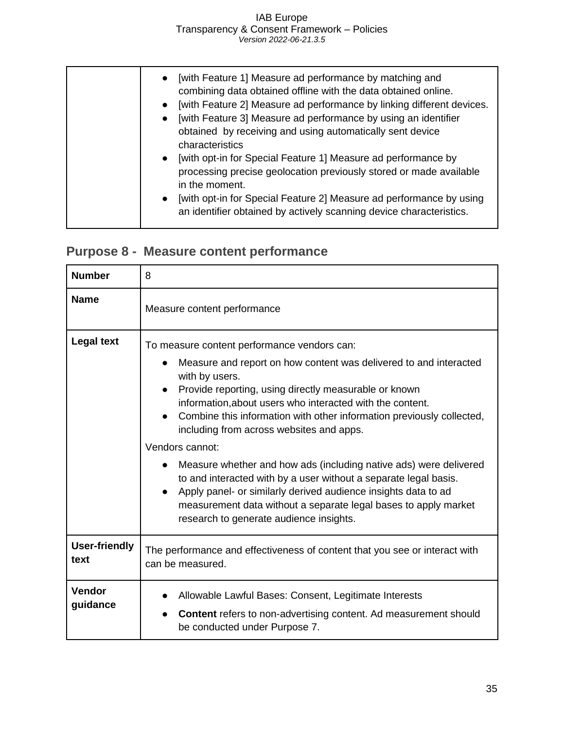| | |
|---|---|
| | • [with Feature 1] Measure ad performance by matching and combining data obtained offline with the data obtained online.<br>• [with Feature 2] Measure ad performance by linking different devices.<br>• [with Feature 3] Measure ad performance by using an identifier obtained by receiving and using automatically sent device characteristics<br>• [with opt-in for Special Feature 1] Measure ad performance by processing precise geolocation previously stored or made available in the moment.<br>• [with opt-in for Special Feature 2] Measure ad performance by using an identifier obtained by actively scanning device characteristics. |

## Purpose 8 - Measure content performance

| | |
|---|---|
| **Number** | 8 |
| **Name** | Measure content performance |
| **Legal text** | To measure content performance vendors can:<br>• Measure and report on how content was delivered to and interacted with by users.<br>• Provide reporting, using directly measurable or known information,about users who interacted with the content.<br>• Combine this information with other information previously collected, including from across websites and apps.<br>Vendors cannot:<br>• Measure whether and how ads (including native ads) were delivered to and interacted with by a user without a separate legal basis.<br>• Apply panel- or similarly derived audience insights data to ad measurement data without a separate legal bases to apply market research to generate audience insights. |
| **User-friendly text** | The performance and effectiveness of content that you see or interact with can be measured. |
| **Vendor guidance** | • Allowable Lawful Bases: Consent, Legitimate Interests<br>• **Content** refers to non-advertising content. Ad measurement should be conducted under Purpose 7. |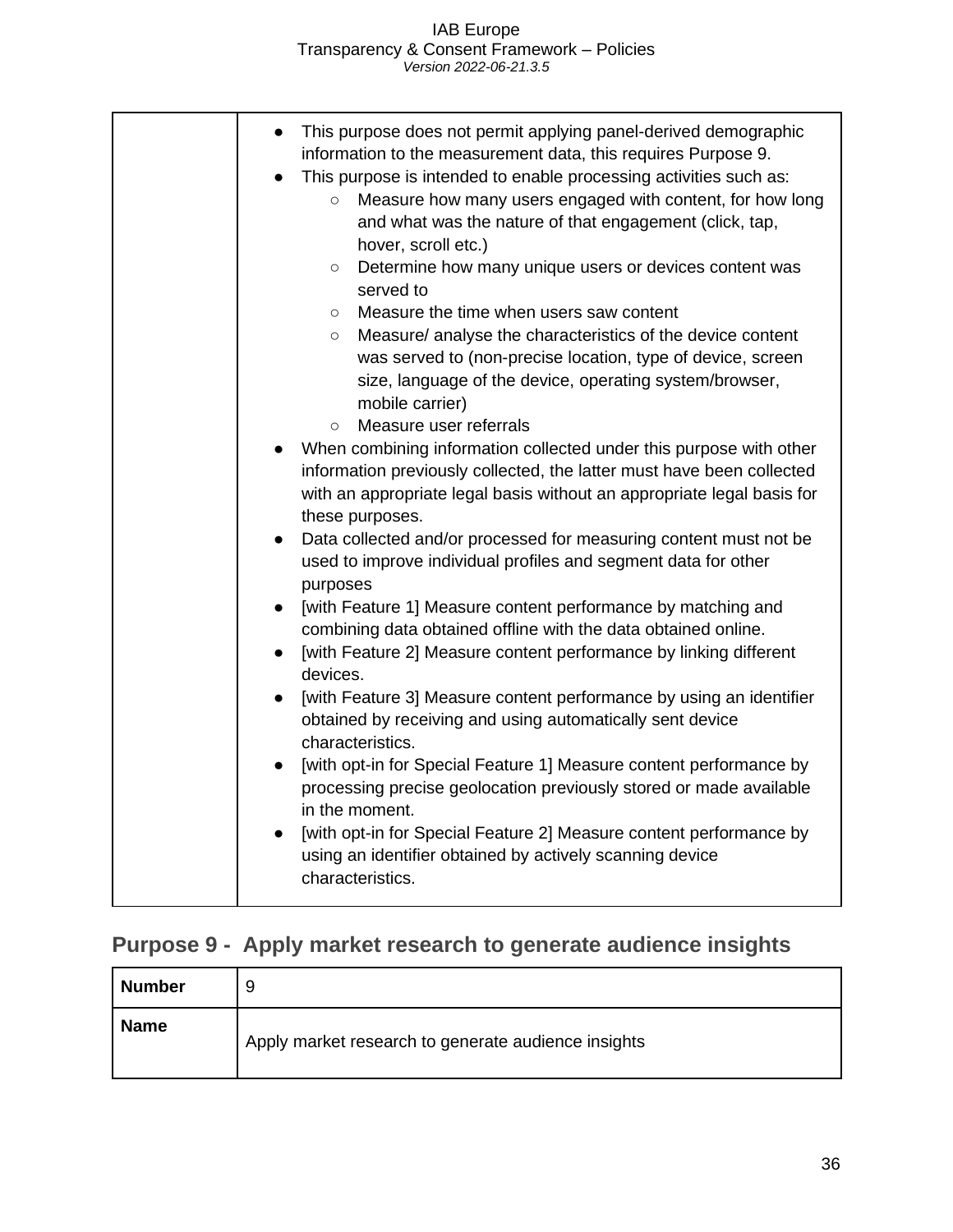| | |
|---|---|
| | <ul><li>This purpose does not permit applying panel-derived demographic information to the measurement data, this requires Purpose 9.</li><li>This purpose is intended to enable processing activities such as:<ul><li>Measure how many users engaged with content, for how long and what was the nature of that engagement (click, tap, hover, scroll etc.)</li><li>Determine how many unique users or devices content was served to</li><li>Measure the time when users saw content</li><li>Measure/ analyse the characteristics of the device content was served to (non-precise location, type of device, screen size, language of the device, operating system/browser, mobile carrier)</li><li>Measure user referrals</li></ul></li><li>When combining information collected under this purpose with other information previously collected, the latter must have been collected with an appropriate legal basis without an appropriate legal basis for these purposes.</li><li>Data collected and/or processed for measuring content must not be used to improve individual profiles and segment data for other purposes</li><li>[with Feature 1] Measure content performance by matching and combining data obtained offline with the data obtained online.</li><li>[with Feature 2] Measure content performance by linking different devices.</li><li>[with Feature 3] Measure content performance by using an identifier obtained by receiving and using automatically sent device characteristics.</li><li>[with opt-in for Special Feature 1] Measure content performance by processing precise geolocation previously stored or made available in the moment.</li><li>[with opt-in for Special Feature 2] Measure content performance by using an identifier obtained by actively scanning device characteristics.</li></ul> |

## Purpose 9 - Apply market research to generate audience insights

| **Number** | 9 |
|---|---|
| **Name** | Apply market research to generate audience insights |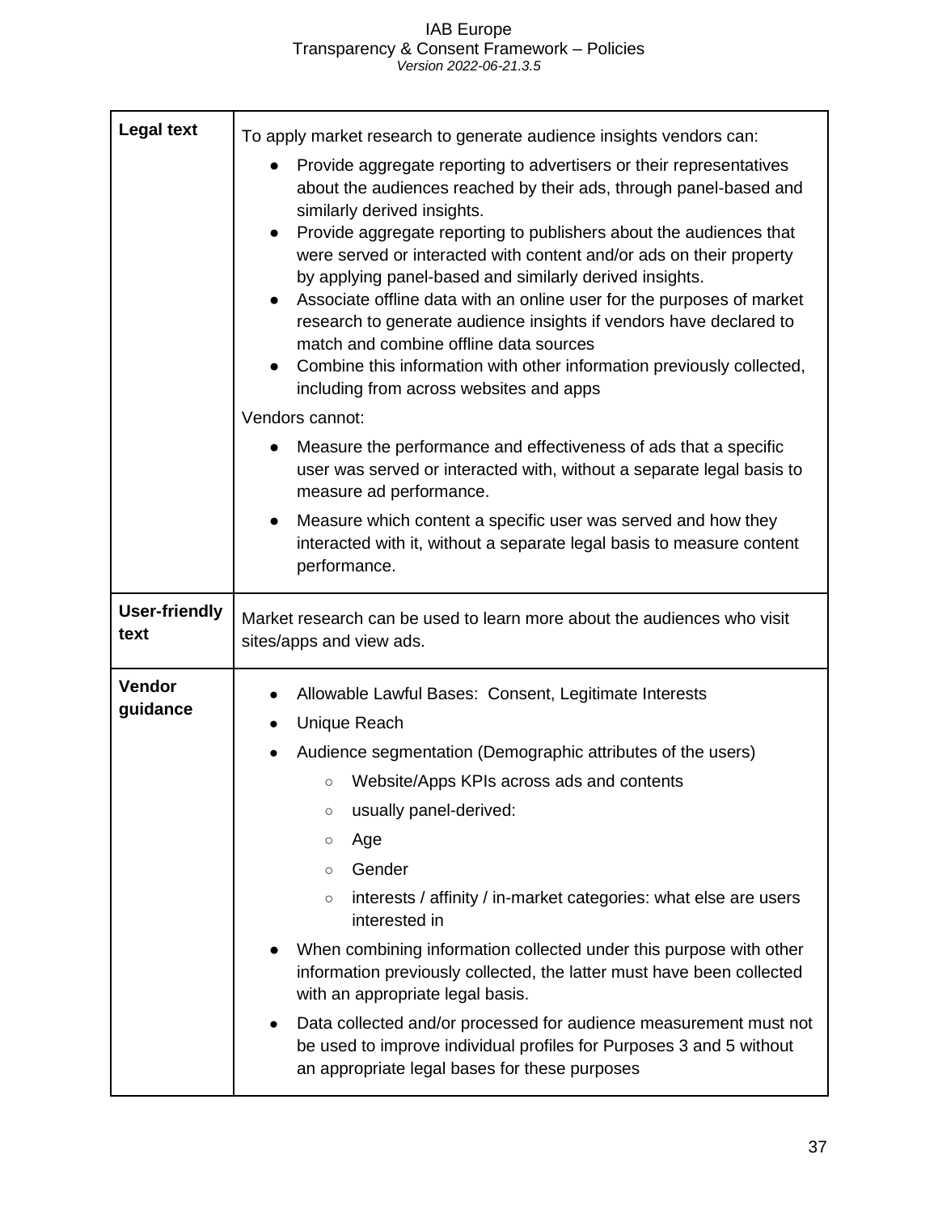| | |
|---|---|
| **Legal text** | To apply market research to generate audience insights vendors can:<br>• Provide aggregate reporting to advertisers or their representatives about the audiences reached by their ads, through panel-based and similarly derived insights.<br>• Provide aggregate reporting to publishers about the audiences that were served or interacted with content and/or ads on their property by applying panel-based and similarly derived insights.<br>• Associate offline data with an online user for the purposes of market research to generate audience insights if vendors have declared to match and combine offline data sources<br>• Combine this information with other information previously collected, including from across websites and apps<br>Vendors cannot:<br>• Measure the performance and effectiveness of ads that a specific user was served or interacted with, without a separate legal basis to measure ad performance.<br>• Measure which content a specific user was served and how they interacted with it, without a separate legal basis to measure content performance. |
| **User-friendly text** | Market research can be used to learn more about the audiences who visit sites/apps and view ads. |
| **Vendor guidance** | • Allowable Lawful Bases:  Consent, Legitimate Interests<br>• Unique Reach<br>• Audience segmentation (Demographic attributes of the users)<br>&nbsp;&nbsp;&nbsp;&nbsp;○ Website/Apps KPIs across ads and contents<br>&nbsp;&nbsp;&nbsp;&nbsp;○ usually panel-derived:<br>&nbsp;&nbsp;&nbsp;&nbsp;○ Age<br>&nbsp;&nbsp;&nbsp;&nbsp;○ Gender<br>&nbsp;&nbsp;&nbsp;&nbsp;○ interests / affinity / in-market categories: what else are users interested in<br>• When combining information collected under this purpose with other information previously collected, the latter must have been collected with an appropriate legal basis.<br>• Data collected and/or processed for audience measurement must not be used to improve individual profiles for Purposes 3 and 5 without an appropriate legal bases for these purposes |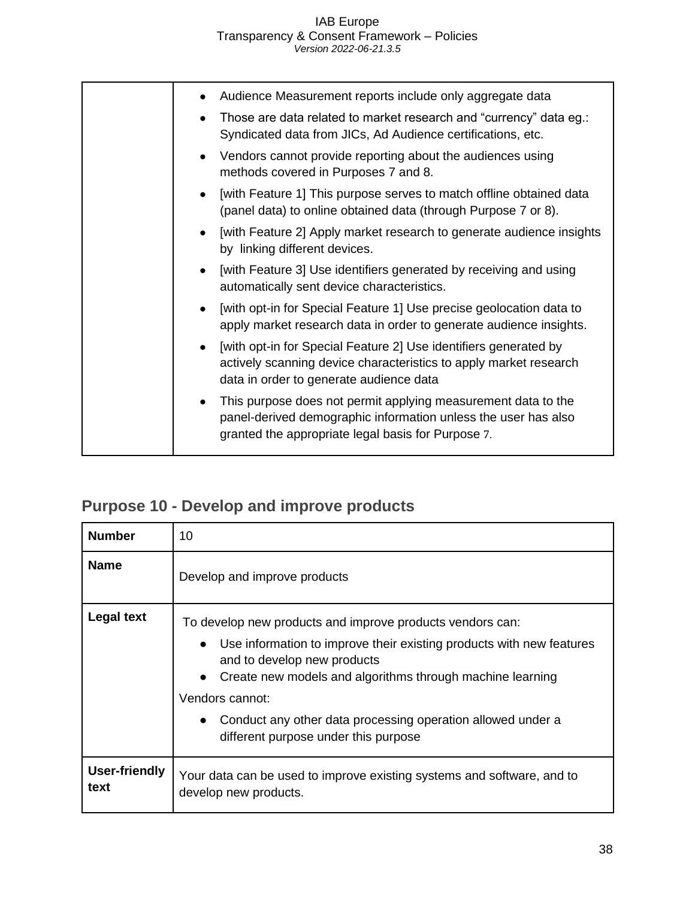| | |
|---|---|
| | • Audience Measurement reports include only aggregate data<br>• Those are data related to market research and "currency" data eg.: Syndicated data from JICs, Ad Audience certifications, etc.<br>• Vendors cannot provide reporting about the audiences using methods covered in Purposes 7 and 8.<br>• [with Feature 1] This purpose serves to match offline obtained data (panel data) to online obtained data (through Purpose 7 or 8).<br>• [with Feature 2] Apply market research to generate audience insights by linking different devices.<br>• [with Feature 3] Use identifiers generated by receiving and using automatically sent device characteristics.<br>• [with opt-in for Special Feature 1] Use precise geolocation data to apply market research data in order to generate audience insights.<br>• [with opt-in for Special Feature 2] Use identifiers generated by actively scanning device characteristics to apply market research data in order to generate audience data<br>• This purpose does not permit applying measurement data to the panel-derived demographic information unless the user has also granted the appropriate legal basis for Purpose 7. |

## Purpose 10 - Develop and improve products

| | |
|---|---|
| **Number** | 10 |
| **Name** | Develop and improve products |
| **Legal text** | To develop new products and improve products vendors can:<br>• Use information to improve their existing products with new features and to develop new products<br>• Create new models and algorithms through machine learning<br>Vendors cannot:<br>• Conduct any other data processing operation allowed under a different purpose under this purpose |
| **User-friendly text** | Your data can be used to improve existing systems and software, and to develop new products. |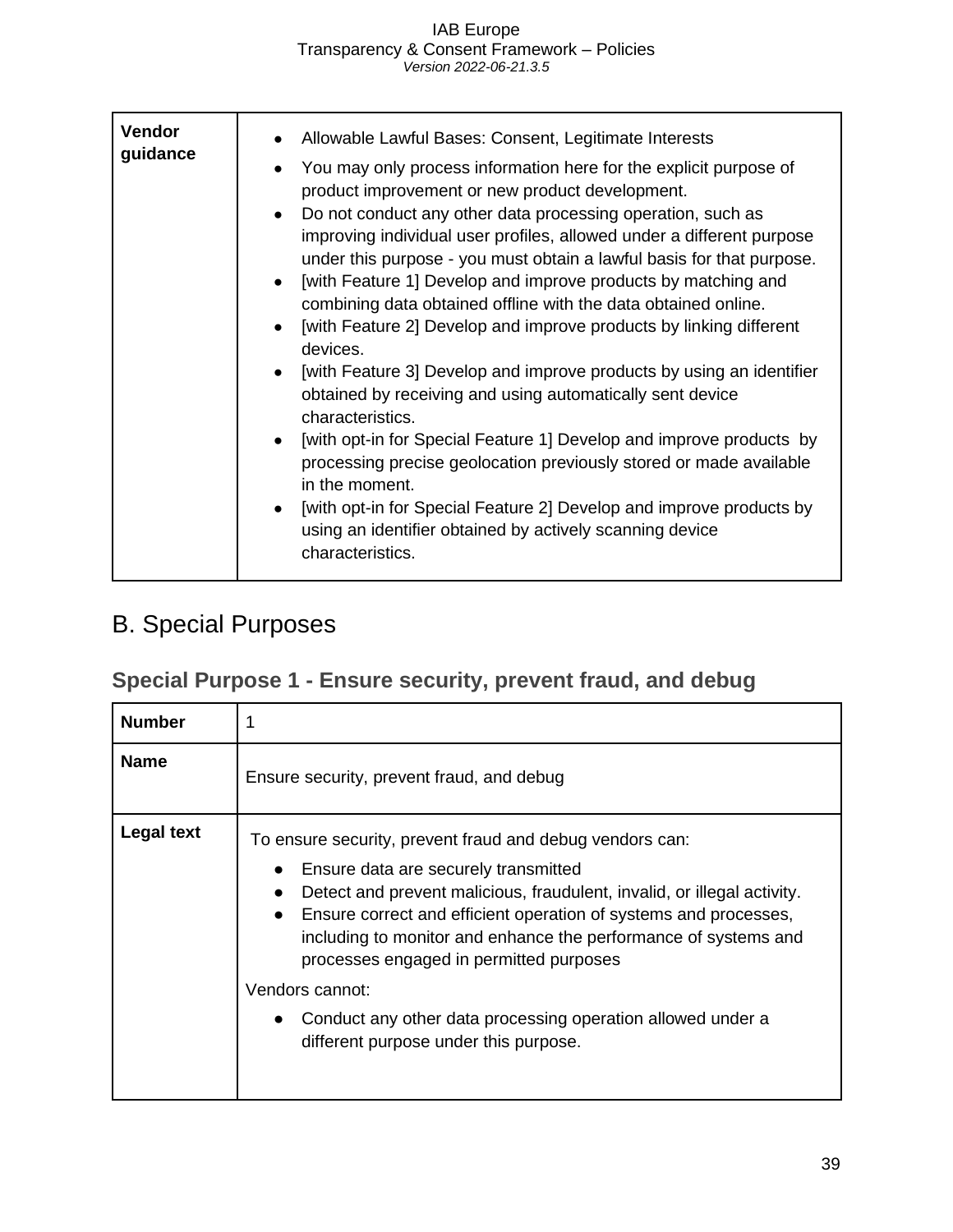| | |
|---|---|
| **Vendor guidance** | • Allowable Lawful Bases: Consent, Legitimate Interests<br>• You may only process information here for the explicit purpose of product improvement or new product development.<br>• Do not conduct any other data processing operation, such as improving individual user profiles, allowed under a different purpose under this purpose - you must obtain a lawful basis for that purpose.<br>• [with Feature 1] Develop and improve products by matching and combining data obtained offline with the data obtained online.<br>• [with Feature 2] Develop and improve products by linking different devices.<br>• [with Feature 3] Develop and improve products by using an identifier obtained by receiving and using automatically sent device characteristics.<br>• [with opt-in for Special Feature 1] Develop and improve products by processing precise geolocation previously stored or made available in the moment.<br>• [with opt-in for Special Feature 2] Develop and improve products by using an identifier obtained by actively scanning device characteristics. |

# B. Special Purposes

## Special Purpose 1 - Ensure security, prevent fraud, and debug

| | |
|---|---|
| **Number** | 1 |
| **Name** | Ensure security, prevent fraud, and debug |
| **Legal text** | To ensure security, prevent fraud and debug vendors can:<br>• Ensure data are securely transmitted<br>• Detect and prevent malicious, fraudulent, invalid, or illegal activity.<br>• Ensure correct and efficient operation of systems and processes, including to monitor and enhance the performance of systems and processes engaged in permitted purposes<br>Vendors cannot:<br>• Conduct any other data processing operation allowed under a different purpose under this purpose. |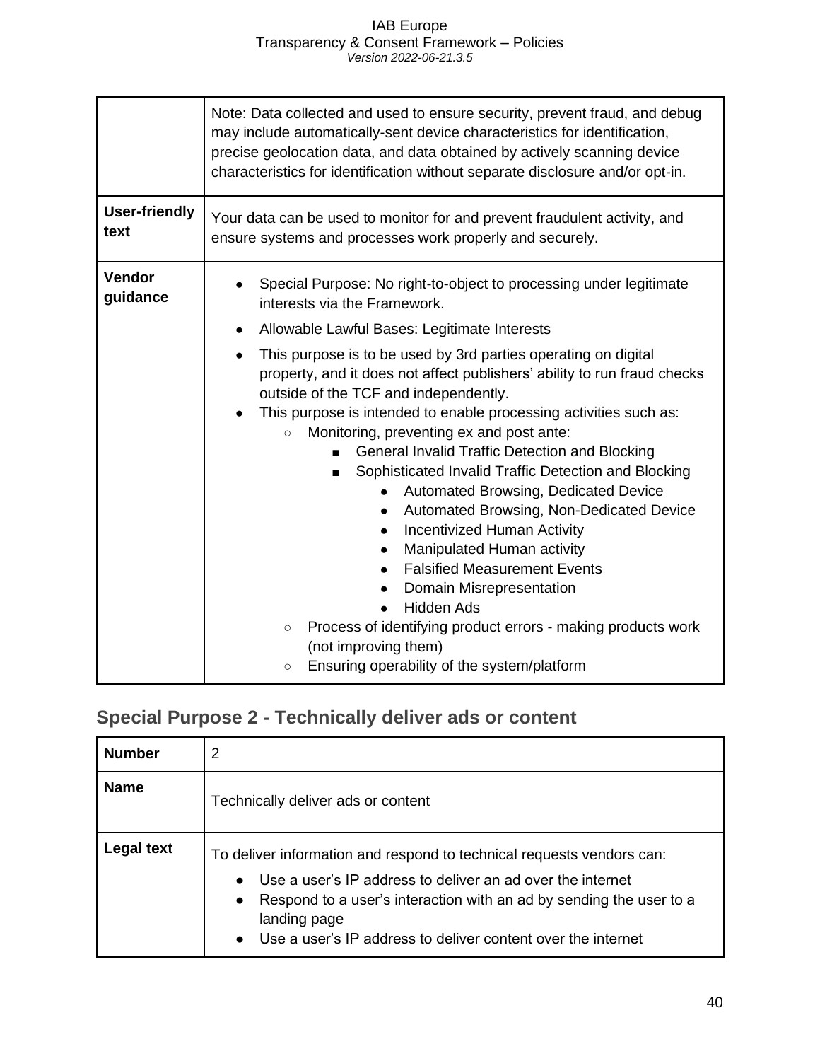| | |
|---|---|
| | Note: Data collected and used to ensure security, prevent fraud, and debug may include automatically-sent device characteristics for identification, precise geolocation data, and data obtained by actively scanning device characteristics for identification without separate disclosure and/or opt-in. |
| **User-friendly text** | Your data can be used to monitor for and prevent fraudulent activity, and ensure systems and processes work properly and securely. |
| **Vendor guidance** | • Special Purpose: No right-to-object to processing under legitimate interests via the Framework.<br>• Allowable Lawful Bases: Legitimate Interests<br>• This purpose is to be used by 3rd parties operating on digital property, and it does not affect publishers' ability to run fraud checks outside of the TCF and independently.<br>• This purpose is intended to enable processing activities such as:<br>&nbsp;&nbsp;○ Monitoring, preventing ex and post ante:<br>&nbsp;&nbsp;&nbsp;&nbsp;■ General Invalid Traffic Detection and Blocking<br>&nbsp;&nbsp;&nbsp;&nbsp;■ Sophisticated Invalid Traffic Detection and Blocking<br>&nbsp;&nbsp;&nbsp;&nbsp;&nbsp;&nbsp;• Automated Browsing, Dedicated Device<br>&nbsp;&nbsp;&nbsp;&nbsp;&nbsp;&nbsp;• Automated Browsing, Non-Dedicated Device<br>&nbsp;&nbsp;&nbsp;&nbsp;&nbsp;&nbsp;• Incentivized Human Activity<br>&nbsp;&nbsp;&nbsp;&nbsp;&nbsp;&nbsp;• Manipulated Human activity<br>&nbsp;&nbsp;&nbsp;&nbsp;&nbsp;&nbsp;• Falsified Measurement Events<br>&nbsp;&nbsp;&nbsp;&nbsp;&nbsp;&nbsp;• Domain Misrepresentation<br>&nbsp;&nbsp;&nbsp;&nbsp;&nbsp;&nbsp;• Hidden Ads<br>&nbsp;&nbsp;○ Process of identifying product errors - making products work (not improving them)<br>&nbsp;&nbsp;○ Ensuring operability of the system/platform |

## Special Purpose 2 - Technically deliver ads or content

| | |
|---|---|
| **Number** | 2 |
| **Name** | Technically deliver ads or content |
| **Legal text** | To deliver information and respond to technical requests vendors can:<br>• Use a user's IP address to deliver an ad over the internet<br>• Respond to a user's interaction with an ad by sending the user to a landing page<br>• Use a user's IP address to deliver content over the internet |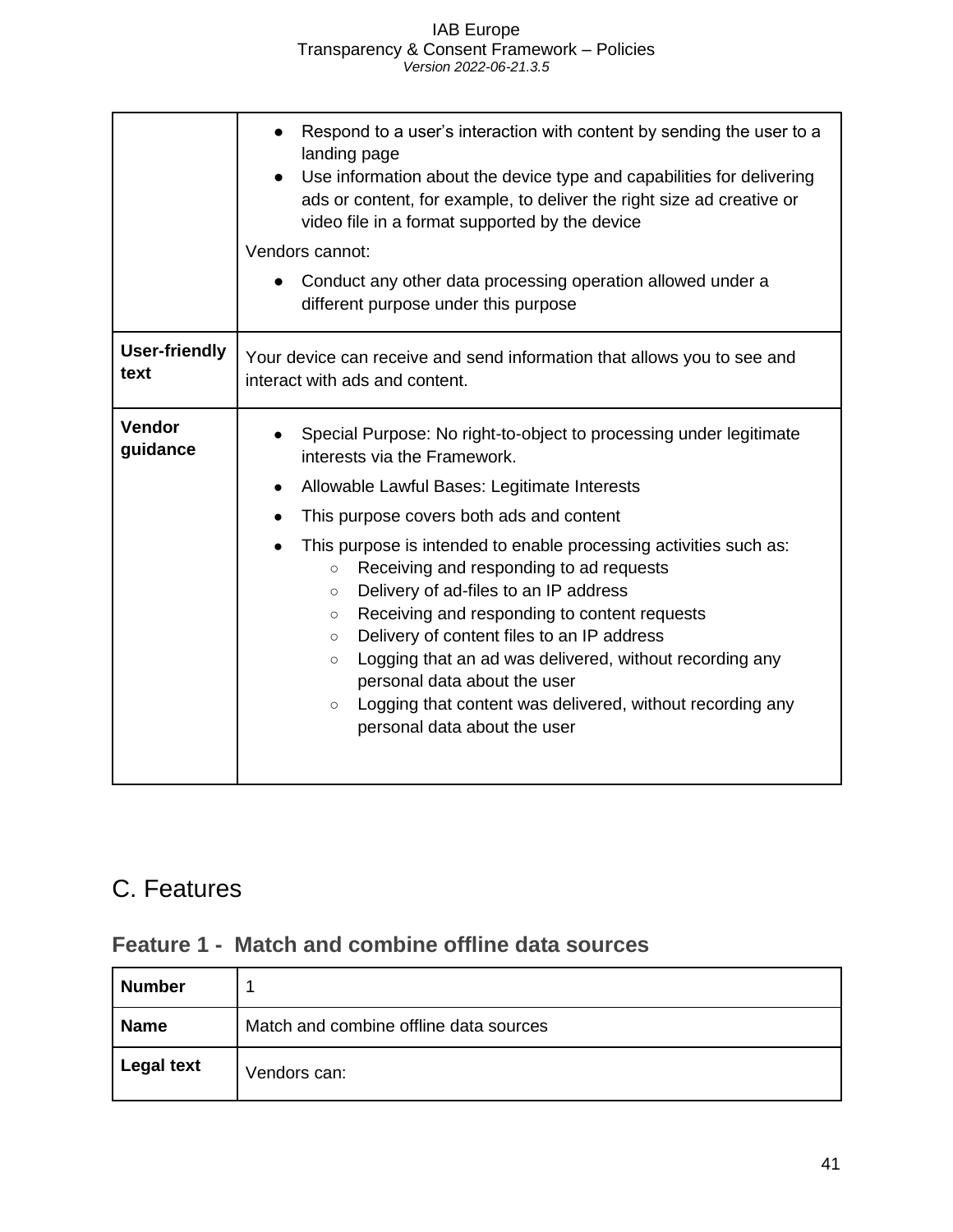| | |
|---|---|
| | - Respond to a user's interaction with content by sending the user to a landing page<br>- Use information about the device type and capabilities for delivering ads or content, for example, to deliver the right size ad creative or video file in a format supported by the device<br><br>Vendors cannot:<br><br>- Conduct any other data processing operation allowed under a different purpose under this purpose |
| **User-friendly text** | Your device can receive and send information that allows you to see and interact with ads and content. |
| **Vendor guidance** | - Special Purpose: No right-to-object to processing under legitimate interests via the Framework.<br>- Allowable Lawful Bases: Legitimate Interests<br>- This purpose covers both ads and content<br>- This purpose is intended to enable processing activities such as:<br>&nbsp;&nbsp;&nbsp;&nbsp;○ Receiving and responding to ad requests<br>&nbsp;&nbsp;&nbsp;&nbsp;○ Delivery of ad-files to an IP address<br>&nbsp;&nbsp;&nbsp;&nbsp;○ Receiving and responding to content requests<br>&nbsp;&nbsp;&nbsp;&nbsp;○ Delivery of content files to an IP address<br>&nbsp;&nbsp;&nbsp;&nbsp;○ Logging that an ad was delivered, without recording any personal data about the user<br>&nbsp;&nbsp;&nbsp;&nbsp;○ Logging that content was delivered, without recording any personal data about the user |

# C. Features

## Feature 1 - Match and combine offline data sources

| | |
|---|---|
| **Number** | 1 |
| **Name** | Match and combine offline data sources |
| **Legal text** | Vendors can: |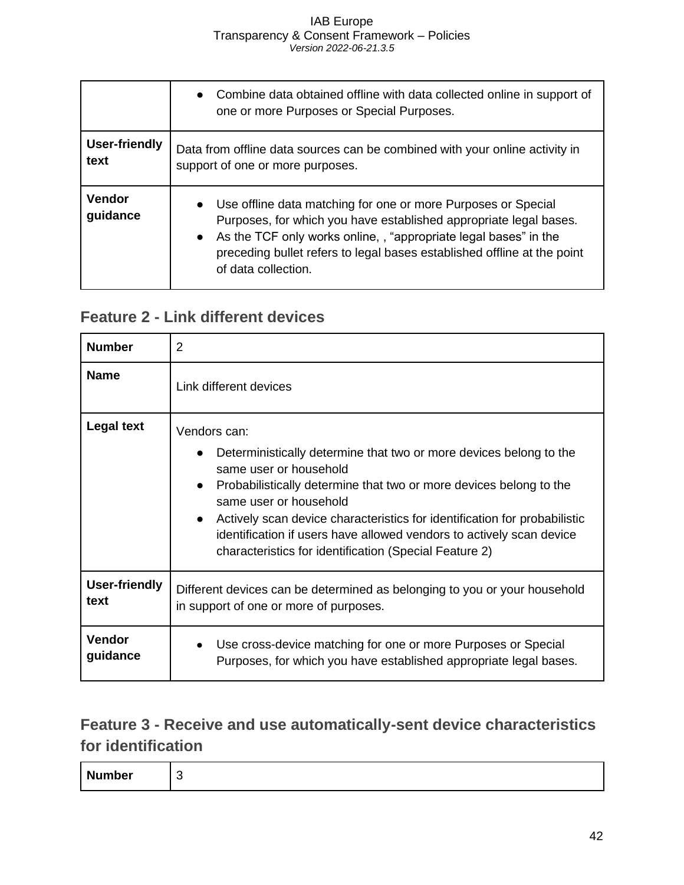|  |  |
| --- | --- |
|  | • Combine data obtained offline with data collected online in support of one or more Purposes or Special Purposes. |
| **User-friendly text** | Data from offline data sources can be combined with your online activity in support of one or more purposes. |
| **Vendor guidance** | • Use offline data matching for one or more Purposes or Special Purposes, for which you have established appropriate legal bases.<br>• As the TCF only works online, , "appropriate legal bases" in the preceding bullet refers to legal bases established offline at the point of data collection. |

### Feature 2 - Link different devices

| **Number** | 2 |
| --- | --- |
| **Name** | Link different devices |
| **Legal text** | Vendors can:<br>• Deterministically determine that two or more devices belong to the same user or household<br>• Probabilistically determine that two or more devices belong to the same user or household<br>• Actively scan device characteristics for identification for probabilistic identification if users have allowed vendors to actively scan device characteristics for identification (Special Feature 2) |
| **User-friendly text** | Different devices can be determined as belonging to you or your household in support of one or more of purposes. |
| **Vendor guidance** | • Use cross-device matching for one or more Purposes or Special Purposes, for which you have established appropriate legal bases. |

### Feature 3 - Receive and use automatically-sent device characteristics for identification

| **Number** | 3 |
| --- | --- |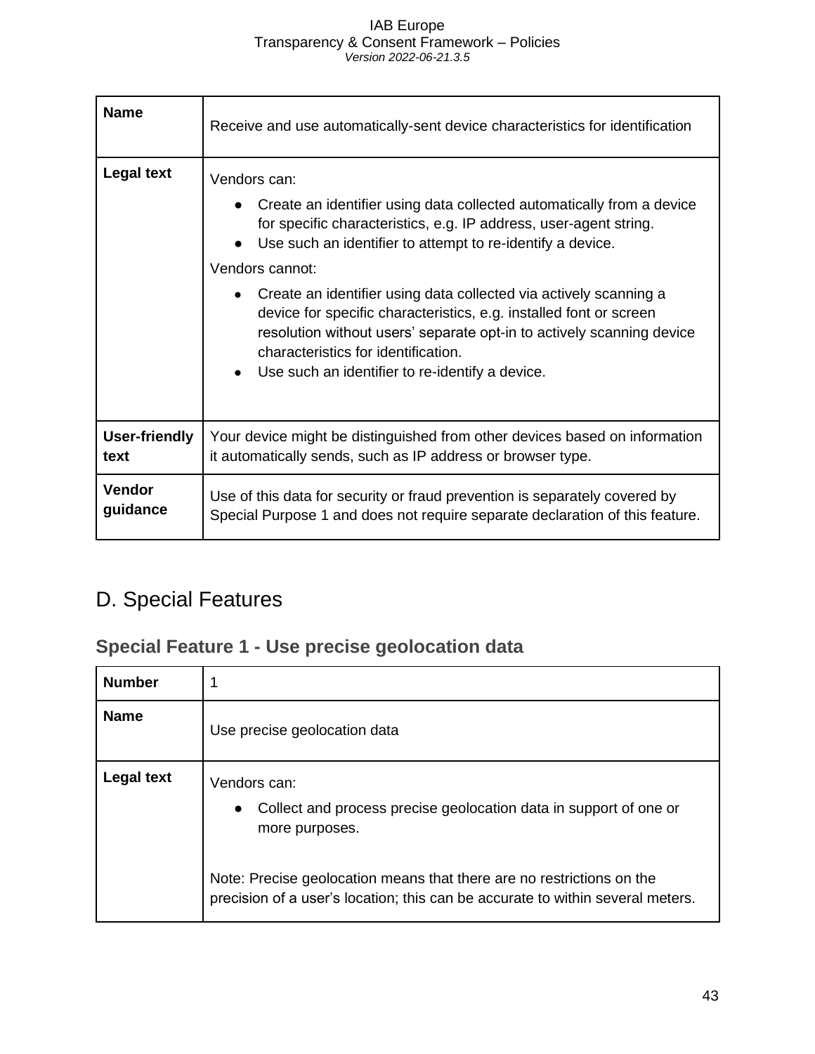| Name | Receive and use automatically-sent device characteristics for identification |
|---|---|
| Legal text | Vendors can:<br>• Create an identifier using data collected automatically from a device for specific characteristics, e.g. IP address, user-agent string.<br>• Use such an identifier to attempt to re-identify a device.<br>Vendors cannot:<br>• Create an identifier using data collected via actively scanning a device for specific characteristics, e.g. installed font or screen resolution without users' separate opt-in to actively scanning device characteristics for identification.<br>• Use such an identifier to re-identify a device. |
| User-friendly text | Your device might be distinguished from other devices based on information it automatically sends, such as IP address or browser type. |
| Vendor guidance | Use of this data for security or fraud prevention is separately covered by Special Purpose 1 and does not require separate declaration of this feature. |

# D. Special Features

## Special Feature 1 - Use precise geolocation data

| Number | 1 |
|---|---|
| Name | Use precise geolocation data |
| Legal text | Vendors can:<br>• Collect and process precise geolocation data in support of one or more purposes.<br><br>Note: Precise geolocation means that there are no restrictions on the precision of a user's location; this can be accurate to within several meters. |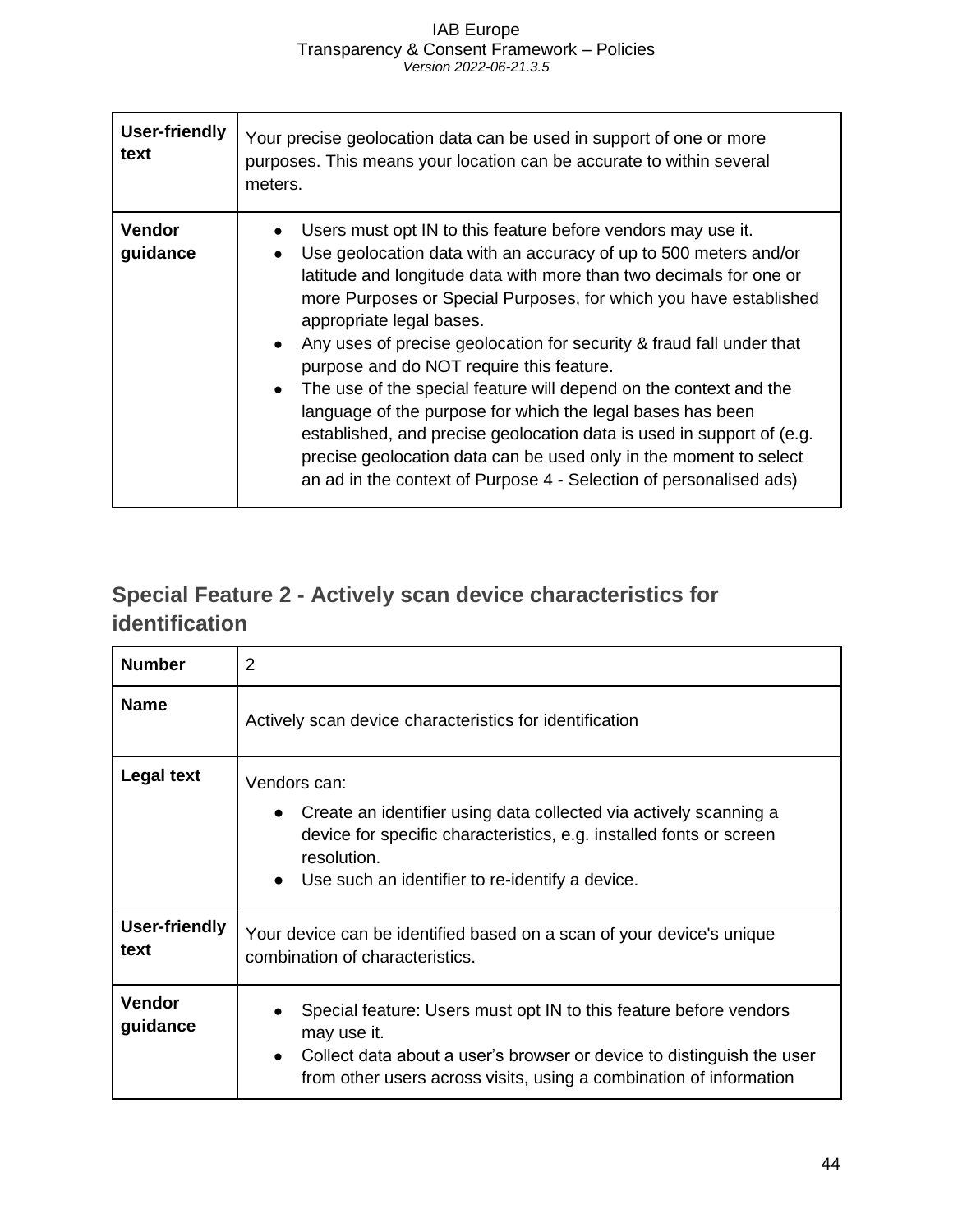| | |
|---|---|
| **User-friendly text** | Your precise geolocation data can be used in support of one or more purposes. This means your location can be accurate to within several meters. |
| **Vendor guidance** | • Users must opt IN to this feature before vendors may use it.<br>• Use geolocation data with an accuracy of up to 500 meters and/or latitude and longitude data with more than two decimals for one or more Purposes or Special Purposes, for which you have established appropriate legal bases.<br>• Any uses of precise geolocation for security & fraud fall under that purpose and do NOT require this feature.<br>• The use of the special feature will depend on the context and the language of the purpose for which the legal bases has been established, and precise geolocation data is used in support of (e.g. precise geolocation data can be used only in the moment to select an ad in the context of Purpose 4 - Selection of personalised ads) |

## Special Feature 2 - Actively scan device characteristics for identification

| | |
|---|---|
| **Number** | 2 |
| **Name** | Actively scan device characteristics for identification |
| **Legal text** | Vendors can:<br>• Create an identifier using data collected via actively scanning a device for specific characteristics, e.g. installed fonts or screen resolution.<br>• Use such an identifier to re-identify a device. |
| **User-friendly text** | Your device can be identified based on a scan of your device's unique combination of characteristics. |
| **Vendor guidance** | • Special feature: Users must opt IN to this feature before vendors may use it.<br>• Collect data about a user's browser or device to distinguish the user from other users across visits, using a combination of information |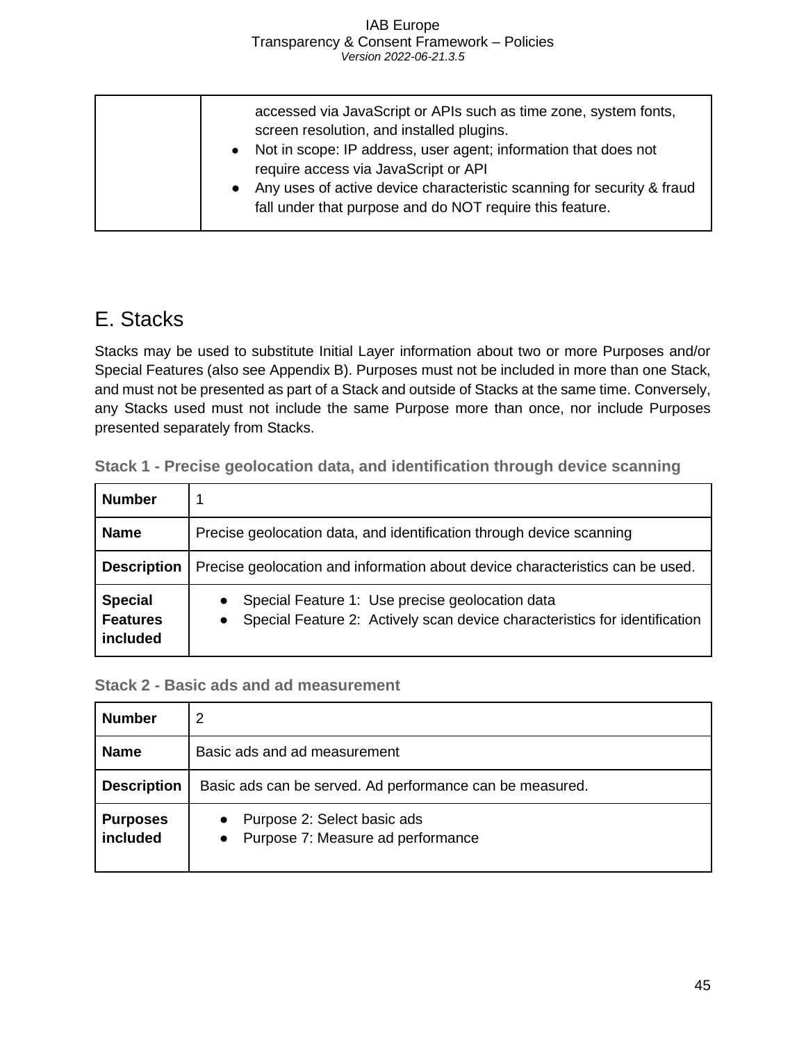| | accessed via JavaScript or APIs such as time zone, system fonts, screen resolution, and installed plugins.<br>● Not in scope: IP address, user agent; information that does not require access via JavaScript or API<br>● Any uses of active device characteristic scanning for security & fraud fall under that purpose and do NOT require this feature. |
|---|---|

## E. Stacks

Stacks may be used to substitute Initial Layer information about two or more Purposes and/or Special Features (also see Appendix B). Purposes must not be included in more than one Stack, and must not be presented as part of a Stack and outside of Stacks at the same time. Conversely, any Stacks used must not include the same Purpose more than once, nor include Purposes presented separately from Stacks.

#### Stack 1 - Precise geolocation data, and identification through device scanning

| **Number** | 1 |
|---|---|
| **Name** | Precise geolocation data, and identification through device scanning |
| **Description** | Precise geolocation and information about device characteristics can be used. |
| **Special Features included** | ● Special Feature 1: Use precise geolocation data<br>● Special Feature 2: Actively scan device characteristics for identification |

#### Stack 2 - Basic ads and ad measurement

| **Number** | 2 |
|---|---|
| **Name** | Basic ads and ad measurement |
| **Description** | Basic ads can be served. Ad performance can be measured. |
| **Purposes included** | ● Purpose 2: Select basic ads<br>● Purpose 7: Measure ad performance |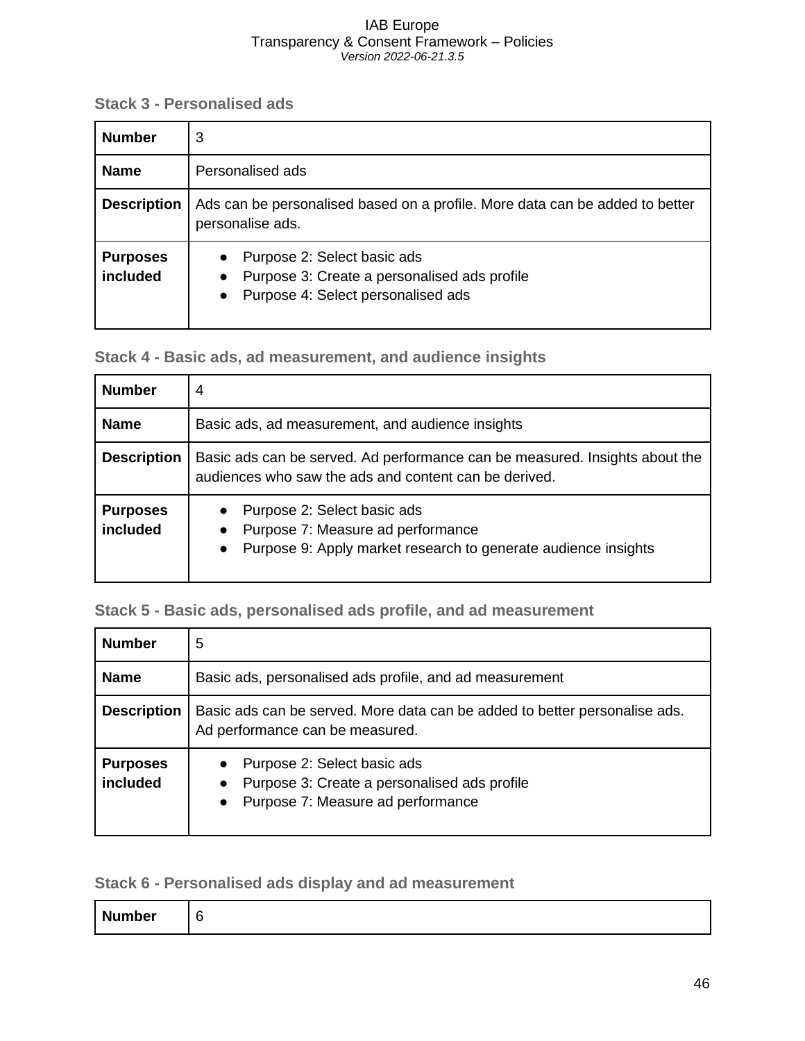### Stack 3 - Personalised ads

| **Number** | 3 |
|---|---|
| **Name** | Personalised ads |
| **Description** | Ads can be personalised based on a profile. More data can be added to better personalise ads. |
| **Purposes included** | • Purpose 2: Select basic ads<br>• Purpose 3: Create a personalised ads profile<br>• Purpose 4: Select personalised ads |

### Stack 4 - Basic ads, ad measurement, and audience insights

| **Number** | 4 |
|---|---|
| **Name** | Basic ads, ad measurement, and audience insights |
| **Description** | Basic ads can be served. Ad performance can be measured. Insights about the audiences who saw the ads and content can be derived. |
| **Purposes included** | • Purpose 2: Select basic ads<br>• Purpose 7: Measure ad performance<br>• Purpose 9: Apply market research to generate audience insights |

### Stack 5 - Basic ads, personalised ads profile, and ad measurement

| **Number** | 5 |
|---|---|
| **Name** | Basic ads, personalised ads profile, and ad measurement |
| **Description** | Basic ads can be served. More data can be added to better personalise ads. Ad performance can be measured. |
| **Purposes included** | • Purpose 2: Select basic ads<br>• Purpose 3: Create a personalised ads profile<br>• Purpose 7: Measure ad performance |

### Stack 6 - Personalised ads display and ad measurement

| **Number** | 6 |
|---|---|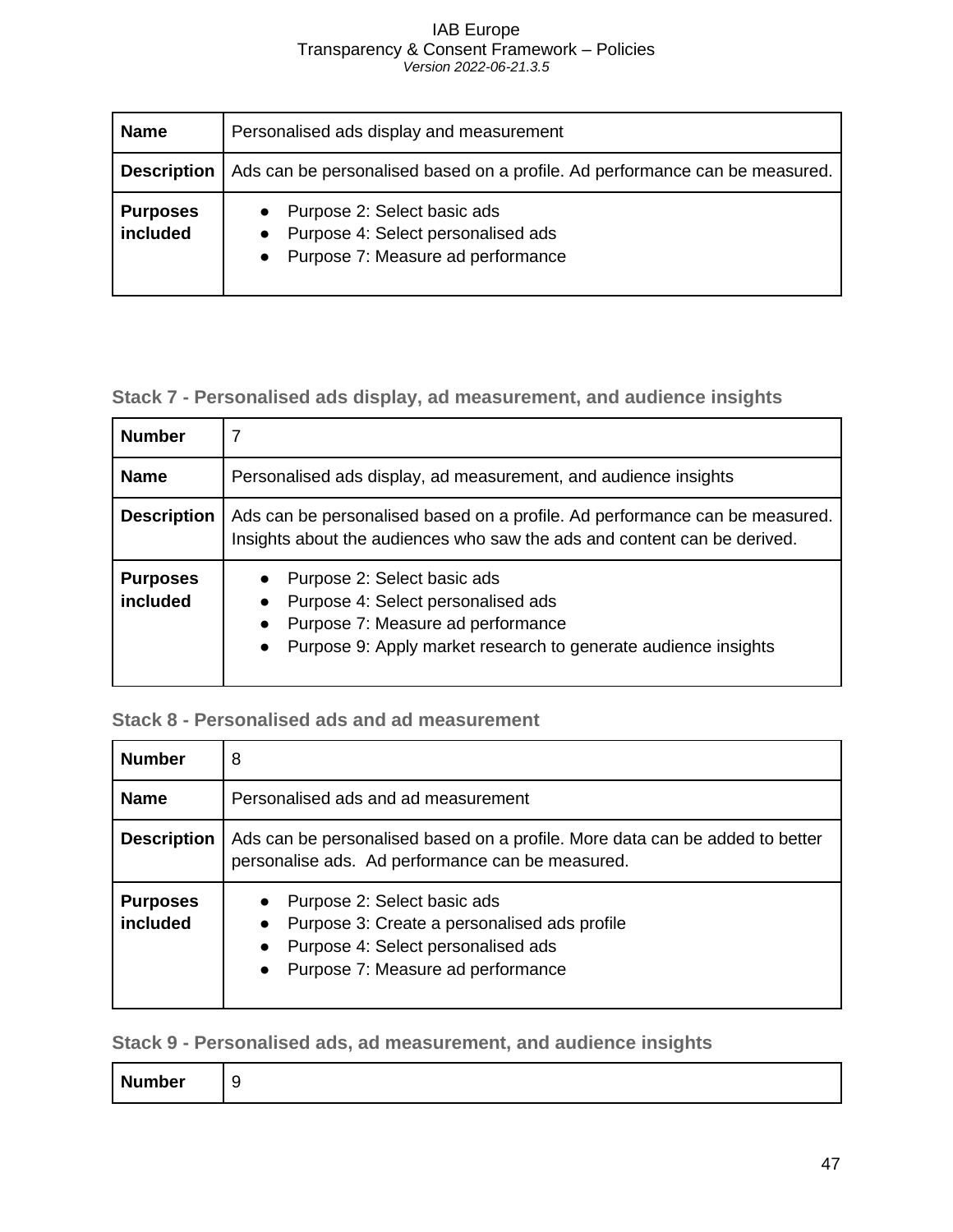| Name | Personalised ads display and measurement |
| --- | --- |
| Description | Ads can be personalised based on a profile. Ad performance can be measured. |
| Purposes included | • Purpose 2: Select basic ads<br>• Purpose 4: Select personalised ads<br>• Purpose 7: Measure ad performance |

### Stack 7 - Personalised ads display, ad measurement, and audience insights

| Number | 7 |
| --- | --- |
| Name | Personalised ads display, ad measurement, and audience insights |
| Description | Ads can be personalised based on a profile. Ad performance can be measured. Insights about the audiences who saw the ads and content can be derived. |
| Purposes included | • Purpose 2: Select basic ads<br>• Purpose 4: Select personalised ads<br>• Purpose 7: Measure ad performance<br>• Purpose 9: Apply market research to generate audience insights |

### Stack 8 - Personalised ads and ad measurement

| Number | 8 |
| --- | --- |
| Name | Personalised ads and ad measurement |
| Description | Ads can be personalised based on a profile. More data can be added to better personalise ads. Ad performance can be measured. |
| Purposes included | • Purpose 2: Select basic ads<br>• Purpose 3: Create a personalised ads profile<br>• Purpose 4: Select personalised ads<br>• Purpose 7: Measure ad performance |

### Stack 9 - Personalised ads, ad measurement, and audience insights

| Number | 9 |
| --- | --- |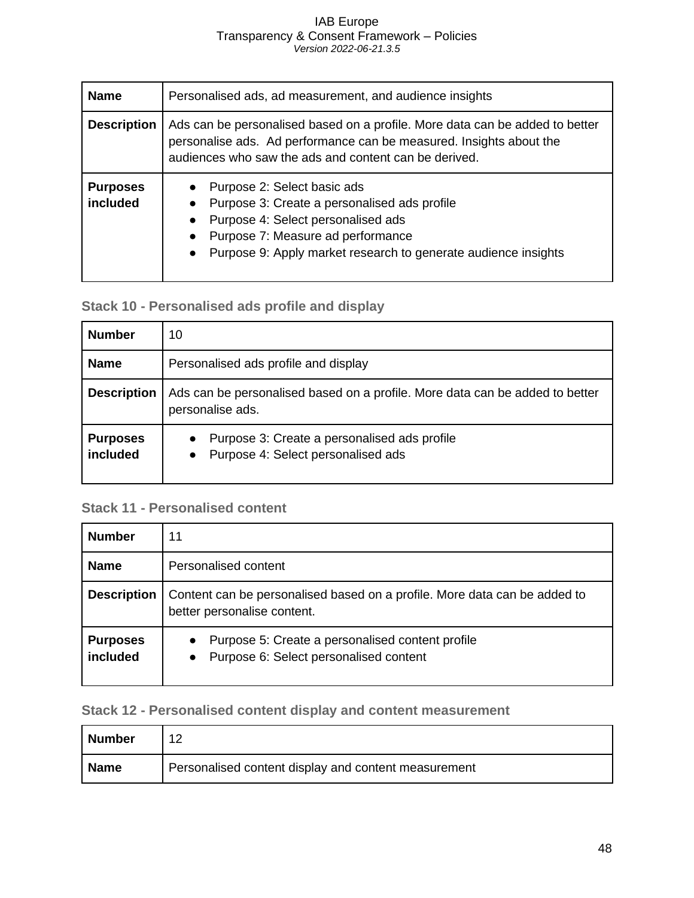| Name | Personalised ads, ad measurement, and audience insights |
|---|---|
| Description | Ads can be personalised based on a profile. More data can be added to better personalise ads. Ad performance can be measured. Insights about the audiences who saw the ads and content can be derived. |
| Purposes included | • Purpose 2: Select basic ads<br>• Purpose 3: Create a personalised ads profile<br>• Purpose 4: Select personalised ads<br>• Purpose 7: Measure ad performance<br>• Purpose 9: Apply market research to generate audience insights |

### Stack 10 - Personalised ads profile and display

| Number | 10 |
|---|---|
| Name | Personalised ads profile and display |
| Description | Ads can be personalised based on a profile. More data can be added to better personalise ads. |
| Purposes included | • Purpose 3: Create a personalised ads profile<br>• Purpose 4: Select personalised ads |

### Stack 11 - Personalised content

| Number | 11 |
|---|---|
| Name | Personalised content |
| Description | Content can be personalised based on a profile. More data can be added to better personalise content. |
| Purposes included | • Purpose 5: Create a personalised content profile<br>• Purpose 6: Select personalised content |

### Stack 12 - Personalised content display and content measurement

| Number | 12 |
|---|---|
| Name | Personalised content display and content measurement |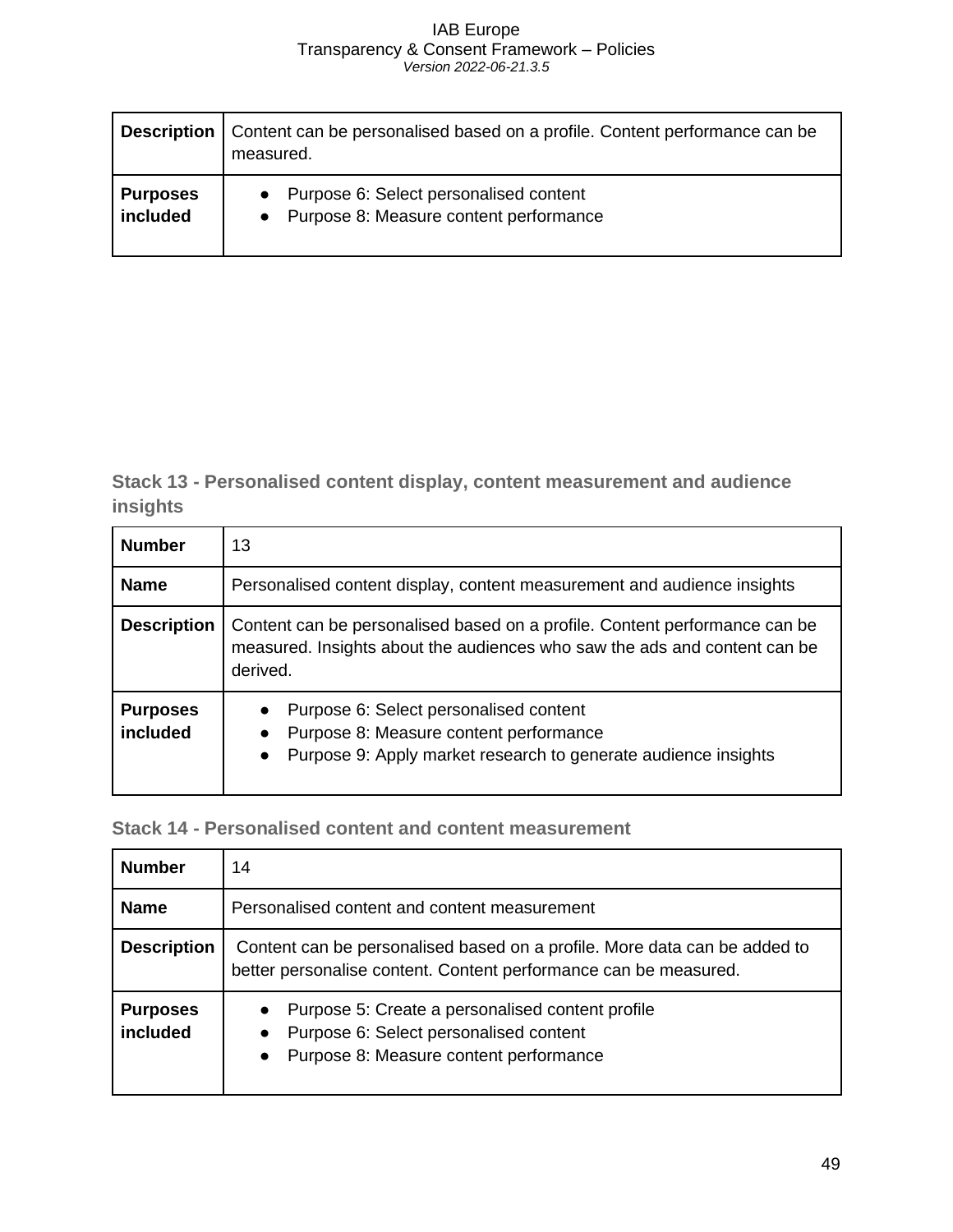| Description | Content can be personalised based on a profile. Content performance can be measured. |
| --- | --- |
| Purposes included | • Purpose 6: Select personalised content<br>• Purpose 8: Measure content performance |

### Stack 13 - Personalised content display, content measurement and audience insights

| Number | 13 |
| --- | --- |
| Name | Personalised content display, content measurement and audience insights |
| Description | Content can be personalised based on a profile. Content performance can be measured. Insights about the audiences who saw the ads and content can be derived. |
| Purposes included | • Purpose 6: Select personalised content<br>• Purpose 8: Measure content performance<br>• Purpose 9: Apply market research to generate audience insights |

### Stack 14 - Personalised content and content measurement

| Number | 14 |
| --- | --- |
| Name | Personalised content and content measurement |
| Description | Content can be personalised based on a profile. More data can be added to better personalise content. Content performance can be measured. |
| Purposes included | • Purpose 5: Create a personalised content profile<br>• Purpose 6: Select personalised content<br>• Purpose 8: Measure content performance |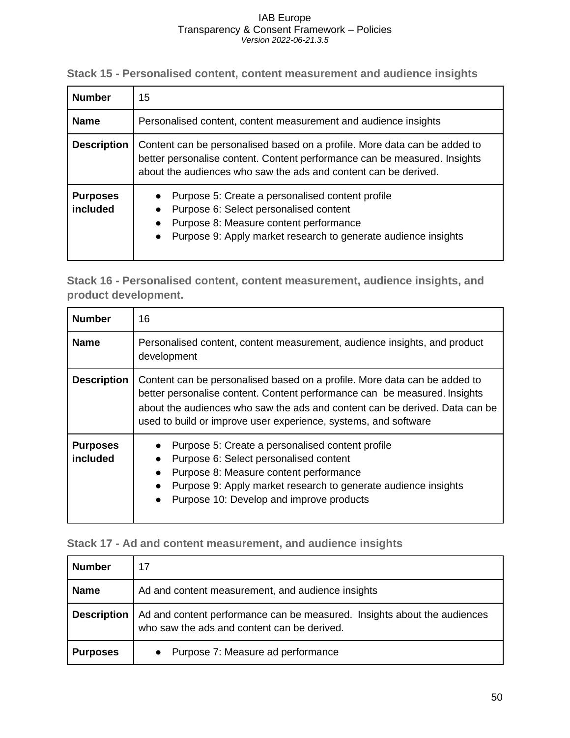### Stack 15 - Personalised content, content measurement and audience insights

| **Number** | 15 |
|---|---|
| **Name** | Personalised content, content measurement and audience insights |
| **Description** | Content can be personalised based on a profile. More data can be added to better personalise content. Content performance can be measured. Insights about the audiences who saw the ads and content can be derived. |
| **Purposes included** | • Purpose 5: Create a personalised content profile<br>• Purpose 6: Select personalised content<br>• Purpose 8: Measure content performance<br>• Purpose 9: Apply market research to generate audience insights |

### Stack 16 - Personalised content, content measurement, audience insights, and product development.

| **Number** | 16 |
|---|---|
| **Name** | Personalised content, content measurement, audience insights, and product development |
| **Description** | Content can be personalised based on a profile. More data can be added to better personalise content. Content performance can be measured. Insights about the audiences who saw the ads and content can be derived. Data can be used to build or improve user experience, systems, and software |
| **Purposes included** | • Purpose 5: Create a personalised content profile<br>• Purpose 6: Select personalised content<br>• Purpose 8: Measure content performance<br>• Purpose 9: Apply market research to generate audience insights<br>• Purpose 10: Develop and improve products |

### Stack 17 - Ad and content measurement, and audience insights

| **Number** | 17 |
|---|---|
| **Name** | Ad and content measurement, and audience insights |
| **Description** | Ad and content performance can be measured. Insights about the audiences who saw the ads and content can be derived. |
| **Purposes** | • Purpose 7: Measure ad performance |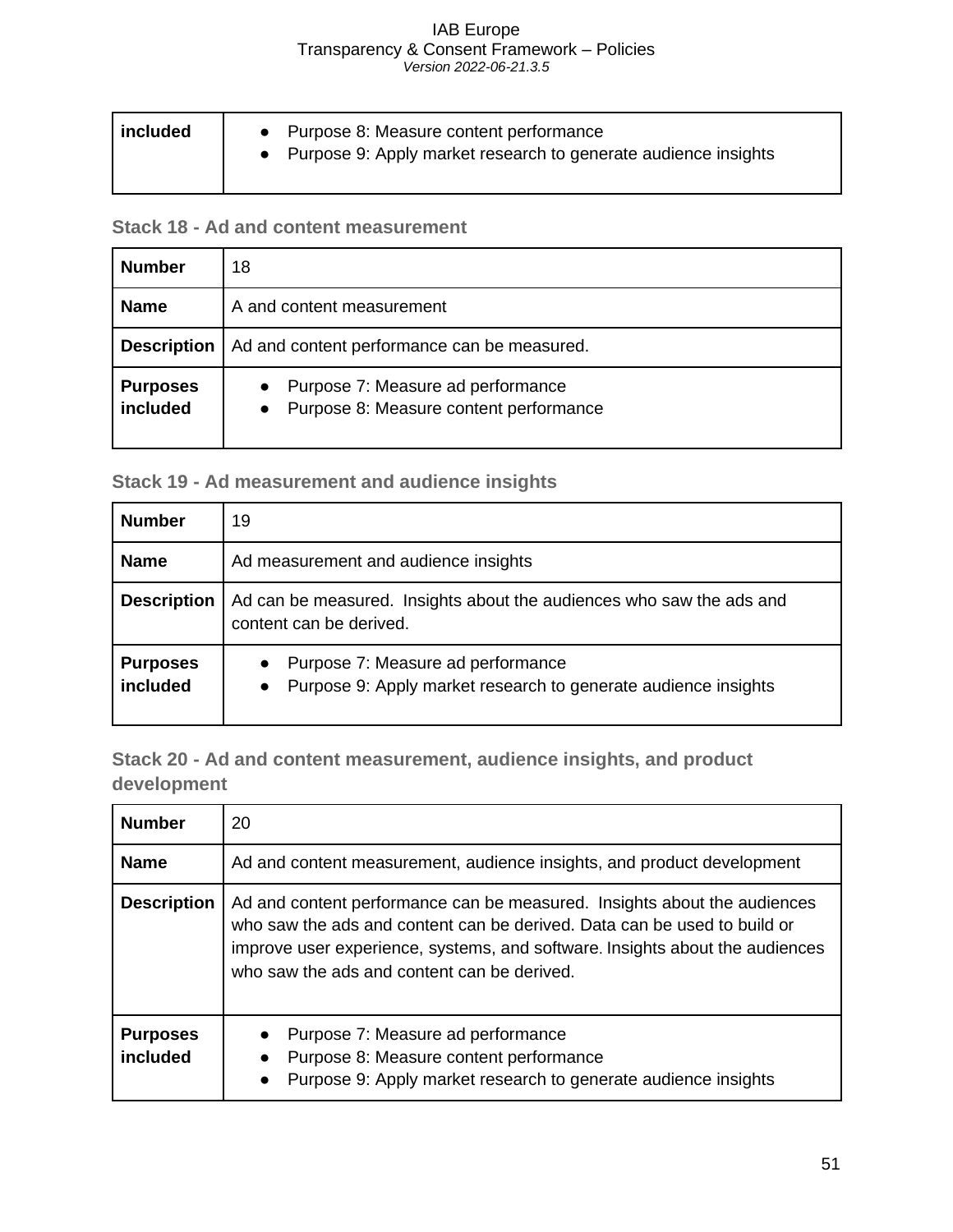| included | • Purpose 8: Measure content performance<br>• Purpose 9: Apply market research to generate audience insights |
|---|---|

### Stack 18 - Ad and content measurement

| Number | 18 |
|---|---|
| Name | A and content measurement |
| Description | Ad and content performance can be measured. |
| Purposes included | • Purpose 7: Measure ad performance<br>• Purpose 8: Measure content performance |

### Stack 19 - Ad measurement and audience insights

| Number | 19 |
|---|---|
| Name | Ad measurement and audience insights |
| Description | Ad can be measured. Insights about the audiences who saw the ads and content can be derived. |
| Purposes included | • Purpose 7: Measure ad performance<br>• Purpose 9: Apply market research to generate audience insights |

### Stack 20 - Ad and content measurement, audience insights, and product development

| Number | 20 |
|---|---|
| Name | Ad and content measurement, audience insights, and product development |
| Description | Ad and content performance can be measured. Insights about the audiences who saw the ads and content can be derived. Data can be used to build or improve user experience, systems, and software. Insights about the audiences who saw the ads and content can be derived. |
| Purposes included | • Purpose 7: Measure ad performance<br>• Purpose 8: Measure content performance<br>• Purpose 9: Apply market research to generate audience insights |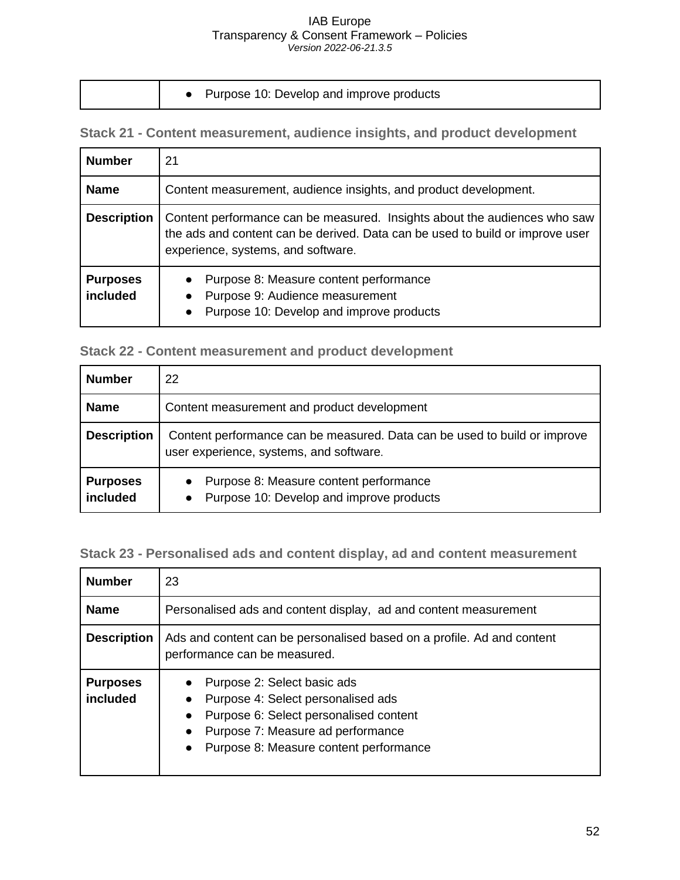| | |
|---|---|
| | • Purpose 10: Develop and improve products |

### Stack 21 - Content measurement, audience insights, and product development

| | |
|---|---|
| **Number** | 21 |
| **Name** | Content measurement, audience insights, and product development. |
| **Description** | Content performance can be measured. Insights about the audiences who saw the ads and content can be derived. Data can be used to build or improve user experience, systems, and software. |
| **Purposes included** | • Purpose 8: Measure content performance<br>• Purpose 9: Audience measurement<br>• Purpose 10: Develop and improve products |

### Stack 22 - Content measurement and product development

| | |
|---|---|
| **Number** | 22 |
| **Name** | Content measurement and product development |
| **Description** | Content performance can be measured. Data can be used to build or improve user experience, systems, and software. |
| **Purposes included** | • Purpose 8: Measure content performance<br>• Purpose 10: Develop and improve products |

### Stack 23 - Personalised ads and content display, ad and content measurement

| | |
|---|---|
| **Number** | 23 |
| **Name** | Personalised ads and content display, ad and content measurement |
| **Description** | Ads and content can be personalised based on a profile. Ad and content performance can be measured. |
| **Purposes included** | • Purpose 2: Select basic ads<br>• Purpose 4: Select personalised ads<br>• Purpose 6: Select personalised content<br>• Purpose 7: Measure ad performance<br>• Purpose 8: Measure content performance |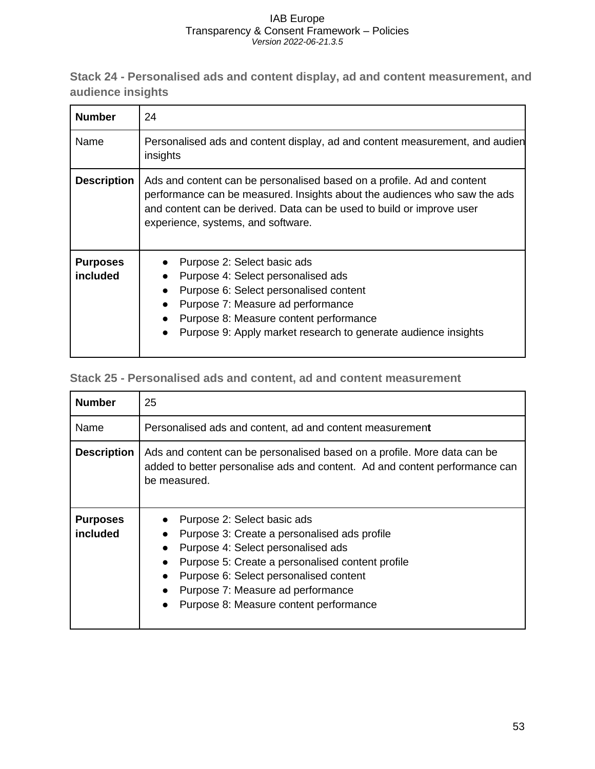### Stack 24 - Personalised ads and content display, ad and content measurement, and audience insights

| **Number** | 24 |
|---|---|
| Name | Personalised ads and content display, ad and content measurement, and audien insights |
| **Description** | Ads and content can be personalised based on a profile. Ad and content performance can be measured. Insights about the audiences who saw the ads and content can be derived. Data can be used to build or improve user experience, systems, and software. |
| **Purposes included** | • Purpose 2: Select basic ads<br>• Purpose 4: Select personalised ads<br>• Purpose 6: Select personalised content<br>• Purpose 7: Measure ad performance<br>• Purpose 8: Measure content performance<br>• Purpose 9: Apply market research to generate audience insights |

### Stack 25 - Personalised ads and content, ad and content measurement

| **Number** | 25 |
|---|---|
| Name | Personalised ads and content, ad and content measurement |
| **Description** | Ads and content can be personalised based on a profile. More data can be added to better personalise ads and content. Ad and content performance can be measured. |
| **Purposes included** | • Purpose 2: Select basic ads<br>• Purpose 3: Create a personalised ads profile<br>• Purpose 4: Select personalised ads<br>• Purpose 5: Create a personalised content profile<br>• Purpose 6: Select personalised content<br>• Purpose 7: Measure ad performance<br>• Purpose 8: Measure content performance |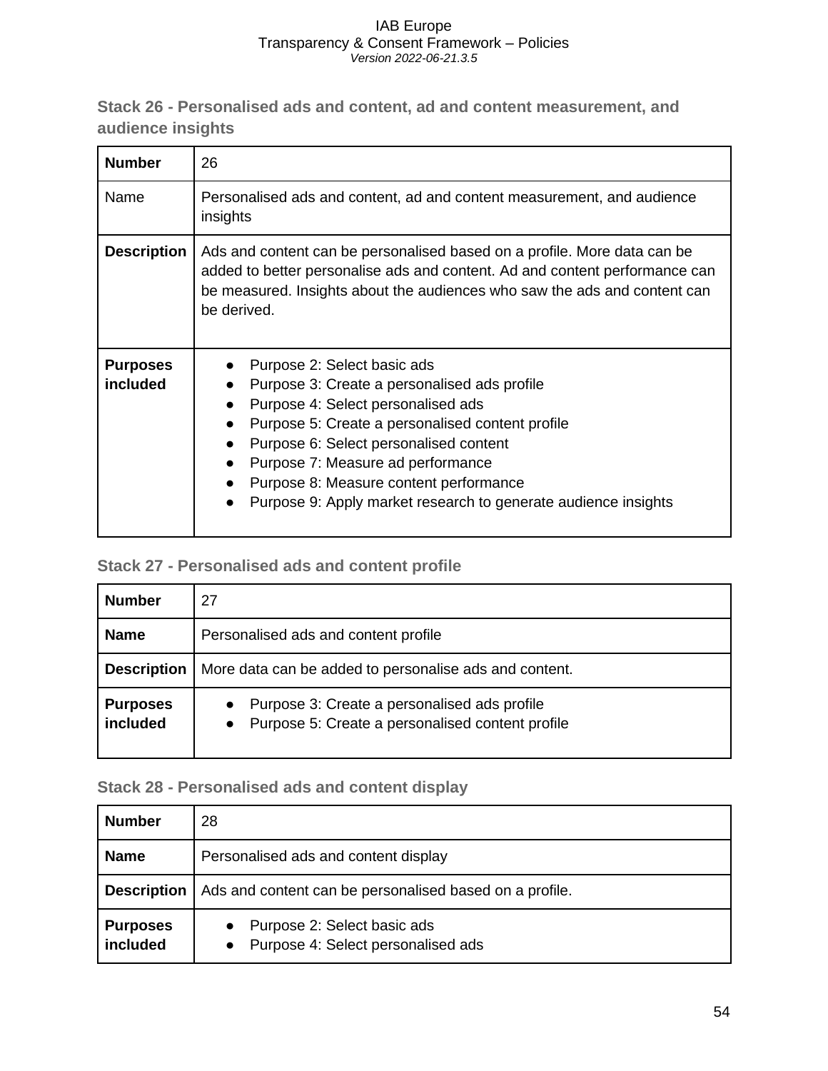### Stack 26 - Personalised ads and content, ad and content measurement, and audience insights

| **Number** | 26 |
|---|---|
| Name | Personalised ads and content, ad and content measurement, and audience insights |
| **Description** | Ads and content can be personalised based on a profile. More data can be added to better personalise ads and content. Ad and content performance can be measured. Insights about the audiences who saw the ads and content can be derived. |
| **Purposes included** | • Purpose 2: Select basic ads<br>• Purpose 3: Create a personalised ads profile<br>• Purpose 4: Select personalised ads<br>• Purpose 5: Create a personalised content profile<br>• Purpose 6: Select personalised content<br>• Purpose 7: Measure ad performance<br>• Purpose 8: Measure content performance<br>• Purpose 9: Apply market research to generate audience insights |

### Stack 27 - Personalised ads and content profile

| **Number** | 27 |
|---|---|
| **Name** | Personalised ads and content profile |
| **Description** | More data can be added to personalise ads and content. |
| **Purposes included** | • Purpose 3: Create a personalised ads profile<br>• Purpose 5: Create a personalised content profile |

### Stack 28 - Personalised ads and content display

| **Number** | 28 |
|---|---|
| **Name** | Personalised ads and content display |
| **Description** | Ads and content can be personalised based on a profile. |
| **Purposes included** | • Purpose 2: Select basic ads<br>• Purpose 4: Select personalised ads |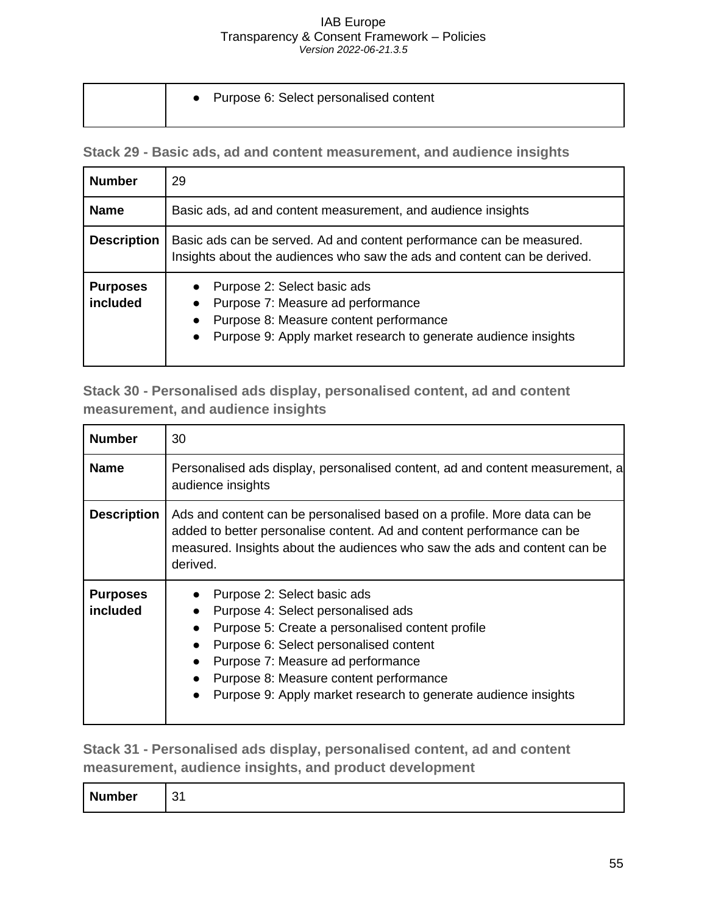| | |
|---|---|
| | • Purpose 6: Select personalised content |

### Stack 29 - Basic ads, ad and content measurement, and audience insights

| | |
|---|---|
| **Number** | 29 |
| **Name** | Basic ads, ad and content measurement, and audience insights |
| **Description** | Basic ads can be served. Ad and content performance can be measured. Insights about the audiences who saw the ads and content can be derived. |
| **Purposes included** | • Purpose 2: Select basic ads<br>• Purpose 7: Measure ad performance<br>• Purpose 8: Measure content performance<br>• Purpose 9: Apply market research to generate audience insights |

### Stack 30 - Personalised ads display, personalised content, ad and content measurement, and audience insights

| | |
|---|---|
| **Number** | 30 |
| **Name** | Personalised ads display, personalised content, ad and content measurement, a audience insights |
| **Description** | Ads and content can be personalised based on a profile. More data can be added to better personalise content. Ad and content performance can be measured. Insights about the audiences who saw the ads and content can be derived. |
| **Purposes included** | • Purpose 2: Select basic ads<br>• Purpose 4: Select personalised ads<br>• Purpose 5: Create a personalised content profile<br>• Purpose 6: Select personalised content<br>• Purpose 7: Measure ad performance<br>• Purpose 8: Measure content performance<br>• Purpose 9: Apply market research to generate audience insights |

### Stack 31 - Personalised ads display, personalised content, ad and content measurement, audience insights, and product development

| | |
|---|---|
| **Number** | 31 |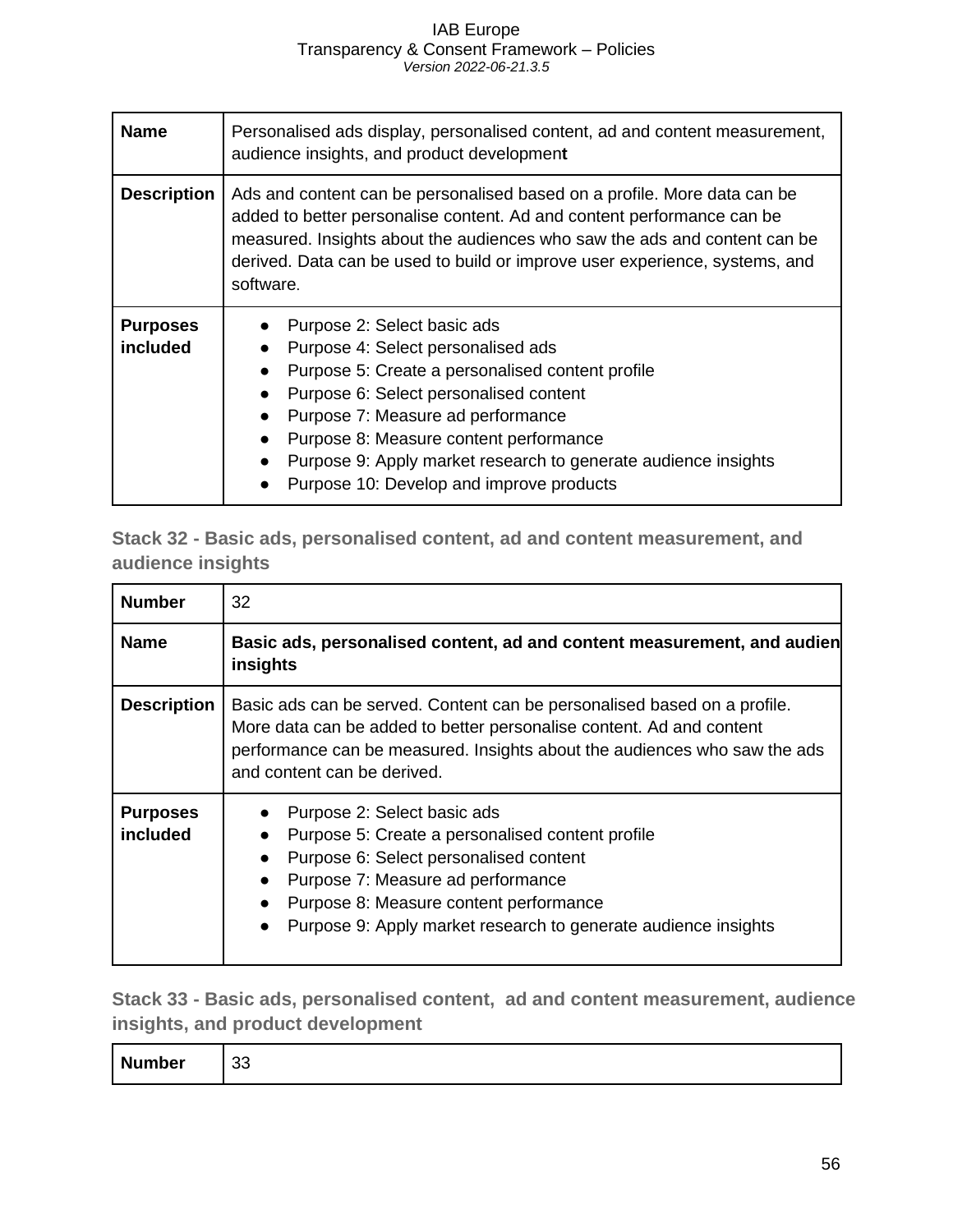| Name | Personalised ads display, personalised content, ad and content measurement, audience insights, and product development |
|---|---|
| Description | Ads and content can be personalised based on a profile. More data can be added to better personalise content. Ad and content performance can be measured. Insights about the audiences who saw the ads and content can be derived. Data can be used to build or improve user experience, systems, and software. |
| Purposes included | • Purpose 2: Select basic ads<br>• Purpose 4: Select personalised ads<br>• Purpose 5: Create a personalised content profile<br>• Purpose 6: Select personalised content<br>• Purpose 7: Measure ad performance<br>• Purpose 8: Measure content performance<br>• Purpose 9: Apply market research to generate audience insights<br>• Purpose 10: Develop and improve products |

### Stack 32 - Basic ads, personalised content, ad and content measurement, and audience insights

| Number | 32 |
|---|---|
| Name | **Basic ads, personalised content, ad and content measurement, and audien insights** |
| Description | Basic ads can be served. Content can be personalised based on a profile. More data can be added to better personalise content. Ad and content performance can be measured. Insights about the audiences who saw the ads and content can be derived. |
| Purposes included | • Purpose 2: Select basic ads<br>• Purpose 5: Create a personalised content profile<br>• Purpose 6: Select personalised content<br>• Purpose 7: Measure ad performance<br>• Purpose 8: Measure content performance<br>• Purpose 9: Apply market research to generate audience insights |

### Stack 33 - Basic ads, personalised content, ad and content measurement, audience insights, and product development

| Number | 33 |
|---|---|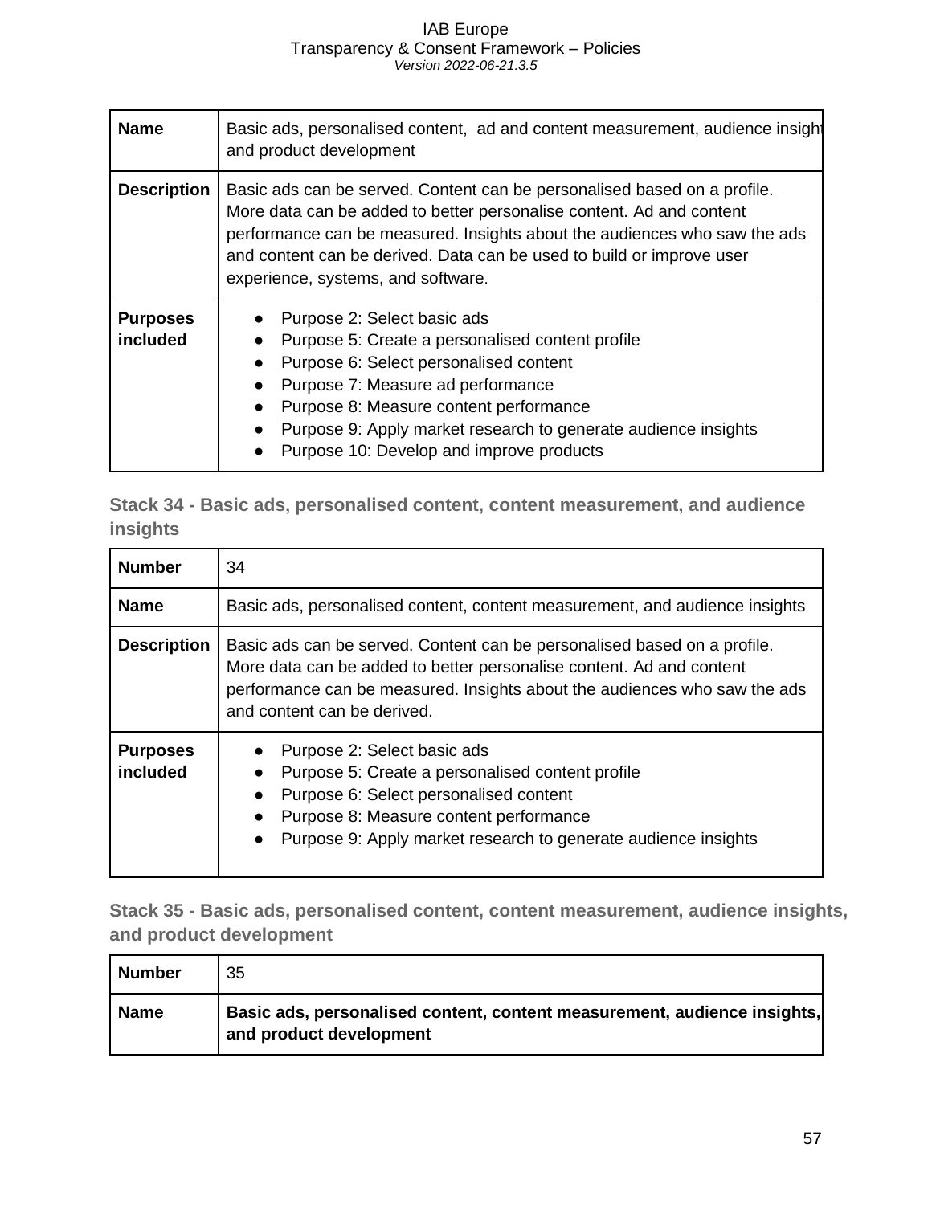| Name | Basic ads, personalised content,  ad and content measurement, audience insight and product development |
|---|---|
| **Description** | Basic ads can be served. Content can be personalised based on a profile. More data can be added to better personalise content. Ad and content performance can be measured. Insights about the audiences who saw the ads and content can be derived. Data can be used to build or improve user experience, systems, and software. |
| **Purposes included** | • Purpose 2: Select basic ads<br>• Purpose 5: Create a personalised content profile<br>• Purpose 6: Select personalised content<br>• Purpose 7: Measure ad performance<br>• Purpose 8: Measure content performance<br>• Purpose 9: Apply market research to generate audience insights<br>• Purpose 10: Develop and improve products |

### Stack 34 - Basic ads, personalised content, content measurement, and audience insights

| Number | 34 |
|---|---|
| **Name** | Basic ads, personalised content, content measurement, and audience insights |
| **Description** | Basic ads can be served. Content can be personalised based on a profile. More data can be added to better personalise content. Ad and content performance can be measured. Insights about the audiences who saw the ads and content can be derived. |
| **Purposes included** | • Purpose 2: Select basic ads<br>• Purpose 5: Create a personalised content profile<br>• Purpose 6: Select personalised content<br>• Purpose 8: Measure content performance<br>• Purpose 9: Apply market research to generate audience insights |

### Stack 35 - Basic ads, personalised content, content measurement, audience insights, and product development

| Number | 35 |
|---|---|
| **Name** | **Basic ads, personalised content, content measurement, audience insights, and product development** |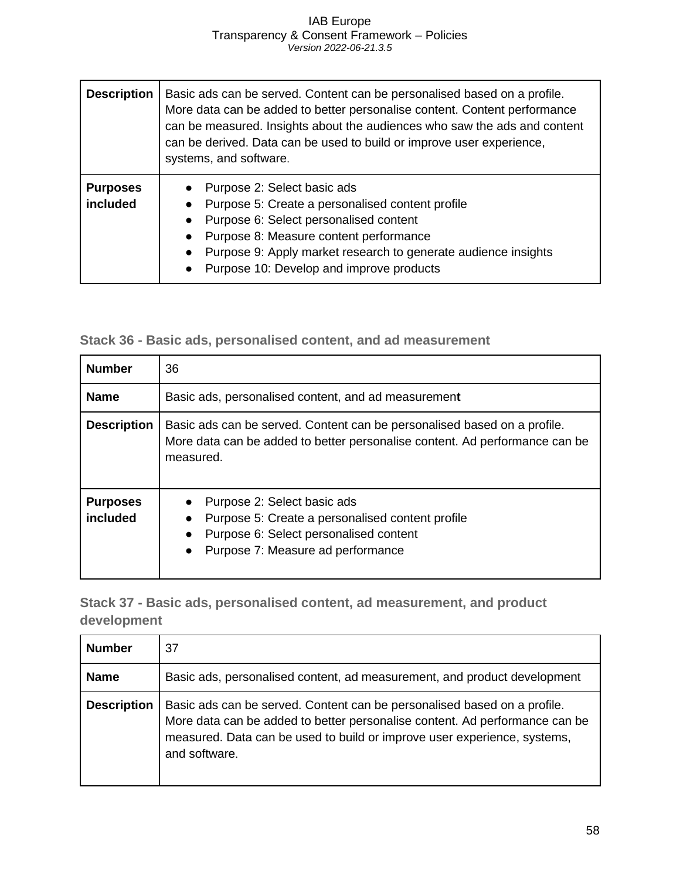| Description | Basic ads can be served. Content can be personalised based on a profile. More data can be added to better personalise content. Content performance can be measured. Insights about the audiences who saw the ads and content can be derived. Data can be used to build or improve user experience, systems, and software. |
|---|---|
| **Purposes included** | • Purpose 2: Select basic ads<br>• Purpose 5: Create a personalised content profile<br>• Purpose 6: Select personalised content<br>• Purpose 8: Measure content performance<br>• Purpose 9: Apply market research to generate audience insights<br>• Purpose 10: Develop and improve products |

### Stack 36 - Basic ads, personalised content, and ad measurement

| **Number** | 36 |
|---|---|
| **Name** | Basic ads, personalised content, and ad measurement |
| **Description** | Basic ads can be served. Content can be personalised based on a profile. More data can be added to better personalise content. Ad performance can be measured. |
| **Purposes included** | • Purpose 2: Select basic ads<br>• Purpose 5: Create a personalised content profile<br>• Purpose 6: Select personalised content<br>• Purpose 7: Measure ad performance |

### Stack 37 - Basic ads, personalised content, ad measurement, and product development

| **Number** | 37 |
|---|---|
| **Name** | Basic ads, personalised content, ad measurement, and product development |
| **Description** | Basic ads can be served. Content can be personalised based on a profile. More data can be added to better personalise content. Ad performance can be measured. Data can be used to build or improve user experience, systems, and software. |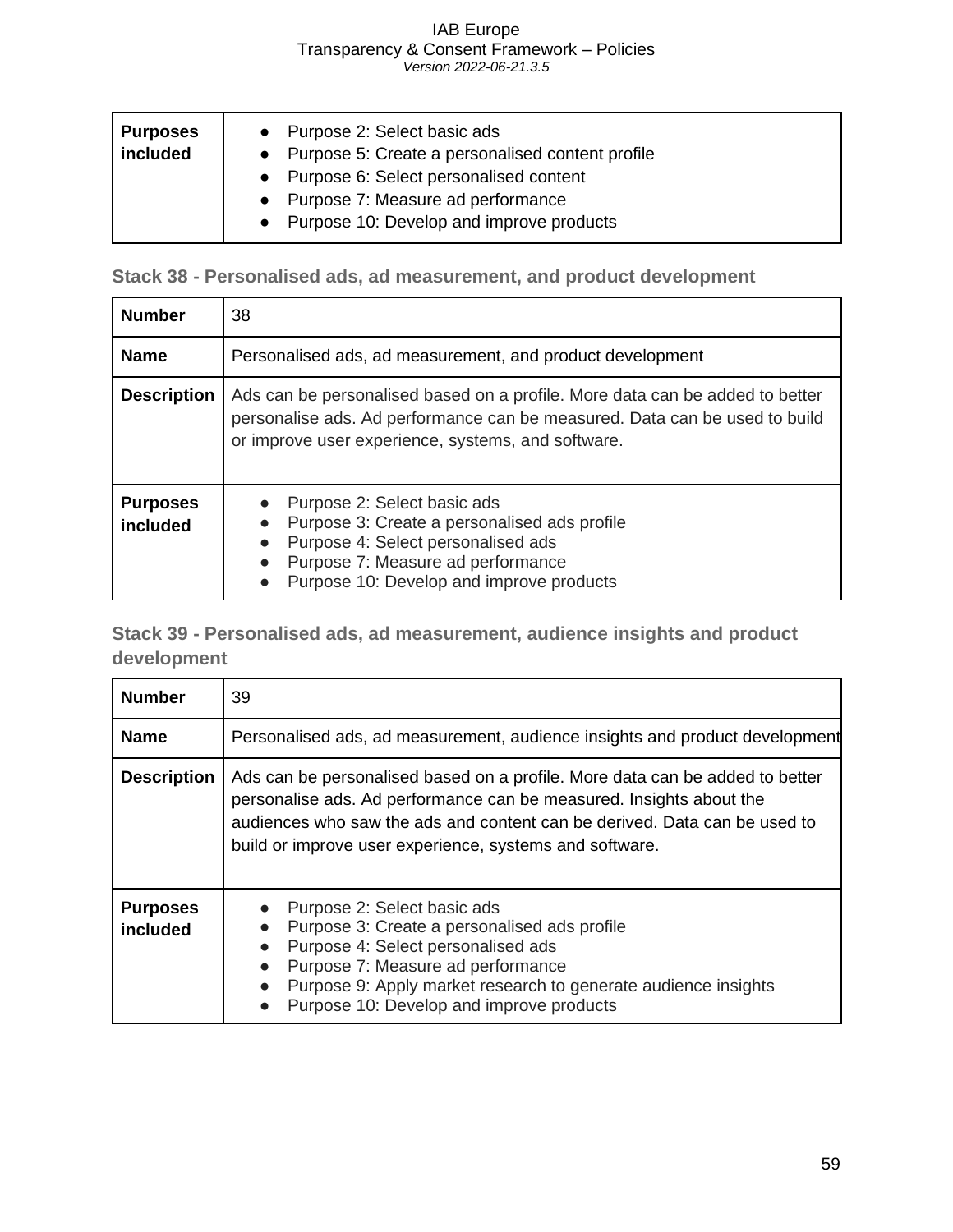| Purposes included | • Purpose 2: Select basic ads<br>• Purpose 5: Create a personalised content profile<br>• Purpose 6: Select personalised content<br>• Purpose 7: Measure ad performance<br>• Purpose 10: Develop and improve products |
|---|---|

### Stack 38 - Personalised ads, ad measurement, and product development

| **Number** | 38 |
|---|---|
| **Name** | Personalised ads, ad measurement, and product development |
| **Description** | Ads can be personalised based on a profile. More data can be added to better personalise ads. Ad performance can be measured. Data can be used to build or improve user experience, systems, and software. |
| **Purposes included** | • Purpose 2: Select basic ads<br>• Purpose 3: Create a personalised ads profile<br>• Purpose 4: Select personalised ads<br>• Purpose 7: Measure ad performance<br>• Purpose 10: Develop and improve products |

### Stack 39 - Personalised ads, ad measurement, audience insights and product development

| **Number** | 39 |
|---|---|
| **Name** | Personalised ads, ad measurement, audience insights and product development |
| **Description** | Ads can be personalised based on a profile. More data can be added to better personalise ads. Ad performance can be measured. Insights about the audiences who saw the ads and content can be derived. Data can be used to build or improve user experience, systems and software. |
| **Purposes included** | • Purpose 2: Select basic ads<br>• Purpose 3: Create a personalised ads profile<br>• Purpose 4: Select personalised ads<br>• Purpose 7: Measure ad performance<br>• Purpose 9: Apply market research to generate audience insights<br>• Purpose 10: Develop and improve products |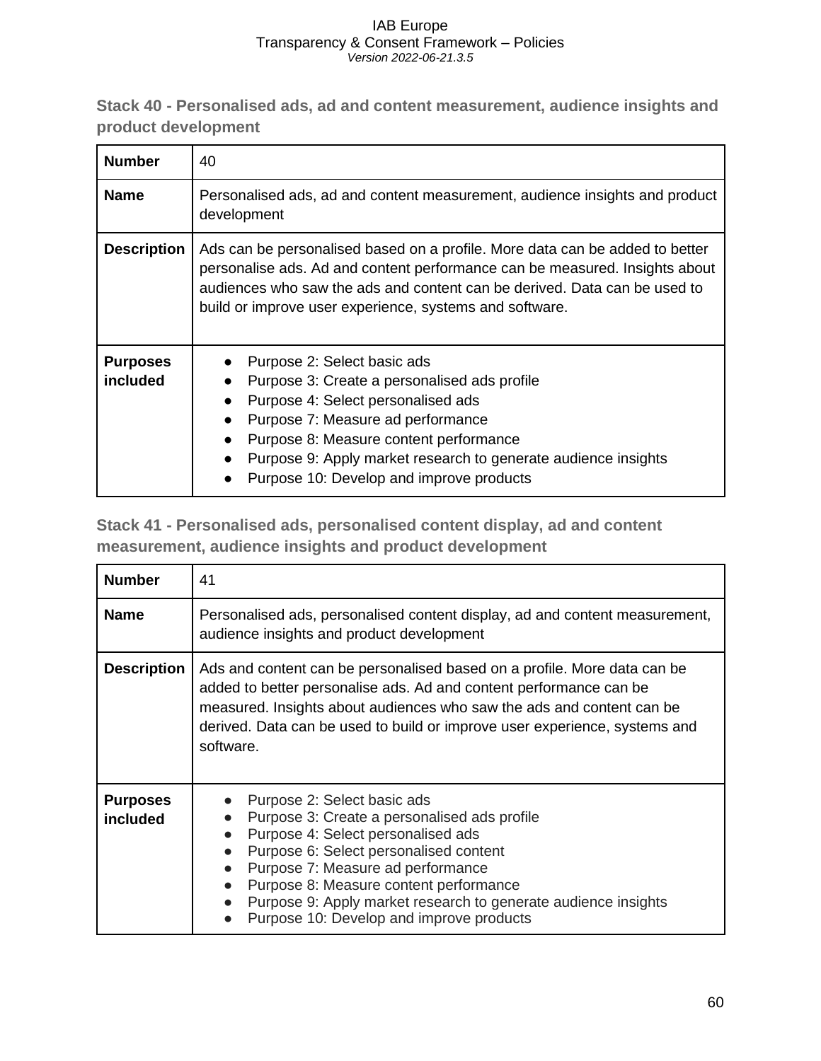### Stack 40 - Personalised ads, ad and content measurement, audience insights and product development

| **Number** | 40 |
|---|---|
| **Name** | Personalised ads, ad and content measurement, audience insights and product development |
| **Description** | Ads can be personalised based on a profile. More data can be added to better personalise ads. Ad and content performance can be measured. Insights about audiences who saw the ads and content can be derived. Data can be used to build or improve user experience, systems and software. |
| **Purposes included** | • Purpose 2: Select basic ads<br>• Purpose 3: Create a personalised ads profile<br>• Purpose 4: Select personalised ads<br>• Purpose 7: Measure ad performance<br>• Purpose 8: Measure content performance<br>• Purpose 9: Apply market research to generate audience insights<br>• Purpose 10: Develop and improve products |

### Stack 41 - Personalised ads, personalised content display, ad and content measurement, audience insights and product development

| **Number** | 41 |
|---|---|
| **Name** | Personalised ads, personalised content display, ad and content measurement, audience insights and product development |
| **Description** | Ads and content can be personalised based on a profile. More data can be added to better personalise ads. Ad and content performance can be measured. Insights about audiences who saw the ads and content can be derived. Data can be used to build or improve user experience, systems and software. |
| **Purposes included** | • Purpose 2: Select basic ads<br>• Purpose 3: Create a personalised ads profile<br>• Purpose 4: Select personalised ads<br>• Purpose 6: Select personalised content<br>• Purpose 7: Measure ad performance<br>• Purpose 8: Measure content performance<br>• Purpose 9: Apply market research to generate audience insights<br>• Purpose 10: Develop and improve products |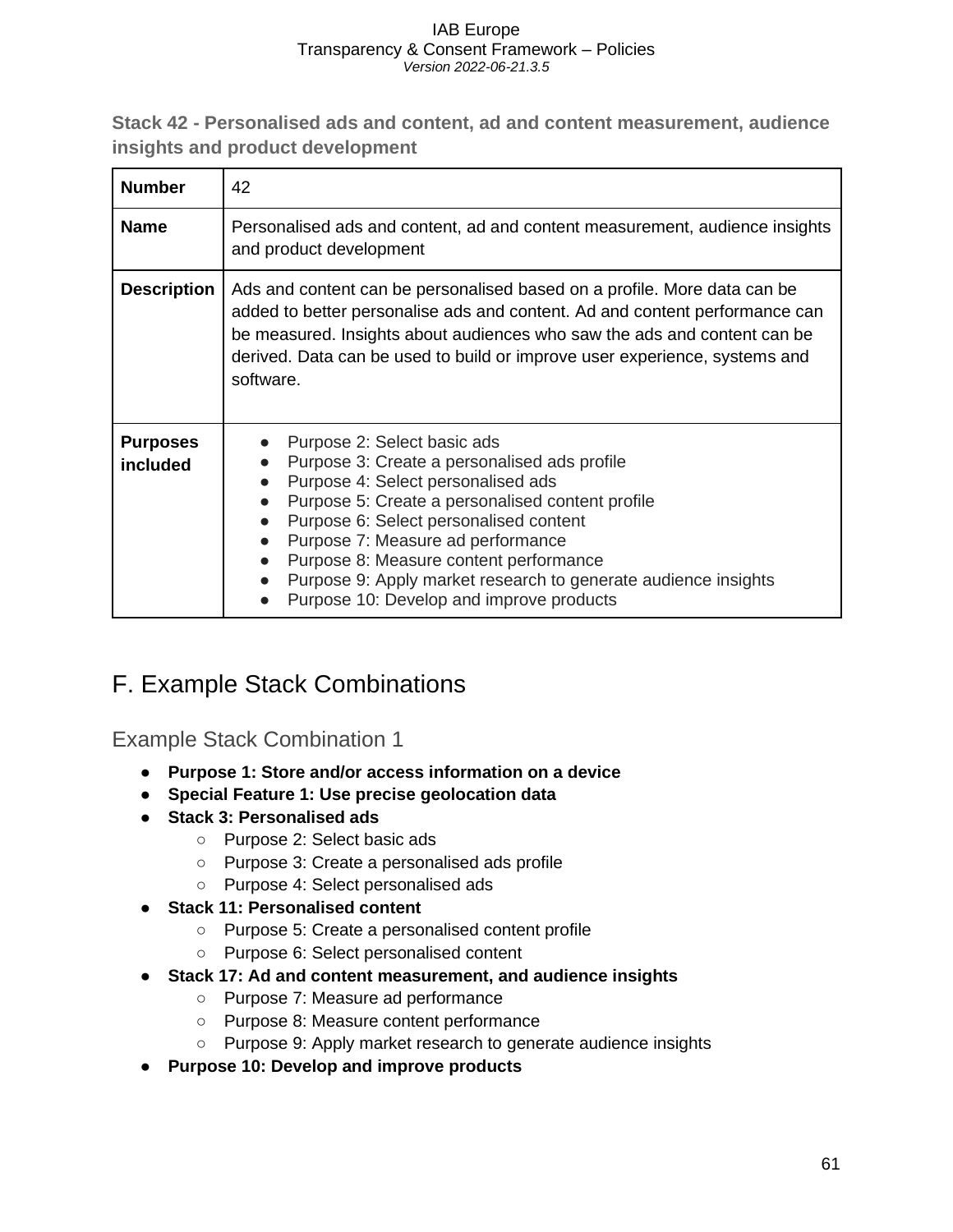**Stack 42 - Personalised ads and content, ad and content measurement, audience insights and product development**

| **Number** | 42 |
|---|---|
| **Name** | Personalised ads and content, ad and content measurement, audience insights and product development |
| **Description** | Ads and content can be personalised based on a profile. More data can be added to better personalise ads and content. Ad and content performance can be measured. Insights about audiences who saw the ads and content can be derived. Data can be used to build or improve user experience, systems and software. |
| **Purposes included** | • Purpose 2: Select basic ads<br>• Purpose 3: Create a personalised ads profile<br>• Purpose 4: Select personalised ads<br>• Purpose 5: Create a personalised content profile<br>• Purpose 6: Select personalised content<br>• Purpose 7: Measure ad performance<br>• Purpose 8: Measure content performance<br>• Purpose 9: Apply market research to generate audience insights<br>• Purpose 10: Develop and improve products |

# F. Example Stack Combinations

## Example Stack Combination 1

- **Purpose 1: Store and/or access information on a device**
- **Special Feature 1: Use precise geolocation data**
- **Stack 3: Personalised ads**
  - Purpose 2: Select basic ads
  - Purpose 3: Create a personalised ads profile
  - Purpose 4: Select personalised ads
- **Stack 11: Personalised content**
  - Purpose 5: Create a personalised content profile
  - Purpose 6: Select personalised content
- **Stack 17: Ad and content measurement, and audience insights**
  - Purpose 7: Measure ad performance
  - Purpose 8: Measure content performance
  - Purpose 9: Apply market research to generate audience insights
- **Purpose 10: Develop and improve products**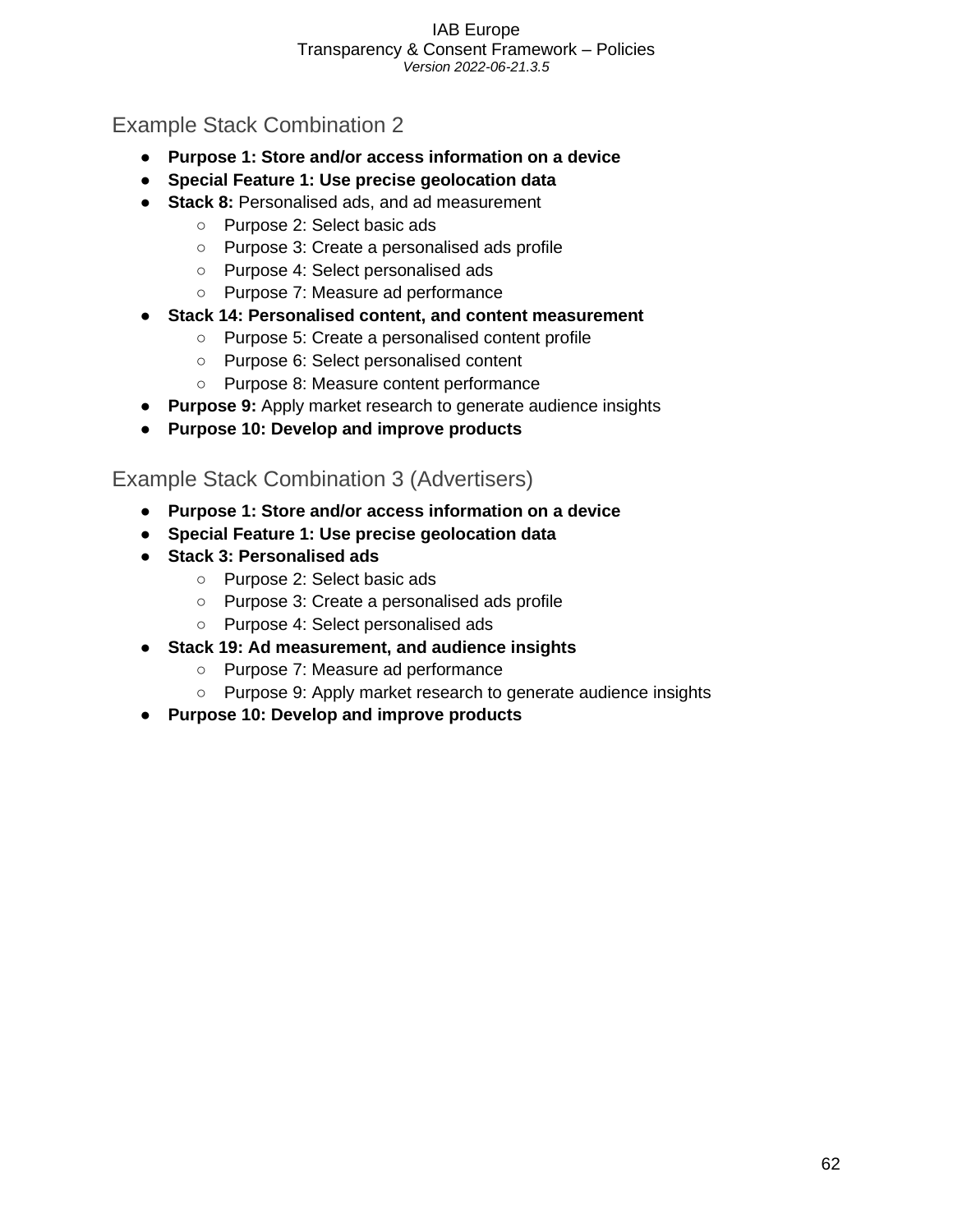## Example Stack Combination 2

- **Purpose 1: Store and/or access information on a device**
- **Special Feature 1: Use precise geolocation data**
- **Stack 8:** Personalised ads, and ad measurement
  - Purpose 2: Select basic ads
  - Purpose 3: Create a personalised ads profile
  - Purpose 4: Select personalised ads
  - Purpose 7: Measure ad performance
- **Stack 14: Personalised content, and content measurement**
  - Purpose 5: Create a personalised content profile
  - Purpose 6: Select personalised content
  - Purpose 8: Measure content performance
- **Purpose 9:** Apply market research to generate audience insights
- **Purpose 10: Develop and improve products**

## Example Stack Combination 3 (Advertisers)

- **Purpose 1: Store and/or access information on a device**
- **Special Feature 1: Use precise geolocation data**
- **Stack 3: Personalised ads**
  - Purpose 2: Select basic ads
  - Purpose 3: Create a personalised ads profile
  - Purpose 4: Select personalised ads
- **Stack 19: Ad measurement, and audience insights**
  - Purpose 7: Measure ad performance
  - Purpose 9: Apply market research to generate audience insights
- **Purpose 10: Develop and improve products**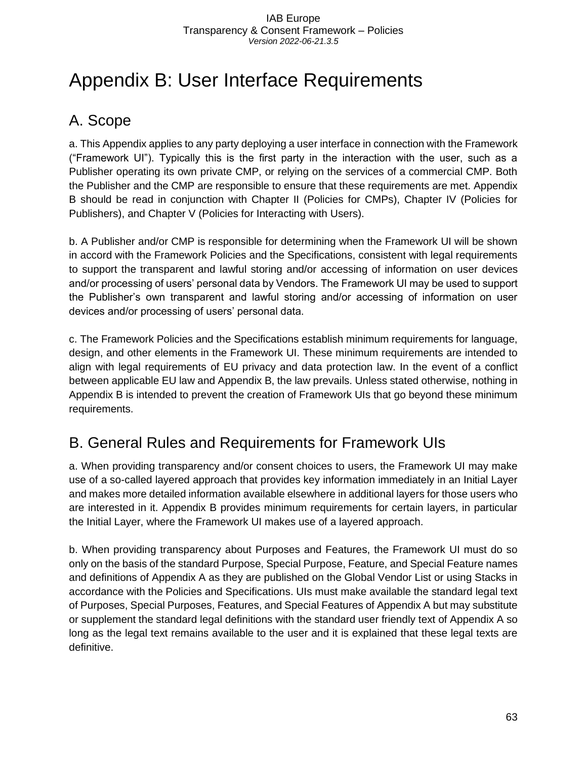# Appendix B: User Interface Requirements

## A. Scope

a. This Appendix applies to any party deploying a user interface in connection with the Framework ("Framework UI"). Typically this is the first party in the interaction with the user, such as a Publisher operating its own private CMP, or relying on the services of a commercial CMP. Both the Publisher and the CMP are responsible to ensure that these requirements are met. Appendix B should be read in conjunction with Chapter II (Policies for CMPs), Chapter IV (Policies for Publishers), and Chapter V (Policies for Interacting with Users).

b. A Publisher and/or CMP is responsible for determining when the Framework UI will be shown in accord with the Framework Policies and the Specifications, consistent with legal requirements to support the transparent and lawful storing and/or accessing of information on user devices and/or processing of users' personal data by Vendors. The Framework UI may be used to support the Publisher's own transparent and lawful storing and/or accessing of information on user devices and/or processing of users' personal data.

c. The Framework Policies and the Specifications establish minimum requirements for language, design, and other elements in the Framework UI. These minimum requirements are intended to align with legal requirements of EU privacy and data protection law. In the event of a conflict between applicable EU law and Appendix B, the law prevails. Unless stated otherwise, nothing in Appendix B is intended to prevent the creation of Framework UIs that go beyond these minimum requirements.

## B. General Rules and Requirements for Framework UIs

a. When providing transparency and/or consent choices to users, the Framework UI may make use of a so-called layered approach that provides key information immediately in an Initial Layer and makes more detailed information available elsewhere in additional layers for those users who are interested in it. Appendix B provides minimum requirements for certain layers, in particular the Initial Layer, where the Framework UI makes use of a layered approach.

b. When providing transparency about Purposes and Features, the Framework UI must do so only on the basis of the standard Purpose, Special Purpose, Feature, and Special Feature names and definitions of Appendix A as they are published on the Global Vendor List or using Stacks in accordance with the Policies and Specifications. UIs must make available the standard legal text of Purposes, Special Purposes, Features, and Special Features of Appendix A but may substitute or supplement the standard legal definitions with the standard user friendly text of Appendix A so long as the legal text remains available to the user and it is explained that these legal texts are definitive.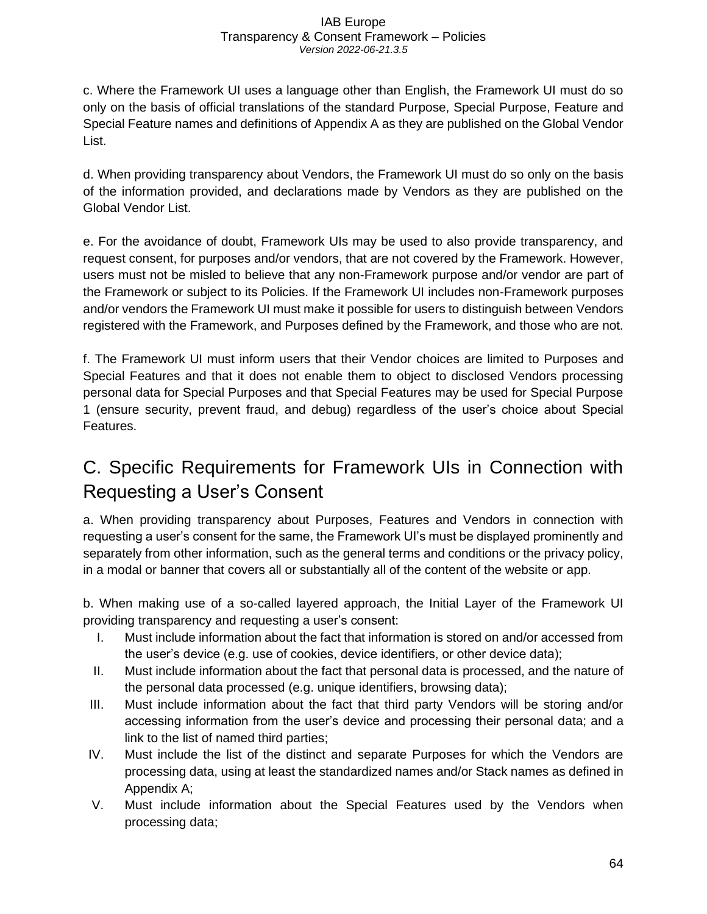c. Where the Framework UI uses a language other than English, the Framework UI must do so only on the basis of official translations of the standard Purpose, Special Purpose, Feature and Special Feature names and definitions of Appendix A as they are published on the Global Vendor List.

d. When providing transparency about Vendors, the Framework UI must do so only on the basis of the information provided, and declarations made by Vendors as they are published on the Global Vendor List.

e. For the avoidance of doubt, Framework UIs may be used to also provide transparency, and request consent, for purposes and/or vendors, that are not covered by the Framework. However, users must not be misled to believe that any non-Framework purpose and/or vendor are part of the Framework or subject to its Policies. If the Framework UI includes non-Framework purposes and/or vendors the Framework UI must make it possible for users to distinguish between Vendors registered with the Framework, and Purposes defined by the Framework, and those who are not.

f. The Framework UI must inform users that their Vendor choices are limited to Purposes and Special Features and that it does not enable them to object to disclosed Vendors processing personal data for Special Purposes and that Special Features may be used for Special Purpose 1 (ensure security, prevent fraud, and debug) regardless of the user's choice about Special Features.

## C. Specific Requirements for Framework UIs in Connection with Requesting a User's Consent

a. When providing transparency about Purposes, Features and Vendors in connection with requesting a user's consent for the same, the Framework UI's must be displayed prominently and separately from other information, such as the general terms and conditions or the privacy policy, in a modal or banner that covers all or substantially all of the content of the website or app.

b. When making use of a so-called layered approach, the Initial Layer of the Framework UI providing transparency and requesting a user's consent:

I. Must include information about the fact that information is stored on and/or accessed from the user's device (e.g. use of cookies, device identifiers, or other device data);

II. Must include information about the fact that personal data is processed, and the nature of the personal data processed (e.g. unique identifiers, browsing data);

III. Must include information about the fact that third party Vendors will be storing and/or accessing information from the user's device and processing their personal data; and a link to the list of named third parties;

IV. Must include the list of the distinct and separate Purposes for which the Vendors are processing data, using at least the standardized names and/or Stack names as defined in Appendix A;

V. Must include information about the Special Features used by the Vendors when processing data;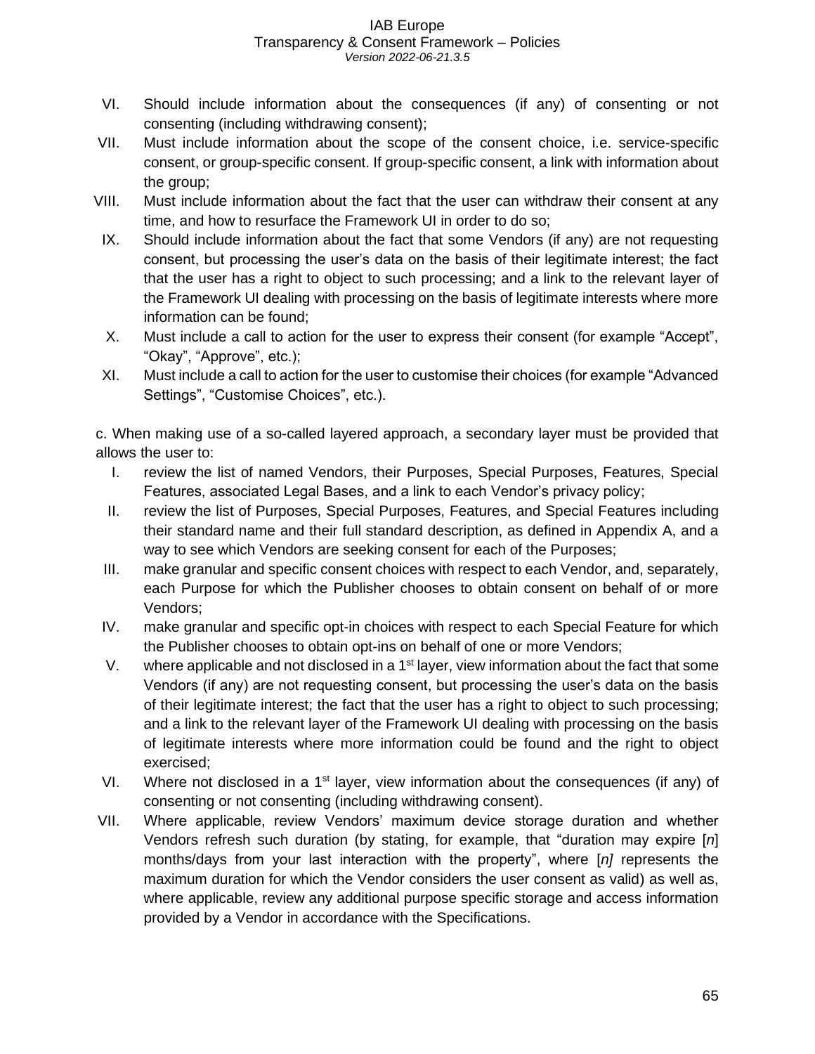VI. Should include information about the consequences (if any) of consenting or not consenting (including withdrawing consent);

VII. Must include information about the scope of the consent choice, i.e. service-specific consent, or group-specific consent. If group-specific consent, a link with information about the group;

VIII. Must include information about the fact that the user can withdraw their consent at any time, and how to resurface the Framework UI in order to do so;

IX. Should include information about the fact that some Vendors (if any) are not requesting consent, but processing the user's data on the basis of their legitimate interest; the fact that the user has a right to object to such processing; and a link to the relevant layer of the Framework UI dealing with processing on the basis of legitimate interests where more information can be found;

X. Must include a call to action for the user to express their consent (for example "Accept", "Okay", "Approve", etc.);

XI. Must include a call to action for the user to customise their choices (for example "Advanced Settings", "Customise Choices", etc.).

c. When making use of a so-called layered approach, a secondary layer must be provided that allows the user to:

I. review the list of named Vendors, their Purposes, Special Purposes, Features, Special Features, associated Legal Bases, and a link to each Vendor's privacy policy;

II. review the list of Purposes, Special Purposes, Features, and Special Features including their standard name and their full standard description, as defined in Appendix A, and a way to see which Vendors are seeking consent for each of the Purposes;

III. make granular and specific consent choices with respect to each Vendor, and, separately, each Purpose for which the Publisher chooses to obtain consent on behalf of or more Vendors;

IV. make granular and specific opt-in choices with respect to each Special Feature for which the Publisher chooses to obtain opt-ins on behalf of one or more Vendors;

V. where applicable and not disclosed in a 1st layer, view information about the fact that some Vendors (if any) are not requesting consent, but processing the user's data on the basis of their legitimate interest; the fact that the user has a right to object to such processing; and a link to the relevant layer of the Framework UI dealing with processing on the basis of legitimate interests where more information could be found and the right to object exercised;

VI. Where not disclosed in a 1st layer, view information about the consequences (if any) of consenting or not consenting (including withdrawing consent).

VII. Where applicable, review Vendors' maximum device storage duration and whether Vendors refresh such duration (by stating, for example, that "duration may expire [*n*] months/days from your last interaction with the property", where [*n]* represents the maximum duration for which the Vendor considers the user consent as valid) as well as, where applicable, review any additional purpose specific storage and access information provided by a Vendor in accordance with the Specifications.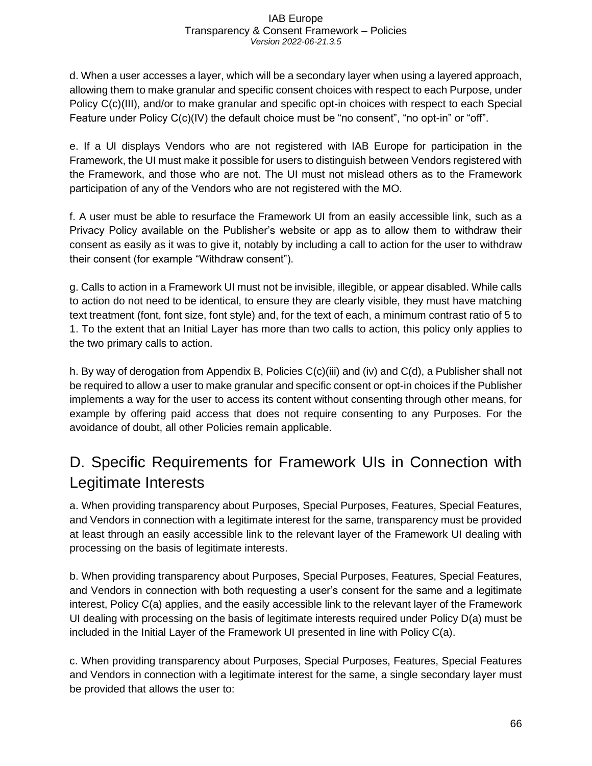d. When a user accesses a layer, which will be a secondary layer when using a layered approach, allowing them to make granular and specific consent choices with respect to each Purpose, under Policy C(c)(III), and/or to make granular and specific opt-in choices with respect to each Special Feature under Policy C(c)(IV) the default choice must be "no consent", "no opt-in" or "off".

e. If a UI displays Vendors who are not registered with IAB Europe for participation in the Framework, the UI must make it possible for users to distinguish between Vendors registered with the Framework, and those who are not. The UI must not mislead others as to the Framework participation of any of the Vendors who are not registered with the MO.

f. A user must be able to resurface the Framework UI from an easily accessible link, such as a Privacy Policy available on the Publisher's website or app as to allow them to withdraw their consent as easily as it was to give it, notably by including a call to action for the user to withdraw their consent (for example "Withdraw consent").

g. Calls to action in a Framework UI must not be invisible, illegible, or appear disabled. While calls to action do not need to be identical, to ensure they are clearly visible, they must have matching text treatment (font, font size, font style) and, for the text of each, a minimum contrast ratio of 5 to 1. To the extent that an Initial Layer has more than two calls to action, this policy only applies to the two primary calls to action.

h. By way of derogation from Appendix B, Policies C(c)(iii) and (iv) and C(d), a Publisher shall not be required to allow a user to make granular and specific consent or opt-in choices if the Publisher implements a way for the user to access its content without consenting through other means, for example by offering paid access that does not require consenting to any Purposes. For the avoidance of doubt, all other Policies remain applicable.

## D. Specific Requirements for Framework UIs in Connection with Legitimate Interests

a. When providing transparency about Purposes, Special Purposes, Features, Special Features, and Vendors in connection with a legitimate interest for the same, transparency must be provided at least through an easily accessible link to the relevant layer of the Framework UI dealing with processing on the basis of legitimate interests.

b. When providing transparency about Purposes, Special Purposes, Features, Special Features, and Vendors in connection with both requesting a user's consent for the same and a legitimate interest, Policy C(a) applies, and the easily accessible link to the relevant layer of the Framework UI dealing with processing on the basis of legitimate interests required under Policy D(a) must be included in the Initial Layer of the Framework UI presented in line with Policy C(a).

c. When providing transparency about Purposes, Special Purposes, Features, Special Features and Vendors in connection with a legitimate interest for the same, a single secondary layer must be provided that allows the user to: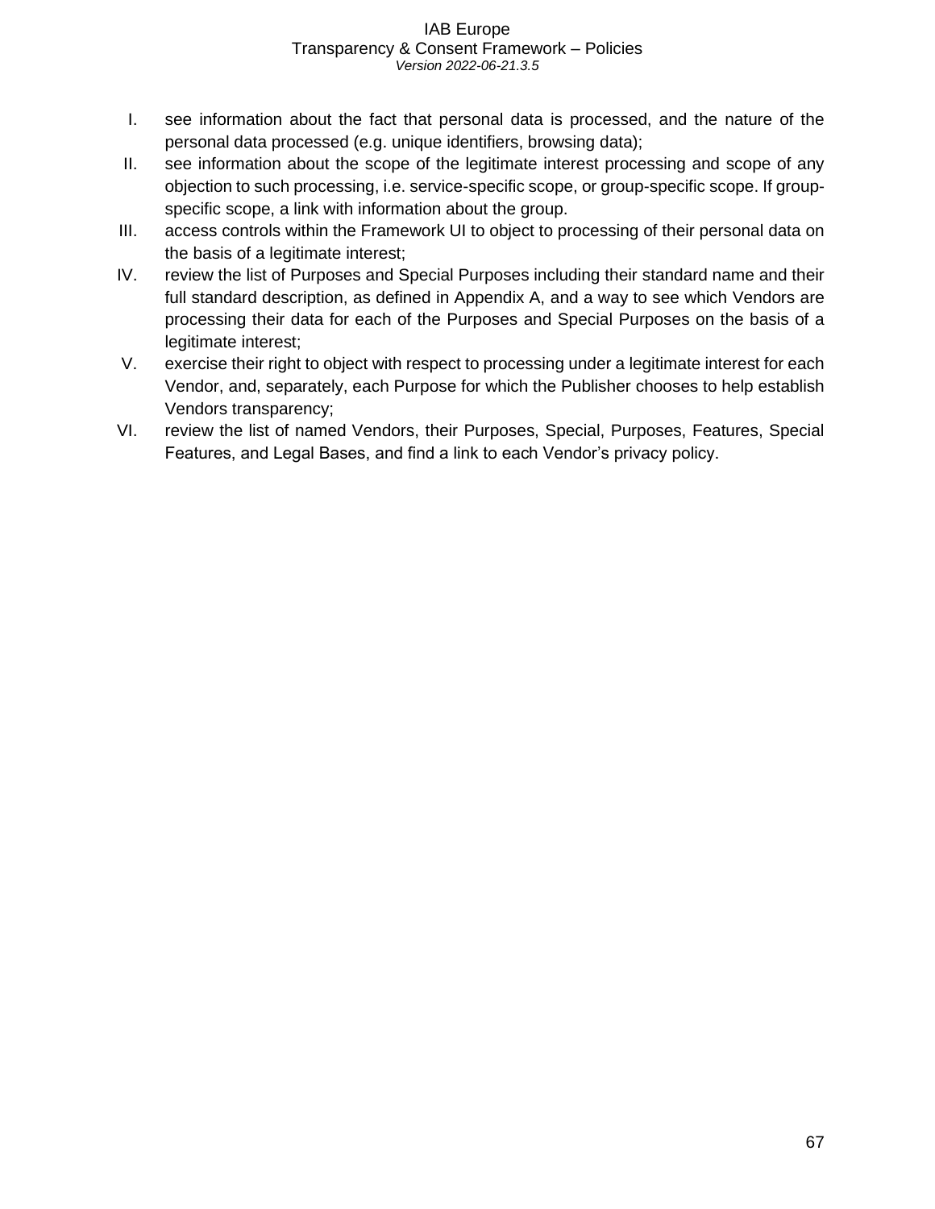I. see information about the fact that personal data is processed, and the nature of the personal data processed (e.g. unique identifiers, browsing data);

II. see information about the scope of the legitimate interest processing and scope of any objection to such processing, i.e. service-specific scope, or group-specific scope. If group-specific scope, a link with information about the group.

III. access controls within the Framework UI to object to processing of their personal data on the basis of a legitimate interest;

IV. review the list of Purposes and Special Purposes including their standard name and their full standard description, as defined in Appendix A, and a way to see which Vendors are processing their data for each of the Purposes and Special Purposes on the basis of a legitimate interest;

V. exercise their right to object with respect to processing under a legitimate interest for each Vendor, and, separately, each Purpose for which the Publisher chooses to help establish Vendors transparency;

VI. review the list of named Vendors, their Purposes, Special, Purposes, Features, Special Features, and Legal Bases, and find a link to each Vendor's privacy policy.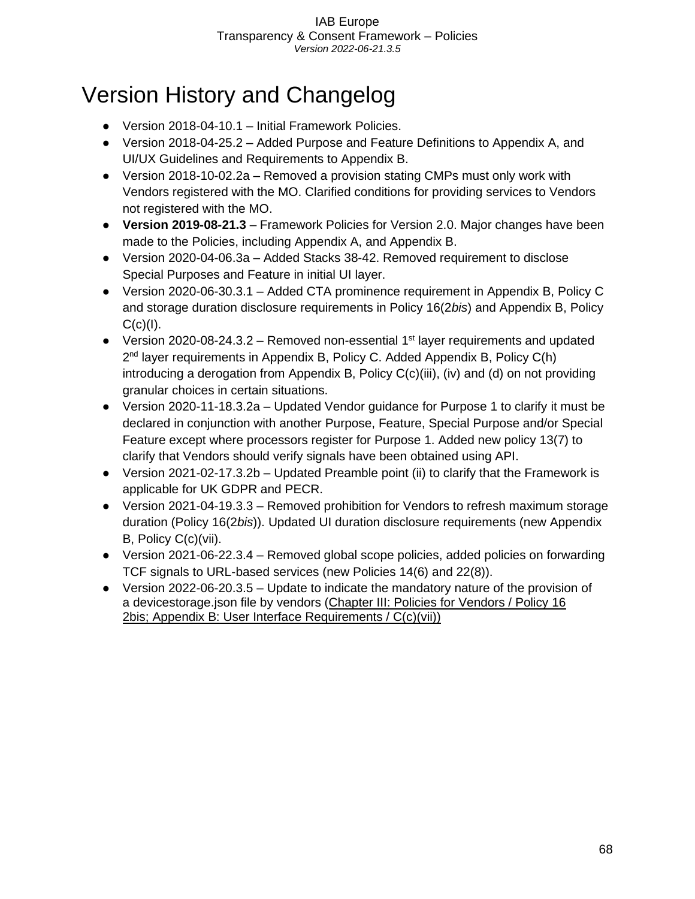# Version History and Changelog

- Version 2018-04-10.1 – Initial Framework Policies.
- Version 2018-04-25.2 – Added Purpose and Feature Definitions to Appendix A, and UI/UX Guidelines and Requirements to Appendix B.
- Version 2018-10-02.2a – Removed a provision stating CMPs must only work with Vendors registered with the MO. Clarified conditions for providing services to Vendors not registered with the MO.
- **Version 2019-08-21.3** – Framework Policies for Version 2.0. Major changes have been made to the Policies, including Appendix A, and Appendix B.
- Version 2020-04-06.3a – Added Stacks 38-42. Removed requirement to disclose Special Purposes and Feature in initial UI layer.
- Version 2020-06-30.3.1 – Added CTA prominence requirement in Appendix B, Policy C and storage duration disclosure requirements in Policy 16(2*bis*) and Appendix B, Policy C(c)(I).
- Version 2020-08-24.3.2 – Removed non-essential 1st layer requirements and updated 2nd layer requirements in Appendix B, Policy C. Added Appendix B, Policy C(h) introducing a derogation from Appendix B, Policy C(c)(iii), (iv) and (d) on not providing granular choices in certain situations.
- Version 2020-11-18.3.2a – Updated Vendor guidance for Purpose 1 to clarify it must be declared in conjunction with another Purpose, Feature, Special Purpose and/or Special Feature except where processors register for Purpose 1. Added new policy 13(7) to clarify that Vendors should verify signals have been obtained using API.
- Version 2021-02-17.3.2b – Updated Preamble point (ii) to clarify that the Framework is applicable for UK GDPR and PECR.
- Version 2021-04-19.3.3 – Removed prohibition for Vendors to refresh maximum storage duration (Policy 16(2*bis*)). Updated UI duration disclosure requirements (new Appendix B, Policy C(c)(vii).
- Version 2021-06-22.3.4 – Removed global scope policies, added policies on forwarding TCF signals to URL-based services (new Policies 14(6) and 22(8)).
- Version 2022-06-20.3.5 – Update to indicate the mandatory nature of the provision of a devicestorage.json file by vendors (Chapter III: Policies for Vendors / Policy 16 2bis; Appendix B: User Interface Requirements / C(c)(vii))